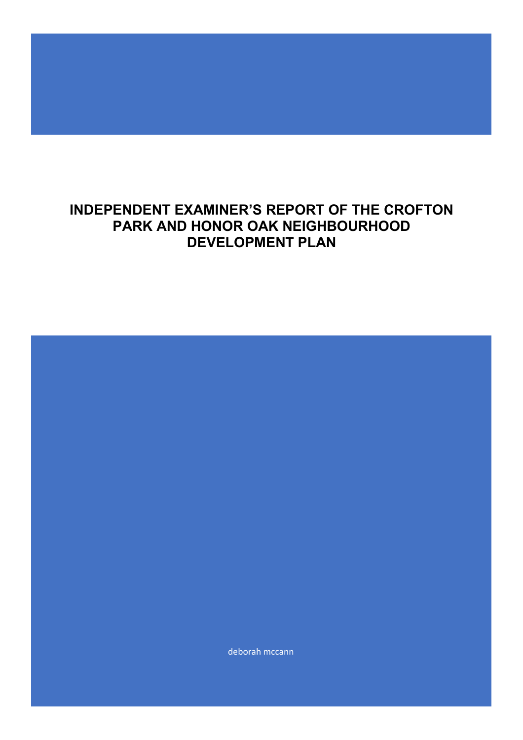# INDEPENDENT EXAMINER'S REPORT OF THE CROFTON PARK AND HONOR OAK NEIGHBOURHOOD DEVELOPMENT PLAN

deborah mccann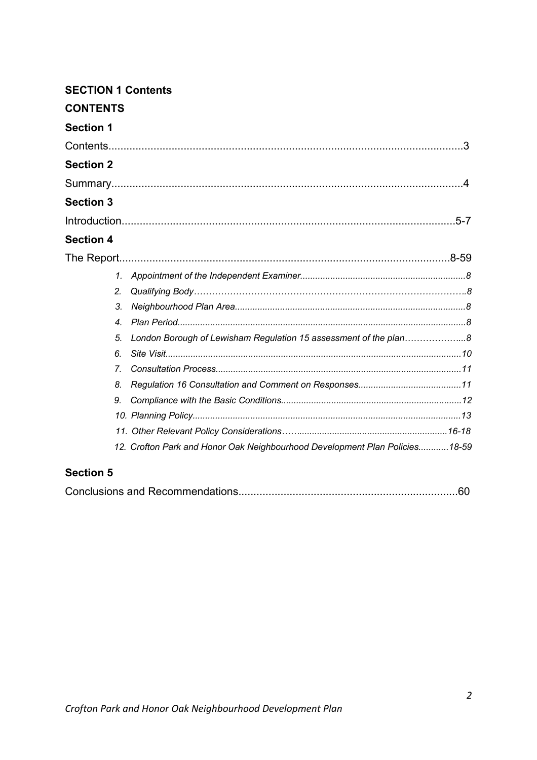**SECTION 1 Contents**

**CONTENTS**

**Section 1**

Contents....................................................................................................................3

**Section 2**

Summary....................................................................................................................4

**Section 3**

Introduction...............................................................................................................5-7

**Section 4**

The Report..............................................................................................................8-59

1. *Appointment of the Independent Examiner.................................................................8*
2. *Qualifying Body……………………………………………………………………………..8*
3. *Neighbourhood Plan Area...........................................................................................8*
4. *Plan Period..................................................................................................................8*
5. *London Borough of Lewisham Regulation 15 assessment of the plan………………...8*
6. *Site Visit.....................................................................................................................10*
7. *Consultation Process.................................................................................................11*
8. *Regulation 16 Consultation and Comment on Responses.........................................11*
9. *Compliance with the Basic Conditions.......................................................................12*
10. *Planning Policy..........................................................................................................13*
11. *Other Relevant Policy Considerations……...........................................................16-18*
12. *Crofton Park and Honor Oak Neighbourhood Development Plan Policies............18-59*

**Section 5**

Conclusions and Recommendations.........................................................................60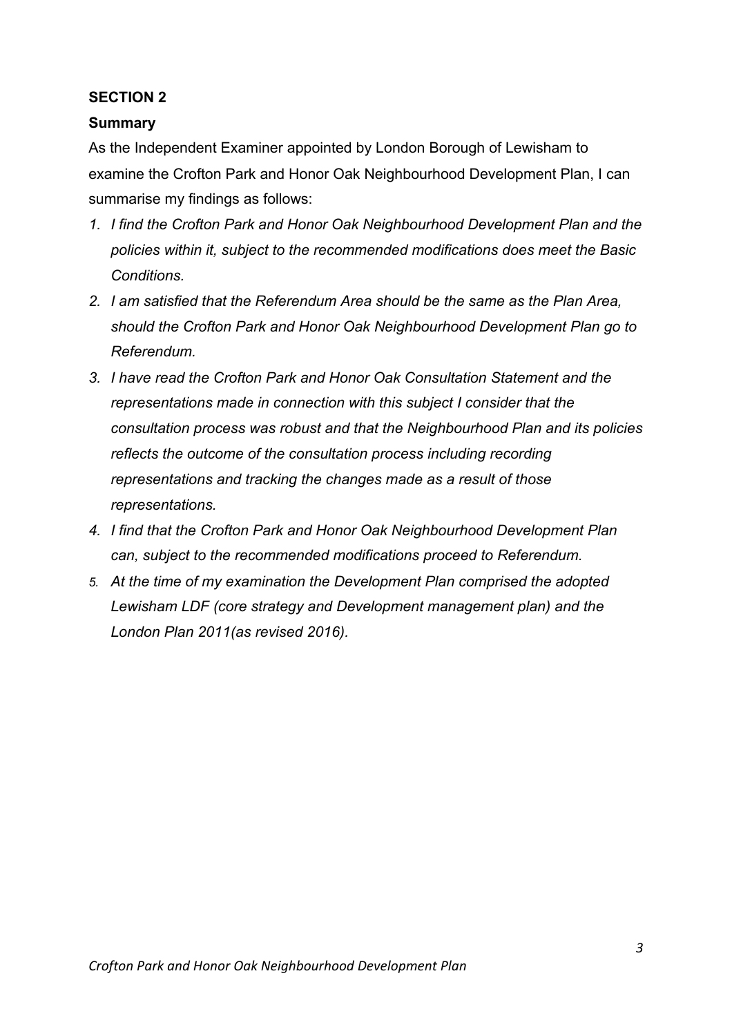**SECTION 2**

**Summary**

As the Independent Examiner appointed by London Borough of Lewisham to examine the Crofton Park and Honor Oak Neighbourhood Development Plan, I can summarise my findings as follows:

1. *I find the Crofton Park and Honor Oak Neighbourhood Development Plan and the policies within it, subject to the recommended modifications does meet the Basic Conditions.*
2. *I am satisfied that the Referendum Area should be the same as the Plan Area, should the Crofton Park and Honor Oak Neighbourhood Development Plan go to Referendum.*
3. *I have read the Crofton Park and Honor Oak Consultation Statement and the representations made in connection with this subject I consider that the consultation process was robust and that the Neighbourhood Plan and its policies reflects the outcome of the consultation process including recording representations and tracking the changes made as a result of those representations.*
4. *I find that the Crofton Park and Honor Oak Neighbourhood Development Plan can, subject to the recommended modifications proceed to Referendum.*
5. *At the time of my examination the Development Plan comprised the adopted Lewisham LDF (core strategy and Development management plan) and the London Plan 2011(as revised 2016).*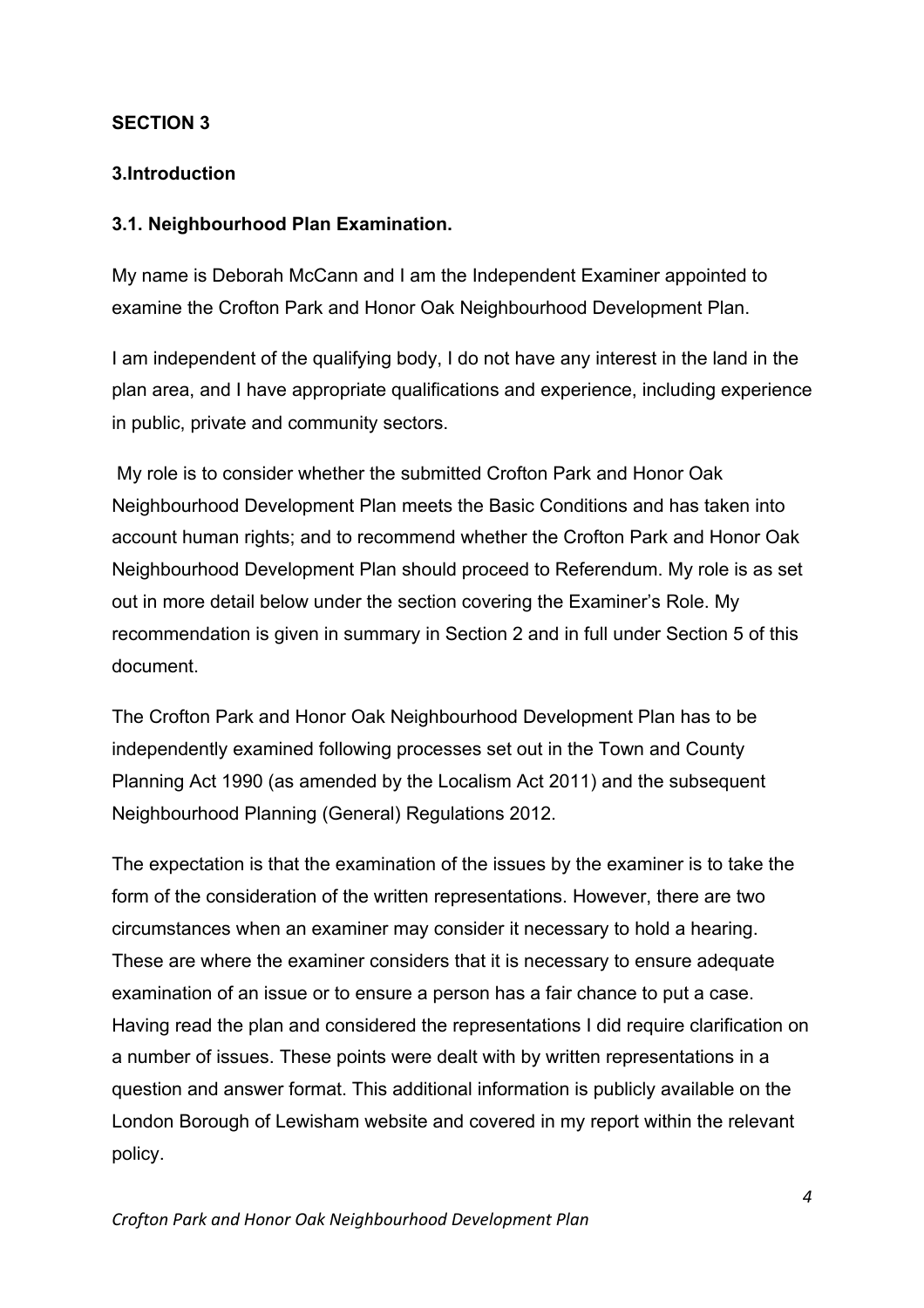**SECTION 3**

**3.Introduction**

**3.1. Neighbourhood Plan Examination.**

My name is Deborah McCann and I am the Independent Examiner appointed to examine the Crofton Park and Honor Oak Neighbourhood Development Plan.

I am independent of the qualifying body, I do not have any interest in the land in the plan area, and I have appropriate qualifications and experience, including experience in public, private and community sectors.

My role is to consider whether the submitted Crofton Park and Honor Oak Neighbourhood Development Plan meets the Basic Conditions and has taken into account human rights; and to recommend whether the Crofton Park and Honor Oak Neighbourhood Development Plan should proceed to Referendum. My role is as set out in more detail below under the section covering the Examiner's Role. My recommendation is given in summary in Section 2 and in full under Section 5 of this document.

The Crofton Park and Honor Oak Neighbourhood Development Plan has to be independently examined following processes set out in the Town and County Planning Act 1990 (as amended by the Localism Act 2011) and the subsequent Neighbourhood Planning (General) Regulations 2012.

The expectation is that the examination of the issues by the examiner is to take the form of the consideration of the written representations. However, there are two circumstances when an examiner may consider it necessary to hold a hearing. These are where the examiner considers that it is necessary to ensure adequate examination of an issue or to ensure a person has a fair chance to put a case. Having read the plan and considered the representations I did require clarification on a number of issues. These points were dealt with by written representations in a question and answer format. This additional information is publicly available on the London Borough of Lewisham website and covered in my report within the relevant policy.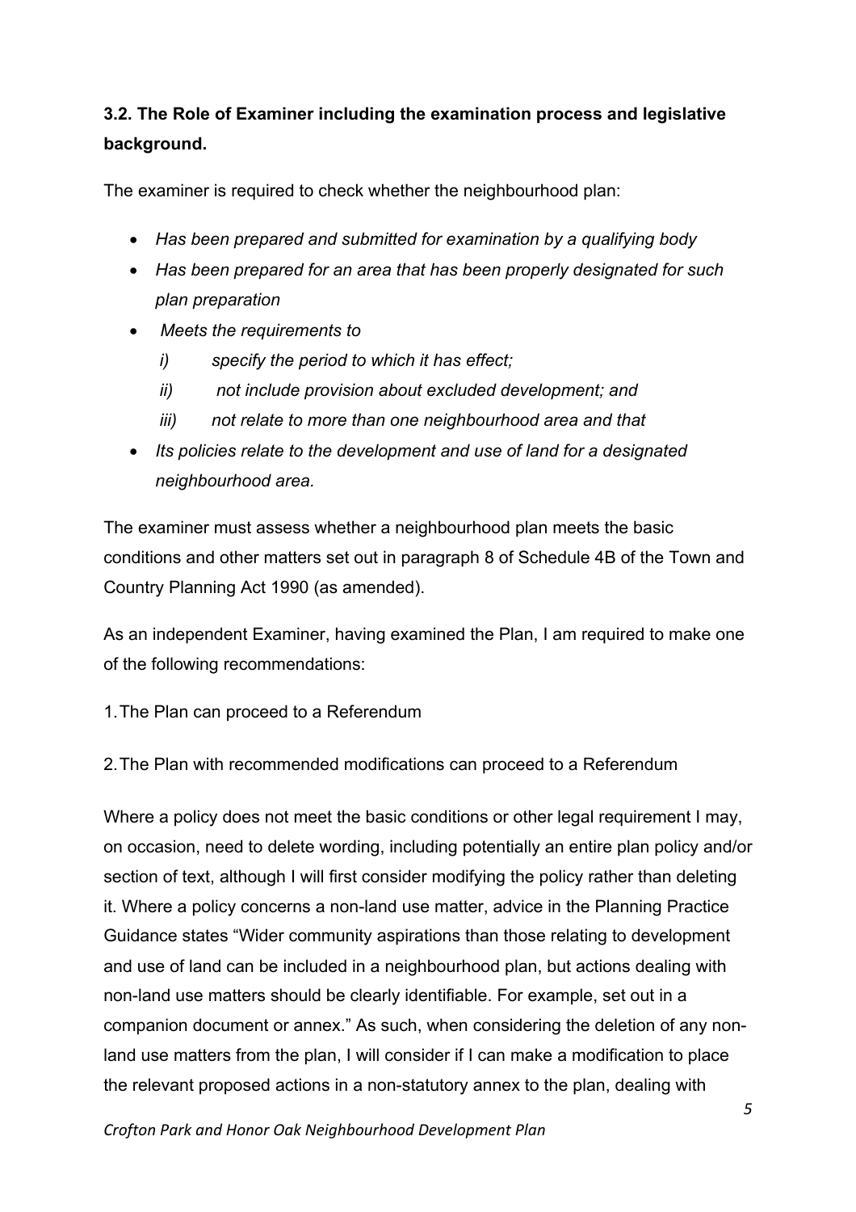### 3.2. The Role of Examiner including the examination process and legislative background.

The examiner is required to check whether the neighbourhood plan:

- *Has been prepared and submitted for examination by a qualifying body*
- *Has been prepared for an area that has been properly designated for such plan preparation*
- *Meets the requirements to*
  - *i) specify the period to which it has effect;*
  - *ii) not include provision about excluded development; and*
  - *iii) not relate to more than one neighbourhood area and that*
- *Its policies relate to the development and use of land for a designated neighbourhood area.*

The examiner must assess whether a neighbourhood plan meets the basic conditions and other matters set out in paragraph 8 of Schedule 4B of the Town and Country Planning Act 1990 (as amended).

As an independent Examiner, having examined the Plan, I am required to make one of the following recommendations:

1. The Plan can proceed to a Referendum

2. The Plan with recommended modifications can proceed to a Referendum

Where a policy does not meet the basic conditions or other legal requirement I may, on occasion, need to delete wording, including potentially an entire plan policy and/or section of text, although I will first consider modifying the policy rather than deleting it. Where a policy concerns a non-land use matter, advice in the Planning Practice Guidance states "Wider community aspirations than those relating to development and use of land can be included in a neighbourhood plan, but actions dealing with non-land use matters should be clearly identifiable. For example, set out in a companion document or annex." As such, when considering the deletion of any non-land use matters from the plan, I will consider if I can make a modification to place the relevant proposed actions in a non-statutory annex to the plan, dealing with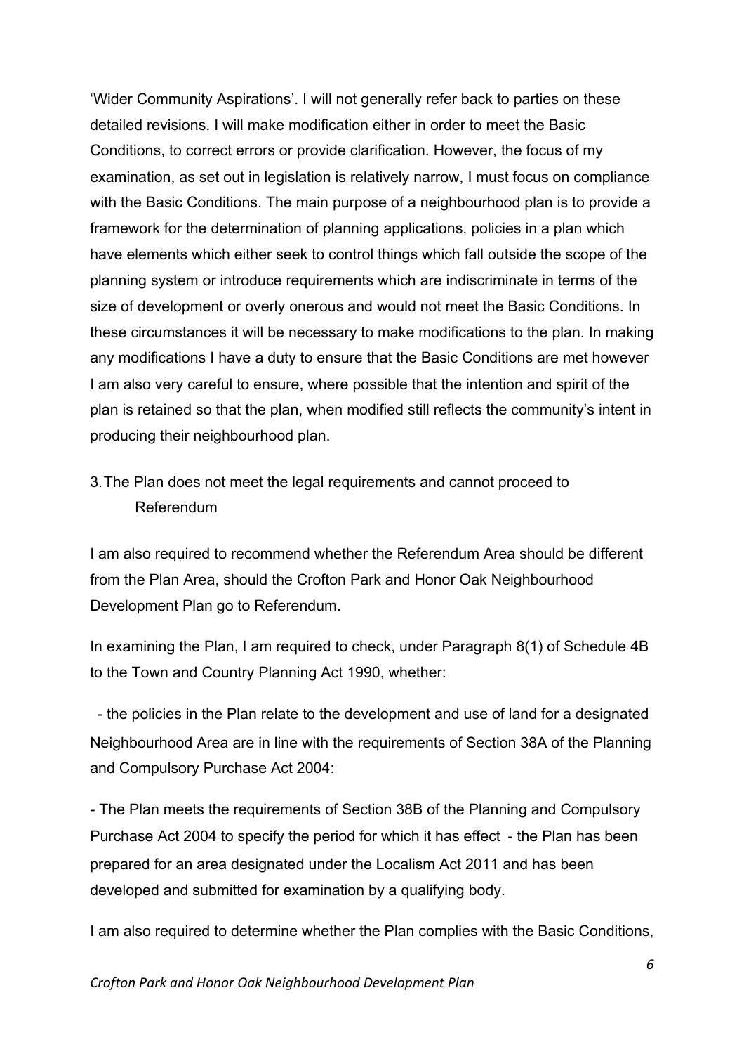'Wider Community Aspirations'. I will not generally refer back to parties on these detailed revisions. I will make modification either in order to meet the Basic Conditions, to correct errors or provide clarification. However, the focus of my examination, as set out in legislation is relatively narrow, I must focus on compliance with the Basic Conditions. The main purpose of a neighbourhood plan is to provide a framework for the determination of planning applications, policies in a plan which have elements which either seek to control things which fall outside the scope of the planning system or introduce requirements which are indiscriminate in terms of the size of development or overly onerous and would not meet the Basic Conditions. In these circumstances it will be necessary to make modifications to the plan. In making any modifications I have a duty to ensure that the Basic Conditions are met however I am also very careful to ensure, where possible that the intention and spirit of the plan is retained so that the plan, when modified still reflects the community's intent in producing their neighbourhood plan.

3. The Plan does not meet the legal requirements and cannot proceed to Referendum

I am also required to recommend whether the Referendum Area should be different from the Plan Area, should the Crofton Park and Honor Oak Neighbourhood Development Plan go to Referendum.

In examining the Plan, I am required to check, under Paragraph 8(1) of Schedule 4B to the Town and Country Planning Act 1990, whether:

- the policies in the Plan relate to the development and use of land for a designated Neighbourhood Area are in line with the requirements of Section 38A of the Planning and Compulsory Purchase Act 2004:

- The Plan meets the requirements of Section 38B of the Planning and Compulsory Purchase Act 2004 to specify the period for which it has effect - the Plan has been prepared for an area designated under the Localism Act 2011 and has been developed and submitted for examination by a qualifying body.

I am also required to determine whether the Plan complies with the Basic Conditions,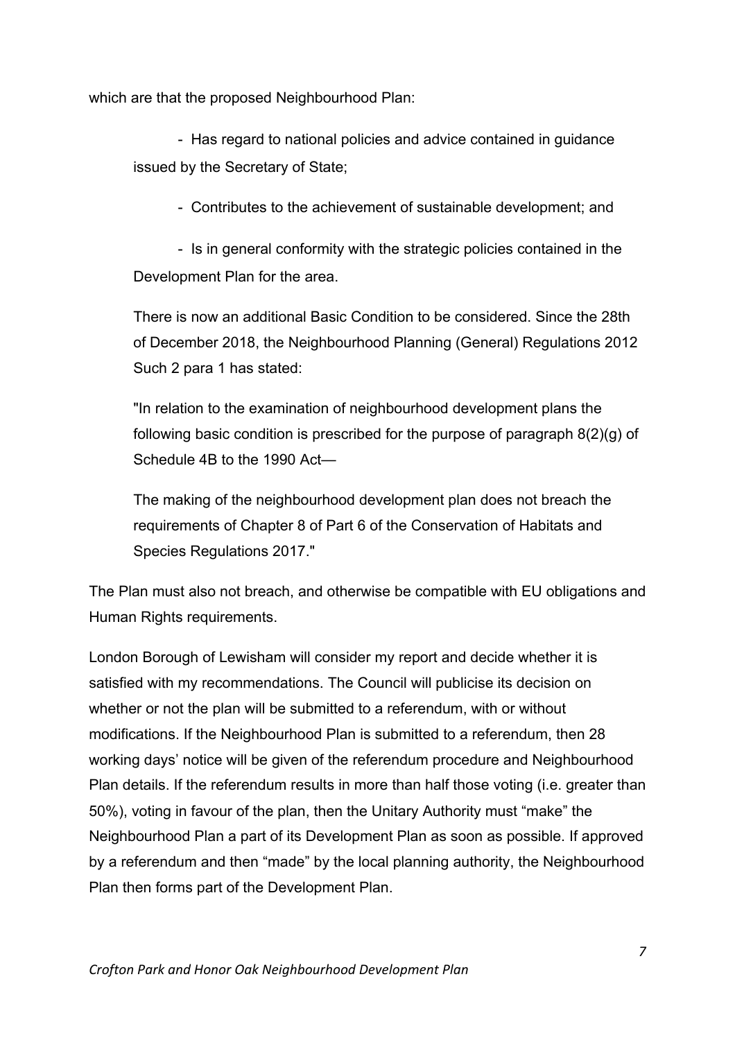which are that the proposed Neighbourhood Plan:

- Has regard to national policies and advice contained in guidance issued by the Secretary of State;
- Contributes to the achievement of sustainable development; and
- Is in general conformity with the strategic policies contained in the Development Plan for the area.

There is now an additional Basic Condition to be considered. Since the 28th of December 2018, the Neighbourhood Planning (General) Regulations 2012 Such 2 para 1 has stated:

"In relation to the examination of neighbourhood development plans the following basic condition is prescribed for the purpose of paragraph 8(2)(g) of Schedule 4B to the 1990 Act—

The making of the neighbourhood development plan does not breach the requirements of Chapter 8 of Part 6 of the Conservation of Habitats and Species Regulations 2017."

The Plan must also not breach, and otherwise be compatible with EU obligations and Human Rights requirements.

London Borough of Lewisham will consider my report and decide whether it is satisfied with my recommendations. The Council will publicise its decision on whether or not the plan will be submitted to a referendum, with or without modifications. If the Neighbourhood Plan is submitted to a referendum, then 28 working days' notice will be given of the referendum procedure and Neighbourhood Plan details. If the referendum results in more than half those voting (i.e. greater than 50%), voting in favour of the plan, then the Unitary Authority must "make" the Neighbourhood Plan a part of its Development Plan as soon as possible. If approved by a referendum and then "made" by the local planning authority, the Neighbourhood Plan then forms part of the Development Plan.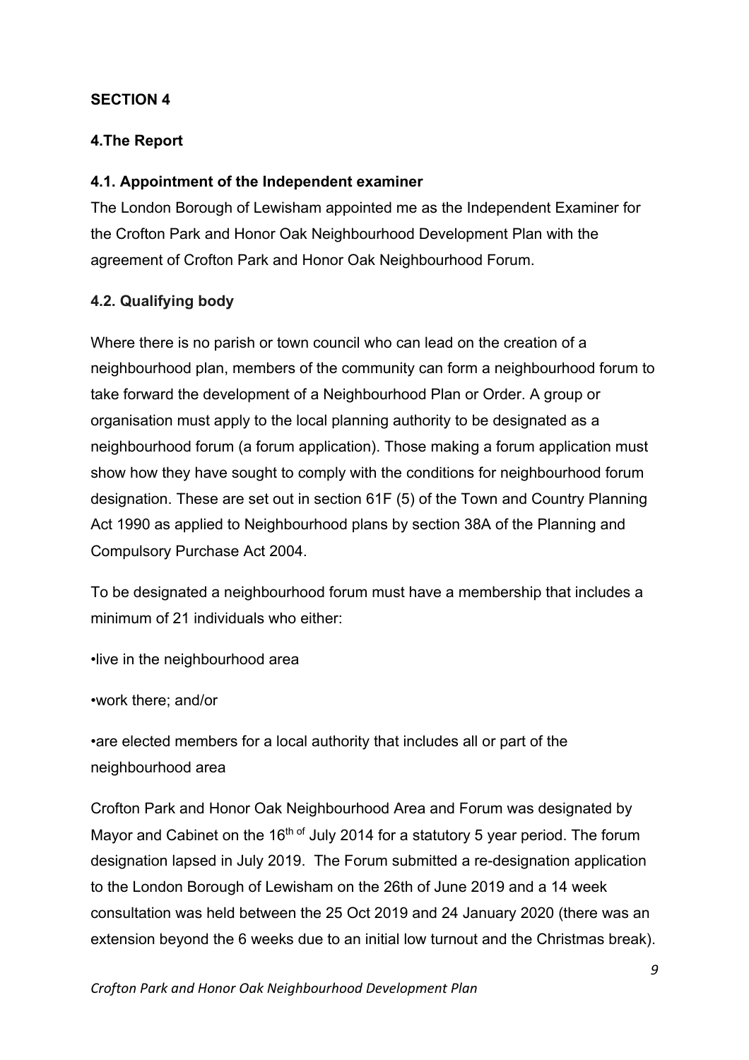**SECTION 4**

## 4.The Report

### 4.1. Appointment of the Independent examiner

The London Borough of Lewisham appointed me as the Independent Examiner for the Crofton Park and Honor Oak Neighbourhood Development Plan with the agreement of Crofton Park and Honor Oak Neighbourhood Forum.

### 4.2. Qualifying body

Where there is no parish or town council who can lead on the creation of a neighbourhood plan, members of the community can form a neighbourhood forum to take forward the development of a Neighbourhood Plan or Order. A group or organisation must apply to the local planning authority to be designated as a neighbourhood forum (a forum application). Those making a forum application must show how they have sought to comply with the conditions for neighbourhood forum designation. These are set out in section 61F (5) of the Town and Country Planning Act 1990 as applied to Neighbourhood plans by section 38A of the Planning and Compulsory Purchase Act 2004.

To be designated a neighbourhood forum must have a membership that includes a minimum of 21 individuals who either:

•live in the neighbourhood area

•work there; and/or

•are elected members for a local authority that includes all or part of the neighbourhood area

Crofton Park and Honor Oak Neighbourhood Area and Forum was designated by Mayor and Cabinet on the 16th of July 2014 for a statutory 5 year period. The forum designation lapsed in July 2019. The Forum submitted a re-designation application to the London Borough of Lewisham on the 26th of June 2019 and a 14 week consultation was held between the 25 Oct 2019 and 24 January 2020 (there was an extension beyond the 6 weeks due to an initial low turnout and the Christmas break).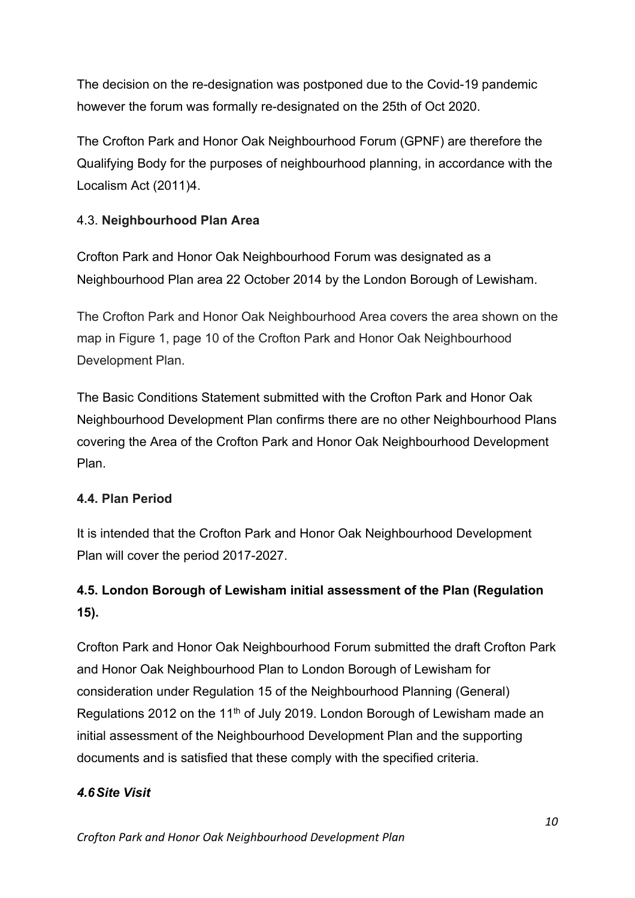The decision on the re-designation was postponed due to the Covid-19 pandemic however the forum was formally re-designated on the 25th of Oct 2020.

The Crofton Park and Honor Oak Neighbourhood Forum (GPNF) are therefore the Qualifying Body for the purposes of neighbourhood planning, in accordance with the Localism Act (2011)4.

### 4.3. **Neighbourhood Plan Area**

Crofton Park and Honor Oak Neighbourhood Forum was designated as a Neighbourhood Plan area 22 October 2014 by the London Borough of Lewisham.

The Crofton Park and Honor Oak Neighbourhood Area covers the area shown on the map in Figure 1, page 10 of the Crofton Park and Honor Oak Neighbourhood Development Plan.

The Basic Conditions Statement submitted with the Crofton Park and Honor Oak Neighbourhood Development Plan confirms there are no other Neighbourhood Plans covering the Area of the Crofton Park and Honor Oak Neighbourhood Development Plan.

### **4.4. Plan Period**

It is intended that the Crofton Park and Honor Oak Neighbourhood Development Plan will cover the period 2017-2027.

### **4.5. London Borough of Lewisham initial assessment of the Plan (Regulation 15).**

Crofton Park and Honor Oak Neighbourhood Forum submitted the draft Crofton Park and Honor Oak Neighbourhood Plan to London Borough of Lewisham for consideration under Regulation 15 of the Neighbourhood Planning (General) Regulations 2012 on the 11th of July 2019. London Borough of Lewisham made an initial assessment of the Neighbourhood Development Plan and the supporting documents and is satisfied that these comply with the specified criteria.

### ***4.6 Site Visit***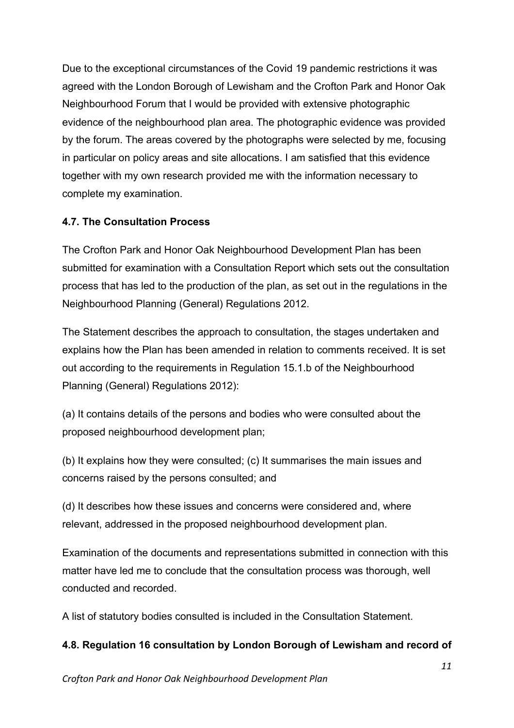Due to the exceptional circumstances of the Covid 19 pandemic restrictions it was agreed with the London Borough of Lewisham and the Crofton Park and Honor Oak Neighbourhood Forum that I would be provided with extensive photographic evidence of the neighbourhood plan area. The photographic evidence was provided by the forum. The areas covered by the photographs were selected by me, focusing in particular on policy areas and site allocations. I am satisfied that this evidence together with my own research provided me with the information necessary to complete my examination.

### 4.7. The Consultation Process

The Crofton Park and Honor Oak Neighbourhood Development Plan has been submitted for examination with a Consultation Report which sets out the consultation process that has led to the production of the plan, as set out in the regulations in the Neighbourhood Planning (General) Regulations 2012.

The Statement describes the approach to consultation, the stages undertaken and explains how the Plan has been amended in relation to comments received. It is set out according to the requirements in Regulation 15.1.b of the Neighbourhood Planning (General) Regulations 2012):

(a) It contains details of the persons and bodies who were consulted about the proposed neighbourhood development plan;

(b) It explains how they were consulted; (c) It summarises the main issues and concerns raised by the persons consulted; and

(d) It describes how these issues and concerns were considered and, where relevant, addressed in the proposed neighbourhood development plan.

Examination of the documents and representations submitted in connection with this matter have led me to conclude that the consultation process was thorough, well conducted and recorded.

A list of statutory bodies consulted is included in the Consultation Statement.

### 4.8. Regulation 16 consultation by London Borough of Lewisham and record of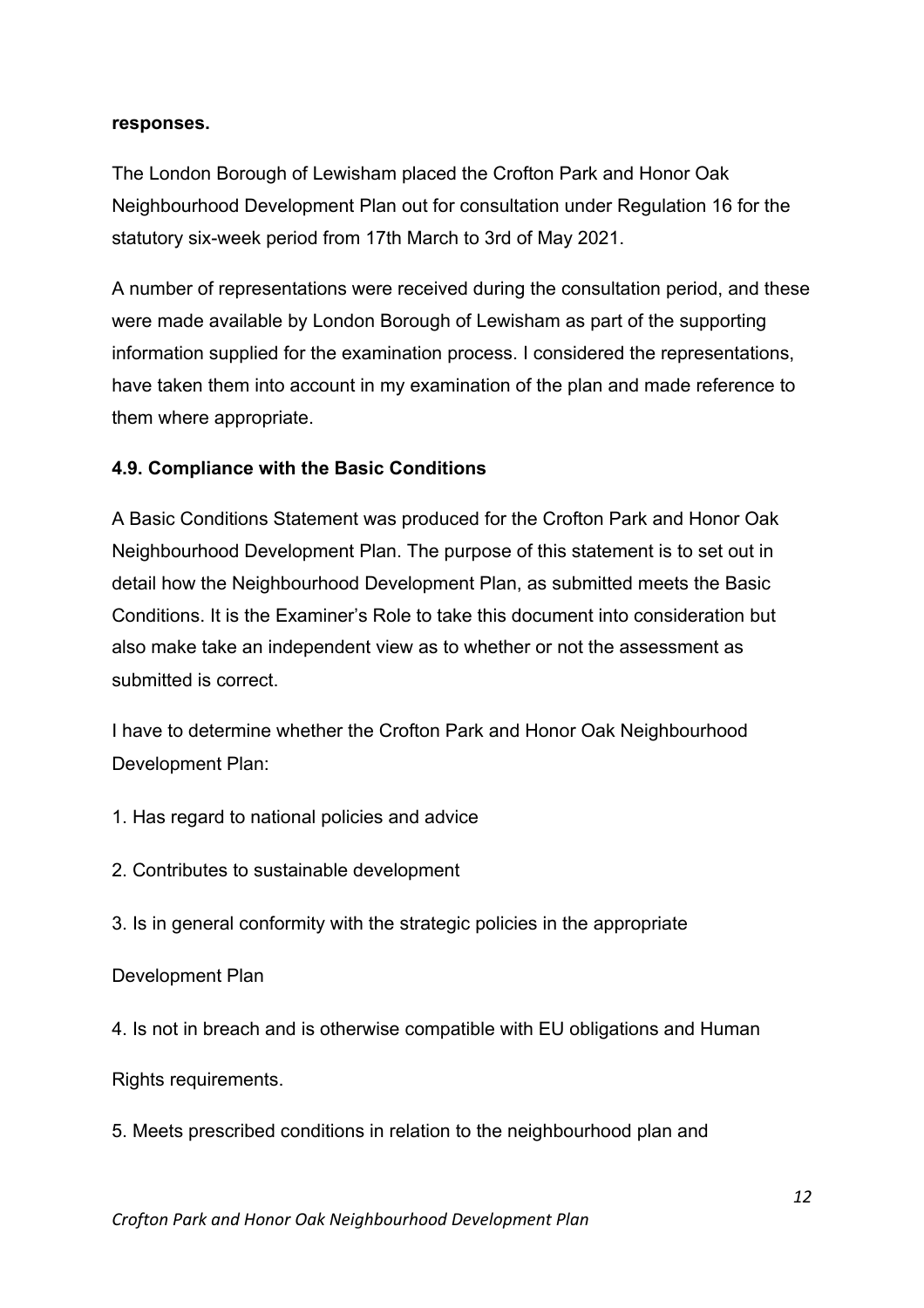**responses.**

The London Borough of Lewisham placed the Crofton Park and Honor Oak Neighbourhood Development Plan out for consultation under Regulation 16 for the statutory six-week period from 17th March to 3rd of May 2021.

A number of representations were received during the consultation period, and these were made available by London Borough of Lewisham as part of the supporting information supplied for the examination process. I considered the representations, have taken them into account in my examination of the plan and made reference to them where appropriate.

### 4.9. Compliance with the Basic Conditions

A Basic Conditions Statement was produced for the Crofton Park and Honor Oak Neighbourhood Development Plan. The purpose of this statement is to set out in detail how the Neighbourhood Development Plan, as submitted meets the Basic Conditions. It is the Examiner's Role to take this document into consideration but also make take an independent view as to whether or not the assessment as submitted is correct.

I have to determine whether the Crofton Park and Honor Oak Neighbourhood Development Plan:

1. Has regard to national policies and advice
2. Contributes to sustainable development
3. Is in general conformity with the strategic policies in the appropriate Development Plan
4. Is not in breach and is otherwise compatible with EU obligations and Human Rights requirements.
5. Meets prescribed conditions in relation to the neighbourhood plan and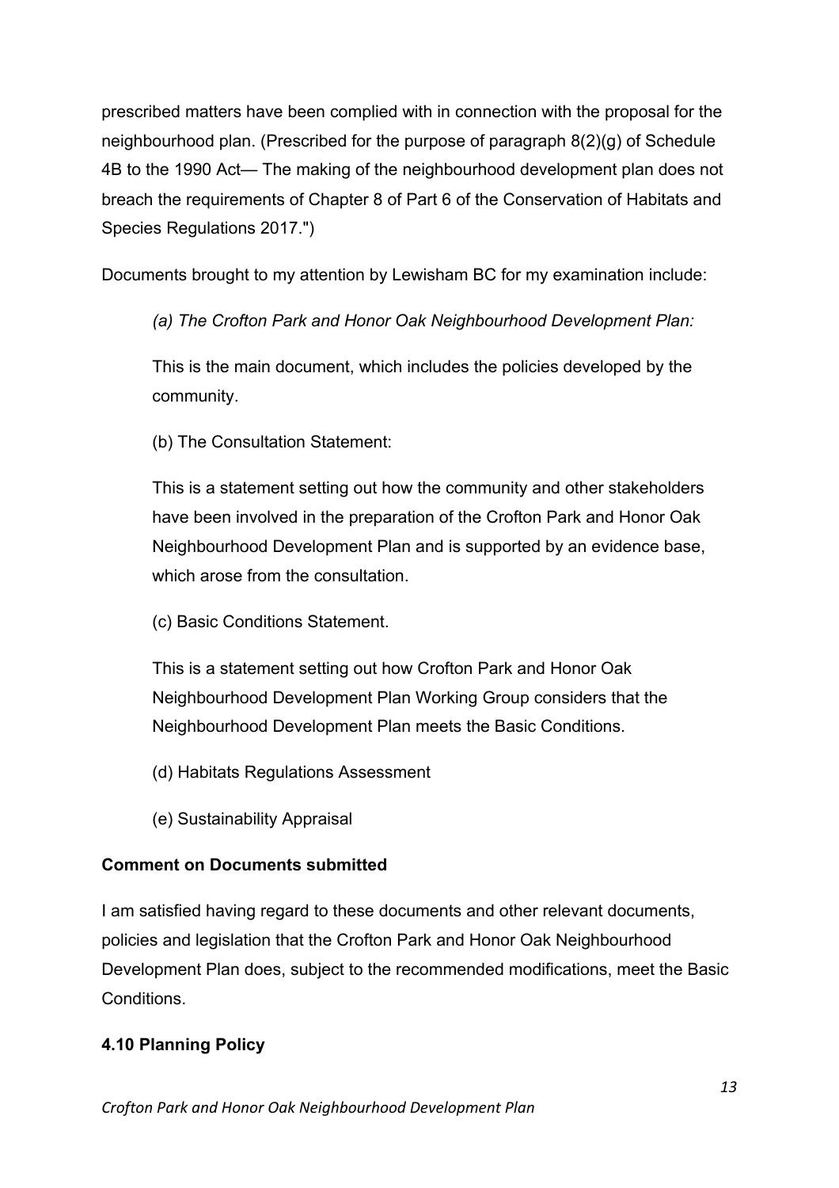prescribed matters have been complied with in connection with the proposal for the neighbourhood plan. (Prescribed for the purpose of paragraph 8(2)(g) of Schedule 4B to the 1990 Act— The making of the neighbourhood development plan does not breach the requirements of Chapter 8 of Part 6 of the Conservation of Habitats and Species Regulations 2017.")

Documents brought to my attention by Lewisham BC for my examination include:

*(a) The Crofton Park and Honor Oak Neighbourhood Development Plan:*

This is the main document, which includes the policies developed by the community.

(b) The Consultation Statement:

This is a statement setting out how the community and other stakeholders have been involved in the preparation of the Crofton Park and Honor Oak Neighbourhood Development Plan and is supported by an evidence base, which arose from the consultation.

(c) Basic Conditions Statement.

This is a statement setting out how Crofton Park and Honor Oak Neighbourhood Development Plan Working Group considers that the Neighbourhood Development Plan meets the Basic Conditions.

(d) Habitats Regulations Assessment

(e) Sustainability Appraisal

**Comment on Documents submitted**

I am satisfied having regard to these documents and other relevant documents, policies and legislation that the Crofton Park and Honor Oak Neighbourhood Development Plan does, subject to the recommended modifications, meet the Basic Conditions.

**4.10 Planning Policy**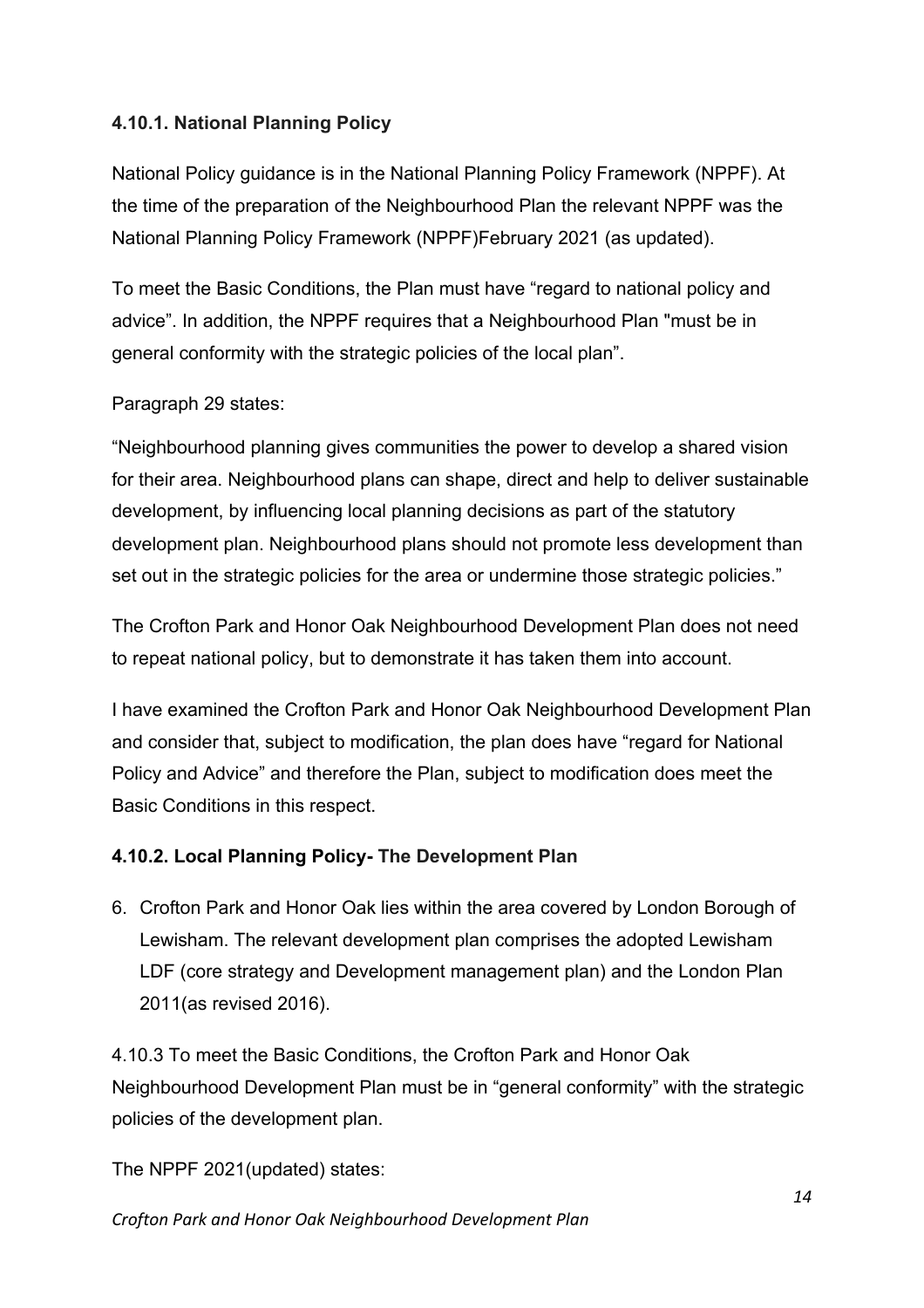### 4.10.1. National Planning Policy

National Policy guidance is in the National Planning Policy Framework (NPPF). At the time of the preparation of the Neighbourhood Plan the relevant NPPF was the National Planning Policy Framework (NPPF)February 2021 (as updated).

To meet the Basic Conditions, the Plan must have "regard to national policy and advice". In addition, the NPPF requires that a Neighbourhood Plan "must be in general conformity with the strategic policies of the local plan".

Paragraph 29 states:

"Neighbourhood planning gives communities the power to develop a shared vision for their area. Neighbourhood plans can shape, direct and help to deliver sustainable development, by influencing local planning decisions as part of the statutory development plan. Neighbourhood plans should not promote less development than set out in the strategic policies for the area or undermine those strategic policies."

The Crofton Park and Honor Oak Neighbourhood Development Plan does not need to repeat national policy, but to demonstrate it has taken them into account.

I have examined the Crofton Park and Honor Oak Neighbourhood Development Plan and consider that, subject to modification, the plan does have "regard for National Policy and Advice" and therefore the Plan, subject to modification does meet the Basic Conditions in this respect.

### 4.10.2. Local Planning Policy- The Development Plan

6. Crofton Park and Honor Oak lies within the area covered by London Borough of Lewisham. The relevant development plan comprises the adopted Lewisham LDF (core strategy and Development management plan) and the London Plan 2011(as revised 2016).

4.10.3 To meet the Basic Conditions, the Crofton Park and Honor Oak Neighbourhood Development Plan must be in "general conformity" with the strategic policies of the development plan.

The NPPF 2021(updated) states: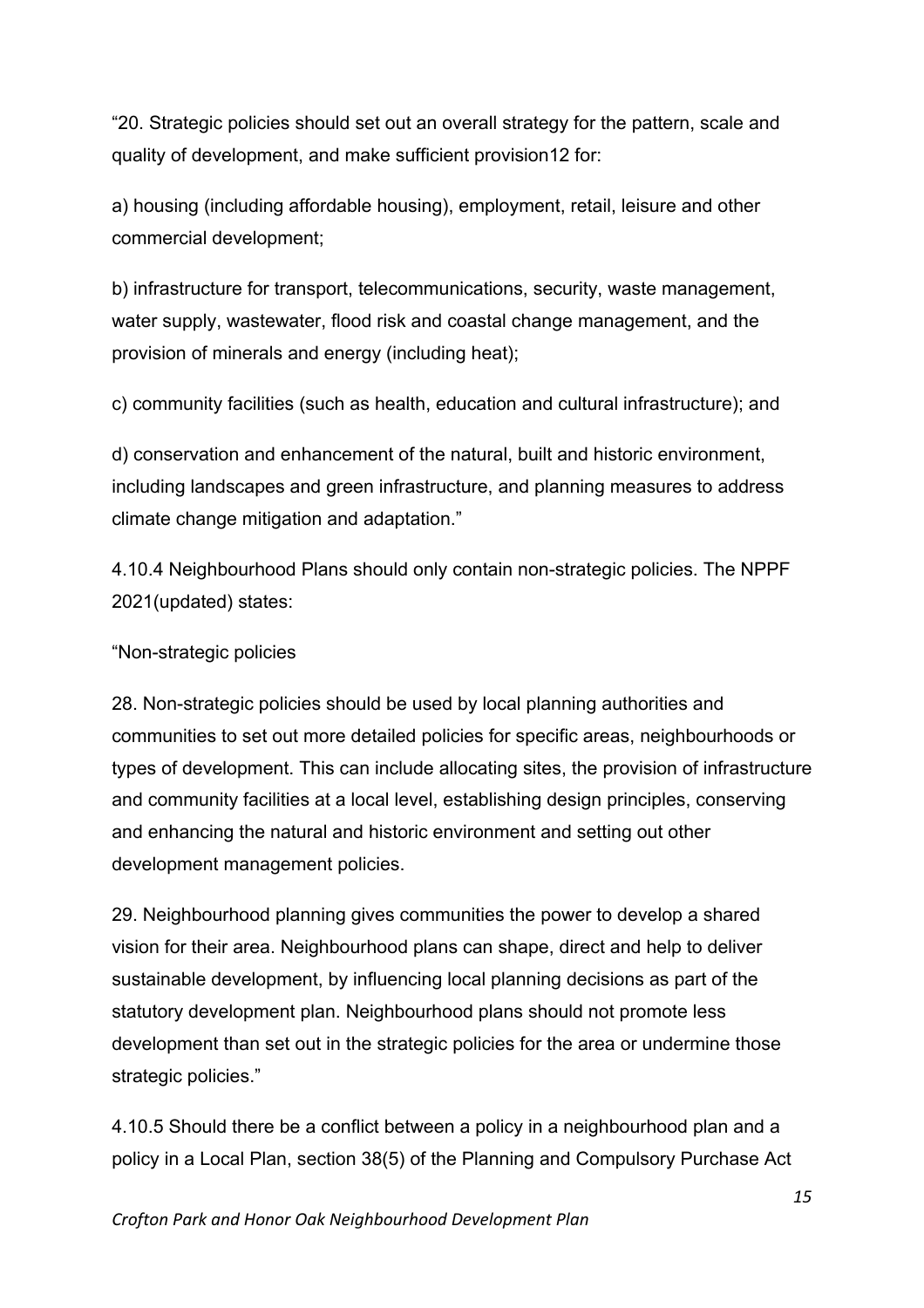"20. Strategic policies should set out an overall strategy for the pattern, scale and quality of development, and make sufficient provision12 for:

a) housing (including affordable housing), employment, retail, leisure and other commercial development;

b) infrastructure for transport, telecommunications, security, waste management, water supply, wastewater, flood risk and coastal change management, and the provision of minerals and energy (including heat);

c) community facilities (such as health, education and cultural infrastructure); and

d) conservation and enhancement of the natural, built and historic environment, including landscapes and green infrastructure, and planning measures to address climate change mitigation and adaptation."

4.10.4 Neighbourhood Plans should only contain non-strategic policies. The NPPF 2021(updated) states:

"Non-strategic policies

28. Non-strategic policies should be used by local planning authorities and communities to set out more detailed policies for specific areas, neighbourhoods or types of development. This can include allocating sites, the provision of infrastructure and community facilities at a local level, establishing design principles, conserving and enhancing the natural and historic environment and setting out other development management policies.

29. Neighbourhood planning gives communities the power to develop a shared vision for their area. Neighbourhood plans can shape, direct and help to deliver sustainable development, by influencing local planning decisions as part of the statutory development plan. Neighbourhood plans should not promote less development than set out in the strategic policies for the area or undermine those strategic policies."

4.10.5 Should there be a conflict between a policy in a neighbourhood plan and a policy in a Local Plan, section 38(5) of the Planning and Compulsory Purchase Act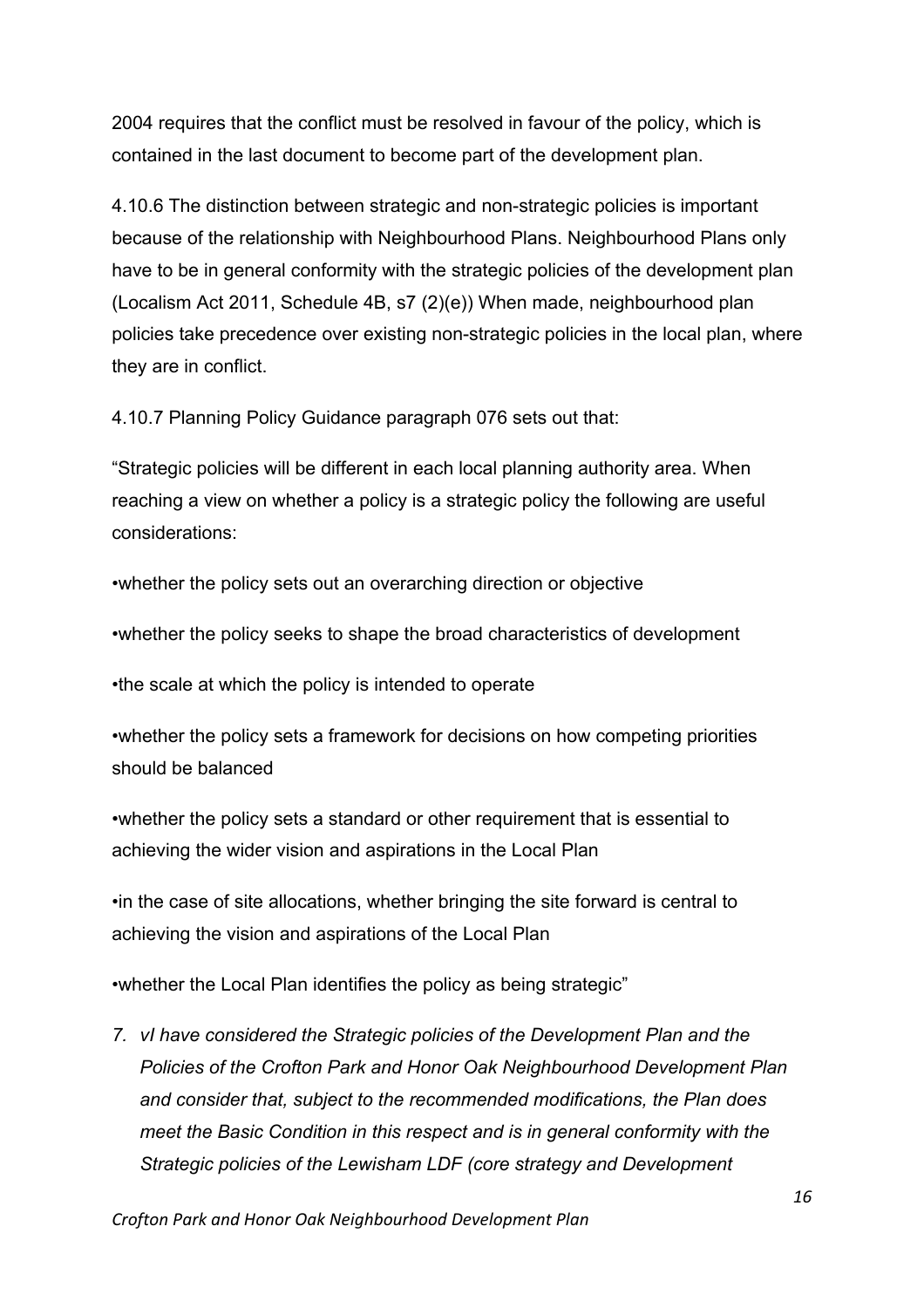2004 requires that the conflict must be resolved in favour of the policy, which is contained in the last document to become part of the development plan.

4.10.6 The distinction between strategic and non-strategic policies is important because of the relationship with Neighbourhood Plans. Neighbourhood Plans only have to be in general conformity with the strategic policies of the development plan (Localism Act 2011, Schedule 4B, s7 (2)(e)) When made, neighbourhood plan policies take precedence over existing non-strategic policies in the local plan, where they are in conflict.

4.10.7 Planning Policy Guidance paragraph 076 sets out that:

"Strategic policies will be different in each local planning authority area. When reaching a view on whether a policy is a strategic policy the following are useful considerations:

•whether the policy sets out an overarching direction or objective

•whether the policy seeks to shape the broad characteristics of development

•the scale at which the policy is intended to operate

•whether the policy sets a framework for decisions on how competing priorities should be balanced

•whether the policy sets a standard or other requirement that is essential to achieving the wider vision and aspirations in the Local Plan

•in the case of site allocations, whether bringing the site forward is central to achieving the vision and aspirations of the Local Plan

•whether the Local Plan identifies the policy as being strategic"

7. *vI have considered the Strategic policies of the Development Plan and the Policies of the Crofton Park and Honor Oak Neighbourhood Development Plan and consider that, subject to the recommended modifications, the Plan does meet the Basic Condition in this respect and is in general conformity with the Strategic policies of the Lewisham LDF (core strategy and Development*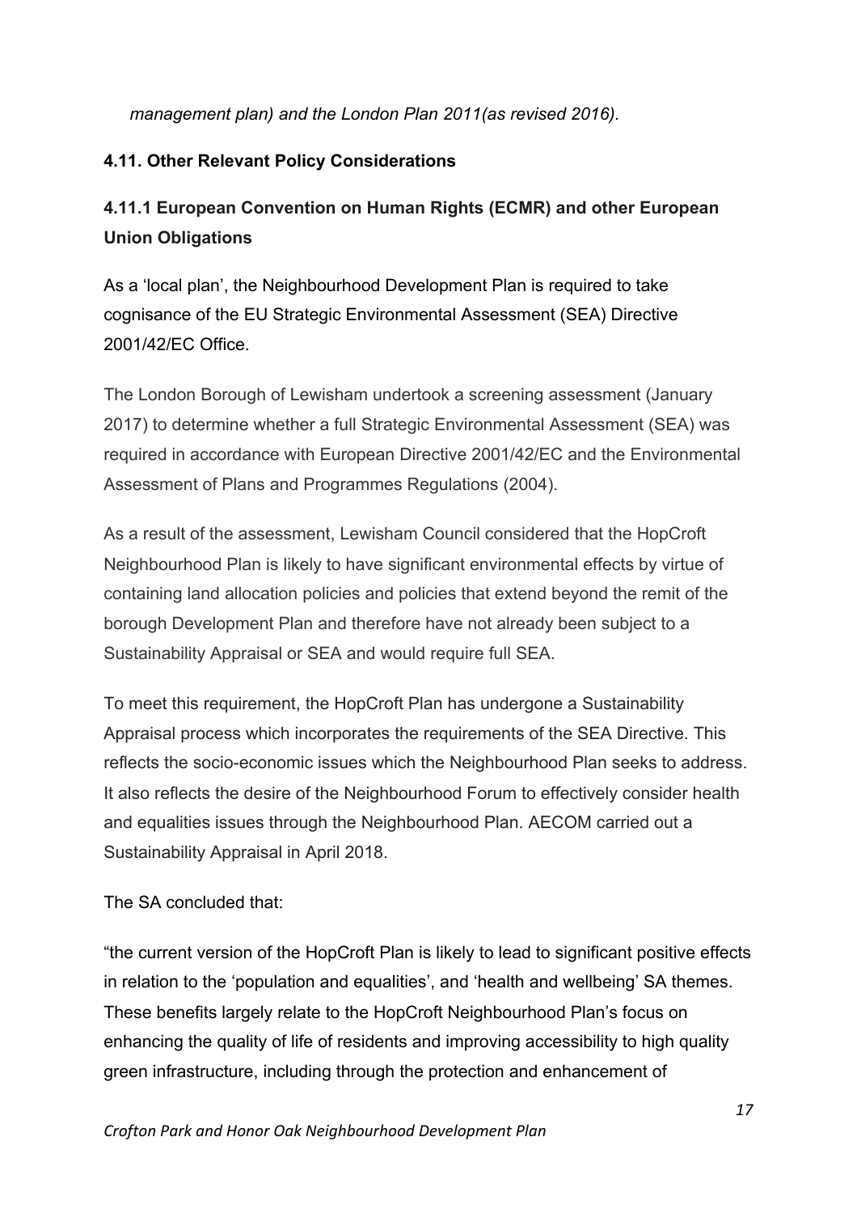*management plan) and the London Plan 2011(as revised 2016).*

### 4.11. Other Relevant Policy Considerations

### 4.11.1 European Convention on Human Rights (ECMR) and other European Union Obligations

As a 'local plan', the Neighbourhood Development Plan is required to take cognisance of the EU Strategic Environmental Assessment (SEA) Directive 2001/42/EC Office.

The London Borough of Lewisham undertook a screening assessment (January 2017) to determine whether a full Strategic Environmental Assessment (SEA) was required in accordance with European Directive 2001/42/EC and the Environmental Assessment of Plans and Programmes Regulations (2004).

As a result of the assessment, Lewisham Council considered that the HopCroft Neighbourhood Plan is likely to have significant environmental effects by virtue of containing land allocation policies and policies that extend beyond the remit of the borough Development Plan and therefore have not already been subject to a Sustainability Appraisal or SEA and would require full SEA.

To meet this requirement, the HopCroft Plan has undergone a Sustainability Appraisal process which incorporates the requirements of the SEA Directive. This reflects the socio-economic issues which the Neighbourhood Plan seeks to address. It also reflects the desire of the Neighbourhood Forum to effectively consider health and equalities issues through the Neighbourhood Plan. AECOM carried out a Sustainability Appraisal in April 2018.

The SA concluded that:

"the current version of the HopCroft Plan is likely to lead to significant positive effects in relation to the 'population and equalities', and 'health and wellbeing' SA themes. These benefits largely relate to the HopCroft Neighbourhood Plan's focus on enhancing the quality of life of residents and improving accessibility to high quality green infrastructure, including through the protection and enhancement of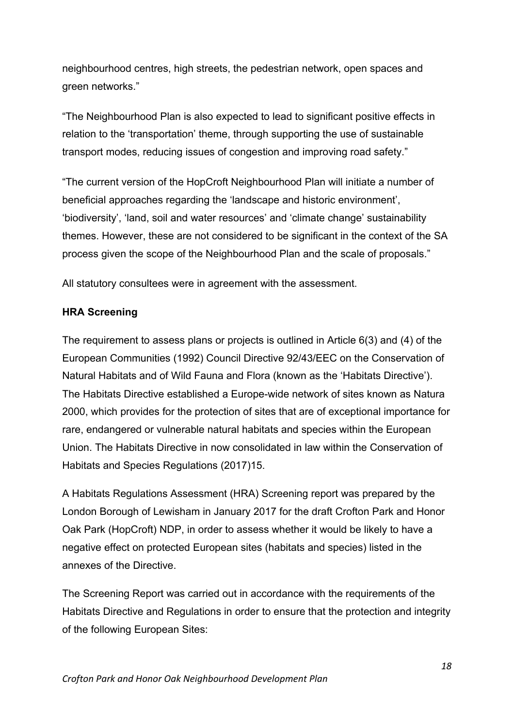neighbourhood centres, high streets, the pedestrian network, open spaces and green networks."

"The Neighbourhood Plan is also expected to lead to significant positive effects in relation to the 'transportation' theme, through supporting the use of sustainable transport modes, reducing issues of congestion and improving road safety."

"The current version of the HopCroft Neighbourhood Plan will initiate a number of beneficial approaches regarding the 'landscape and historic environment', 'biodiversity', 'land, soil and water resources' and 'climate change' sustainability themes. However, these are not considered to be significant in the context of the SA process given the scope of the Neighbourhood Plan and the scale of proposals."

All statutory consultees were in agreement with the assessment.

**HRA Screening**

The requirement to assess plans or projects is outlined in Article 6(3) and (4) of the European Communities (1992) Council Directive 92/43/EEC on the Conservation of Natural Habitats and of Wild Fauna and Flora (known as the 'Habitats Directive'). The Habitats Directive established a Europe-wide network of sites known as Natura 2000, which provides for the protection of sites that are of exceptional importance for rare, endangered or vulnerable natural habitats and species within the European Union. The Habitats Directive in now consolidated in law within the Conservation of Habitats and Species Regulations (2017)15.

A Habitats Regulations Assessment (HRA) Screening report was prepared by the London Borough of Lewisham in January 2017 for the draft Crofton Park and Honor Oak Park (HopCroft) NDP, in order to assess whether it would be likely to have a negative effect on protected European sites (habitats and species) listed in the annexes of the Directive.

The Screening Report was carried out in accordance with the requirements of the Habitats Directive and Regulations in order to ensure that the protection and integrity of the following European Sites: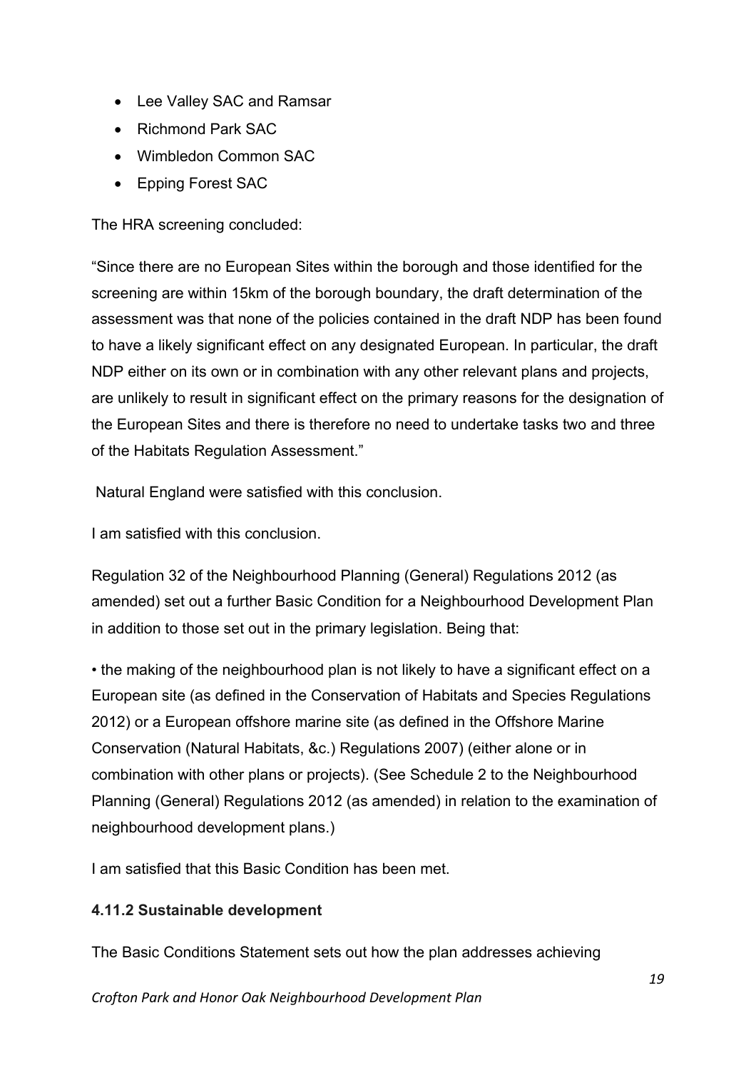- Lee Valley SAC and Ramsar
- Richmond Park SAC
- Wimbledon Common SAC
- Epping Forest SAC

The HRA screening concluded:

"Since there are no European Sites within the borough and those identified for the screening are within 15km of the borough boundary, the draft determination of the assessment was that none of the policies contained in the draft NDP has been found to have a likely significant effect on any designated European. In particular, the draft NDP either on its own or in combination with any other relevant plans and projects, are unlikely to result in significant effect on the primary reasons for the designation of the European Sites and there is therefore no need to undertake tasks two and three of the Habitats Regulation Assessment."

Natural England were satisfied with this conclusion.

I am satisfied with this conclusion.

Regulation 32 of the Neighbourhood Planning (General) Regulations 2012 (as amended) set out a further Basic Condition for a Neighbourhood Development Plan in addition to those set out in the primary legislation. Being that:

• the making of the neighbourhood plan is not likely to have a significant effect on a European site (as defined in the Conservation of Habitats and Species Regulations 2012) or a European offshore marine site (as defined in the Offshore Marine Conservation (Natural Habitats, &c.) Regulations 2007) (either alone or in combination with other plans or projects). (See Schedule 2 to the Neighbourhood Planning (General) Regulations 2012 (as amended) in relation to the examination of neighbourhood development plans.)

I am satisfied that this Basic Condition has been met.

#### 4.11.2 Sustainable development

The Basic Conditions Statement sets out how the plan addresses achieving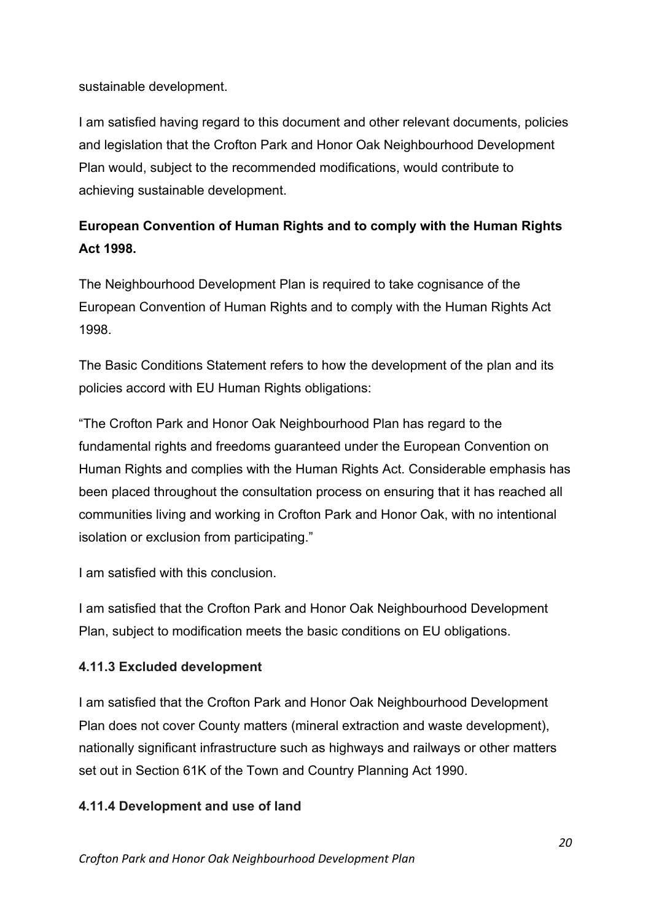sustainable development.

I am satisfied having regard to this document and other relevant documents, policies and legislation that the Crofton Park and Honor Oak Neighbourhood Development Plan would, subject to the recommended modifications, would contribute to achieving sustainable development.

**European Convention of Human Rights and to comply with the Human Rights Act 1998.**

The Neighbourhood Development Plan is required to take cognisance of the European Convention of Human Rights and to comply with the Human Rights Act 1998.

The Basic Conditions Statement refers to how the development of the plan and its policies accord with EU Human Rights obligations:

"The Crofton Park and Honor Oak Neighbourhood Plan has regard to the fundamental rights and freedoms guaranteed under the European Convention on Human Rights and complies with the Human Rights Act. Considerable emphasis has been placed throughout the consultation process on ensuring that it has reached all communities living and working in Crofton Park and Honor Oak, with no intentional isolation or exclusion from participating."

I am satisfied with this conclusion.

I am satisfied that the Crofton Park and Honor Oak Neighbourhood Development Plan, subject to modification meets the basic conditions on EU obligations.

### 4.11.3 Excluded development

I am satisfied that the Crofton Park and Honor Oak Neighbourhood Development Plan does not cover County matters (mineral extraction and waste development), nationally significant infrastructure such as highways and railways or other matters set out in Section 61K of the Town and Country Planning Act 1990.

### 4.11.4 Development and use of land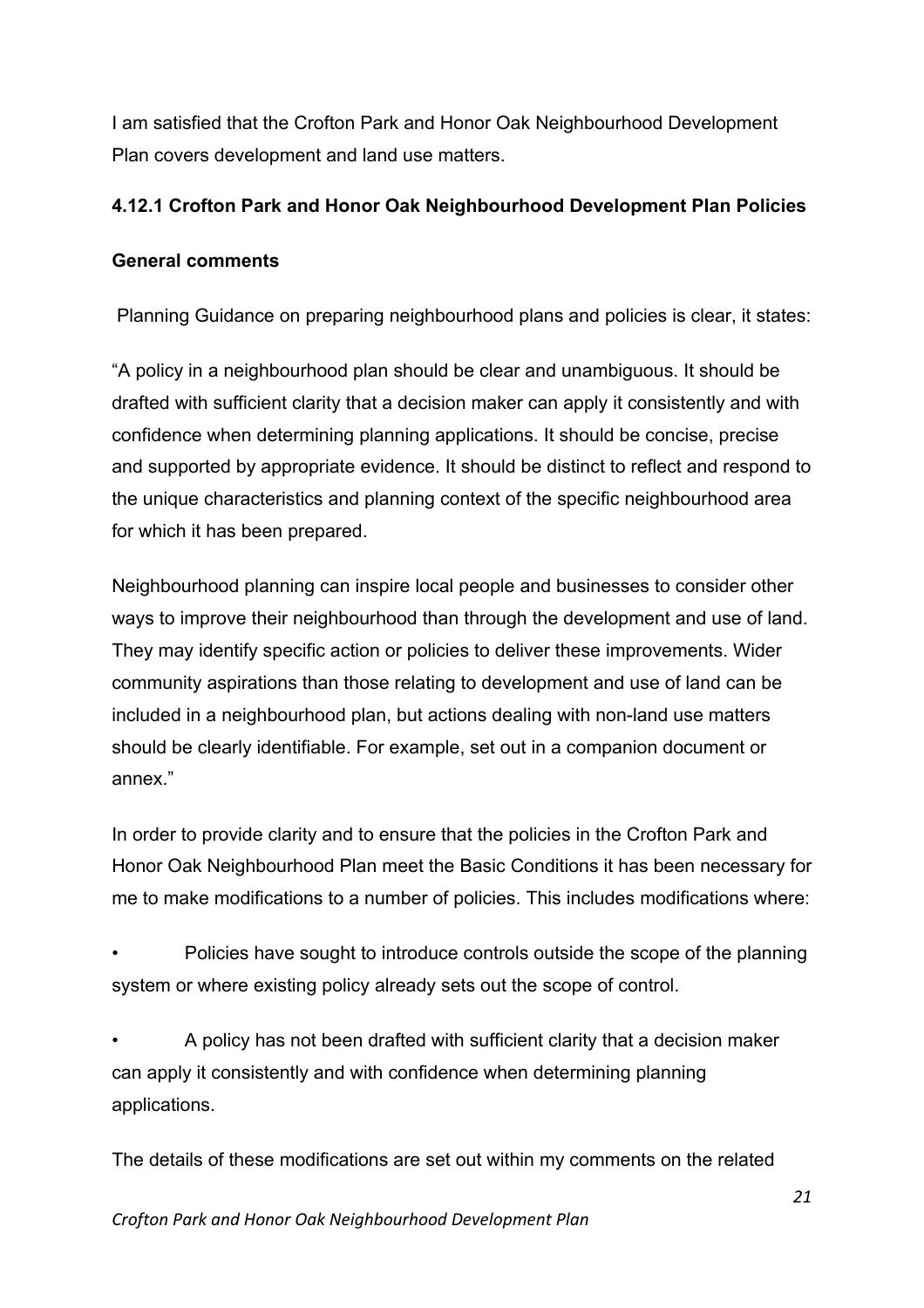I am satisfied that the Crofton Park and Honor Oak Neighbourhood Development Plan covers development and land use matters.

### 4.12.1 Crofton Park and Honor Oak Neighbourhood Development Plan Policies

**General comments**

Planning Guidance on preparing neighbourhood plans and policies is clear, it states:

"A policy in a neighbourhood plan should be clear and unambiguous. It should be drafted with sufficient clarity that a decision maker can apply it consistently and with confidence when determining planning applications. It should be concise, precise and supported by appropriate evidence. It should be distinct to reflect and respond to the unique characteristics and planning context of the specific neighbourhood area for which it has been prepared.

Neighbourhood planning can inspire local people and businesses to consider other ways to improve their neighbourhood than through the development and use of land. They may identify specific action or policies to deliver these improvements. Wider community aspirations than those relating to development and use of land can be included in a neighbourhood plan, but actions dealing with non-land use matters should be clearly identifiable. For example, set out in a companion document or annex."

In order to provide clarity and to ensure that the policies in the Crofton Park and Honor Oak Neighbourhood Plan meet the Basic Conditions it has been necessary for me to make modifications to a number of policies. This includes modifications where:

- Policies have sought to introduce controls outside the scope of the planning system or where existing policy already sets out the scope of control.
- A policy has not been drafted with sufficient clarity that a decision maker can apply it consistently and with confidence when determining planning applications.

The details of these modifications are set out within my comments on the related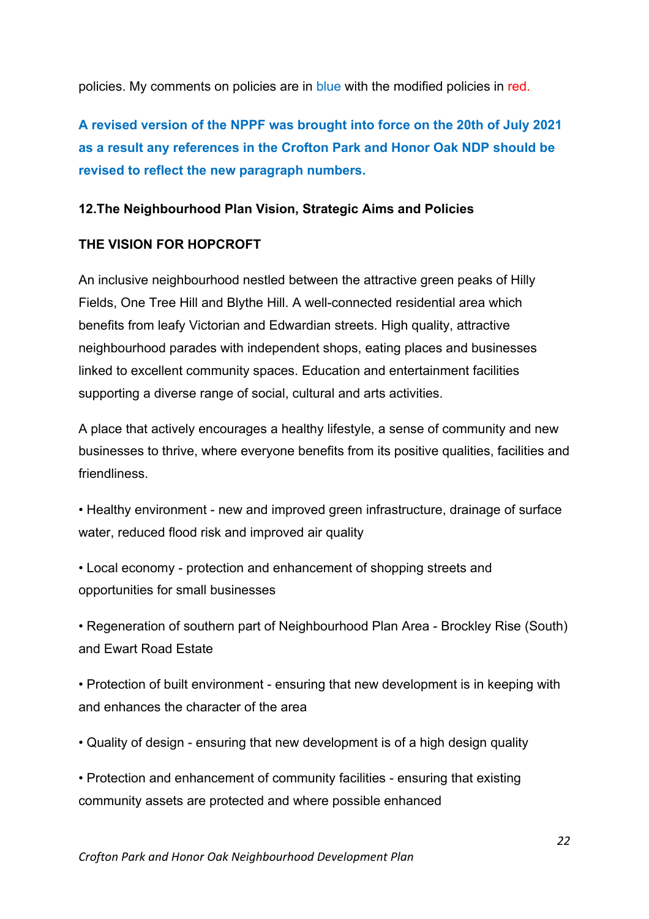policies. My comments on policies are in blue with the modified policies in red.

**A revised version of the NPPF was brought into force on the 20th of July 2021 as a result any references in the Crofton Park and Honor Oak NDP should be revised to reflect the new paragraph numbers.**

**12.The Neighbourhood Plan Vision, Strategic Aims and Policies**

**THE VISION FOR HOPCROFT**

An inclusive neighbourhood nestled between the attractive green peaks of Hilly Fields, One Tree Hill and Blythe Hill. A well-connected residential area which benefits from leafy Victorian and Edwardian streets. High quality, attractive neighbourhood parades with independent shops, eating places and businesses linked to excellent community spaces. Education and entertainment facilities supporting a diverse range of social, cultural and arts activities.

A place that actively encourages a healthy lifestyle, a sense of community and new businesses to thrive, where everyone benefits from its positive qualities, facilities and friendliness.

- Healthy environment - new and improved green infrastructure, drainage of surface water, reduced flood risk and improved air quality
- Local economy - protection and enhancement of shopping streets and opportunities for small businesses
- Regeneration of southern part of Neighbourhood Plan Area - Brockley Rise (South) and Ewart Road Estate
- Protection of built environment - ensuring that new development is in keeping with and enhances the character of the area
- Quality of design - ensuring that new development is of a high design quality
- Protection and enhancement of community facilities - ensuring that existing community assets are protected and where possible enhanced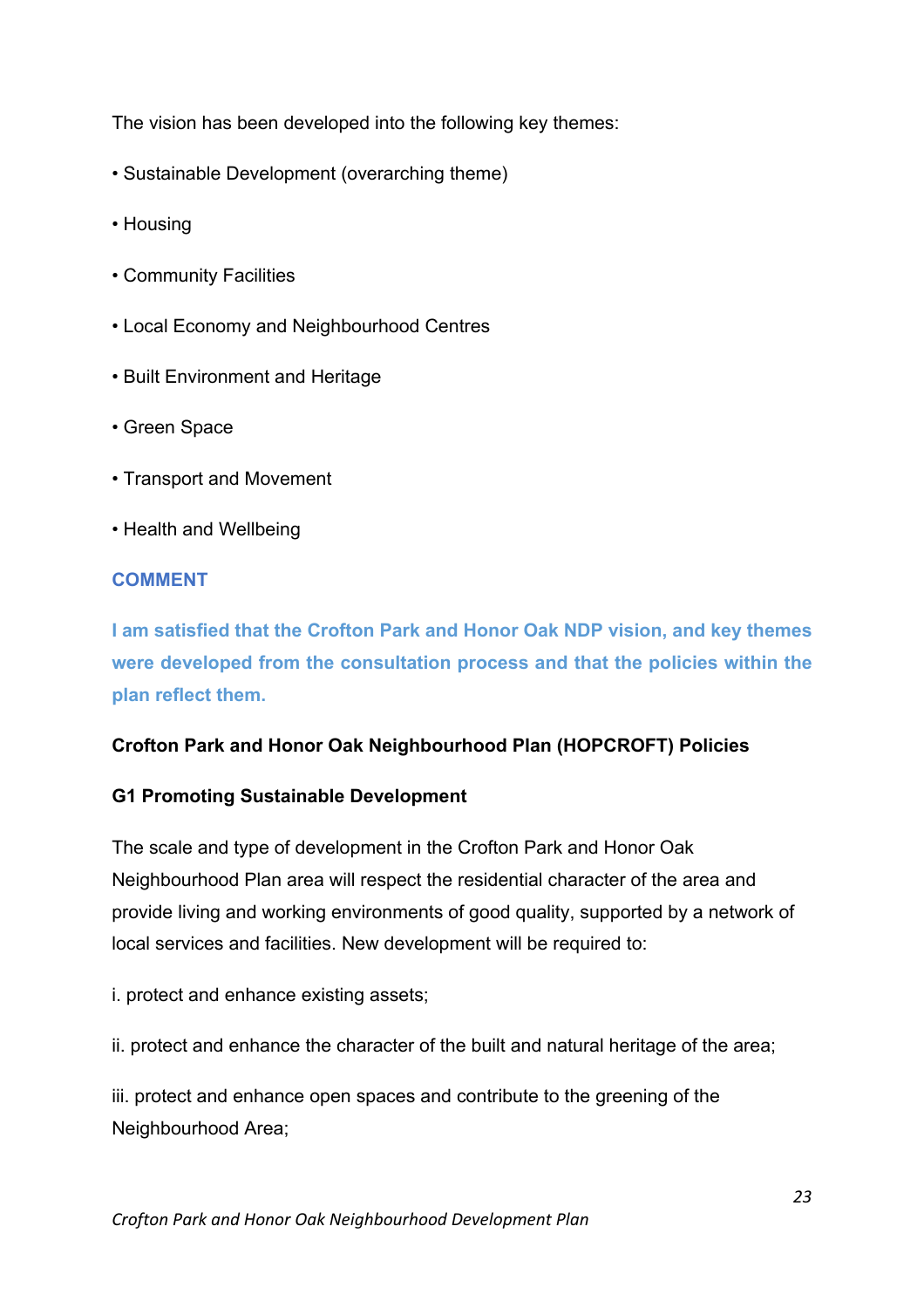The vision has been developed into the following key themes:

- Sustainable Development (overarching theme)
- Housing
- Community Facilities
- Local Economy and Neighbourhood Centres
- Built Environment and Heritage
- Green Space
- Transport and Movement
- Health and Wellbeing

**COMMENT**

**I am satisfied that the Crofton Park and Honor Oak NDP vision, and key themes were developed from the consultation process and that the policies within the plan reflect them.**

**Crofton Park and Honor Oak Neighbourhood Plan (HOPCROFT) Policies**

**G1 Promoting Sustainable Development**

The scale and type of development in the Crofton Park and Honor Oak Neighbourhood Plan area will respect the residential character of the area and provide living and working environments of good quality, supported by a network of local services and facilities. New development will be required to:

i. protect and enhance existing assets;

ii. protect and enhance the character of the built and natural heritage of the area;

iii. protect and enhance open spaces and contribute to the greening of the Neighbourhood Area;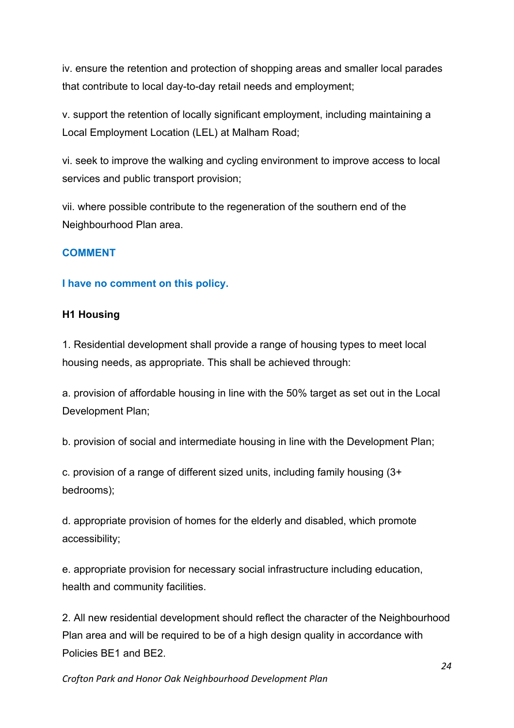iv. ensure the retention and protection of shopping areas and smaller local parades that contribute to local day-to-day retail needs and employment;

v. support the retention of locally significant employment, including maintaining a Local Employment Location (LEL) at Malham Road;

vi. seek to improve the walking and cycling environment to improve access to local services and public transport provision;

vii. where possible contribute to the regeneration of the southern end of the Neighbourhood Plan area.

**COMMENT**

**I have no comment on this policy.**

**H1 Housing**

1. Residential development shall provide a range of housing types to meet local housing needs, as appropriate. This shall be achieved through:

a. provision of affordable housing in line with the 50% target as set out in the Local Development Plan;

b. provision of social and intermediate housing in line with the Development Plan;

c. provision of a range of different sized units, including family housing (3+ bedrooms);

d. appropriate provision of homes for the elderly and disabled, which promote accessibility;

e. appropriate provision for necessary social infrastructure including education, health and community facilities.

2. All new residential development should reflect the character of the Neighbourhood Plan area and will be required to be of a high design quality in accordance with Policies BE1 and BE2.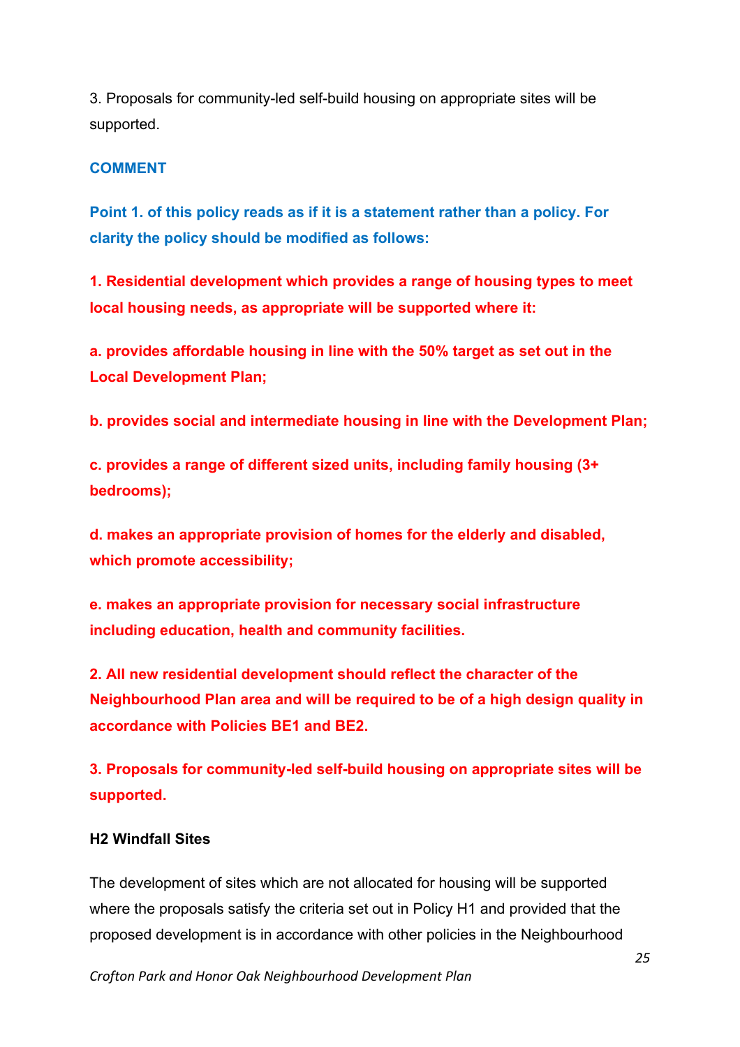3. Proposals for community-led self-build housing on appropriate sites will be supported.

**COMMENT**

**Point 1. of this policy reads as if it is a statement rather than a policy. For clarity the policy should be modified as follows:**

**1. Residential development which provides a range of housing types to meet local housing needs, as appropriate will be supported where it:**

**a. provides affordable housing in line with the 50% target as set out in the Local Development Plan;**

**b. provides social and intermediate housing in line with the Development Plan;**

**c. provides a range of different sized units, including family housing (3+ bedrooms);**

**d. makes an appropriate provision of homes for the elderly and disabled, which promote accessibility;**

**e. makes an appropriate provision for necessary social infrastructure including education, health and community facilities.**

**2. All new residential development should reflect the character of the Neighbourhood Plan area and will be required to be of a high design quality in accordance with Policies BE1 and BE2.**

**3. Proposals for community-led self-build housing on appropriate sites will be supported.**

### H2 Windfall Sites

The development of sites which are not allocated for housing will be supported where the proposals satisfy the criteria set out in Policy H1 and provided that the proposed development is in accordance with other policies in the Neighbourhood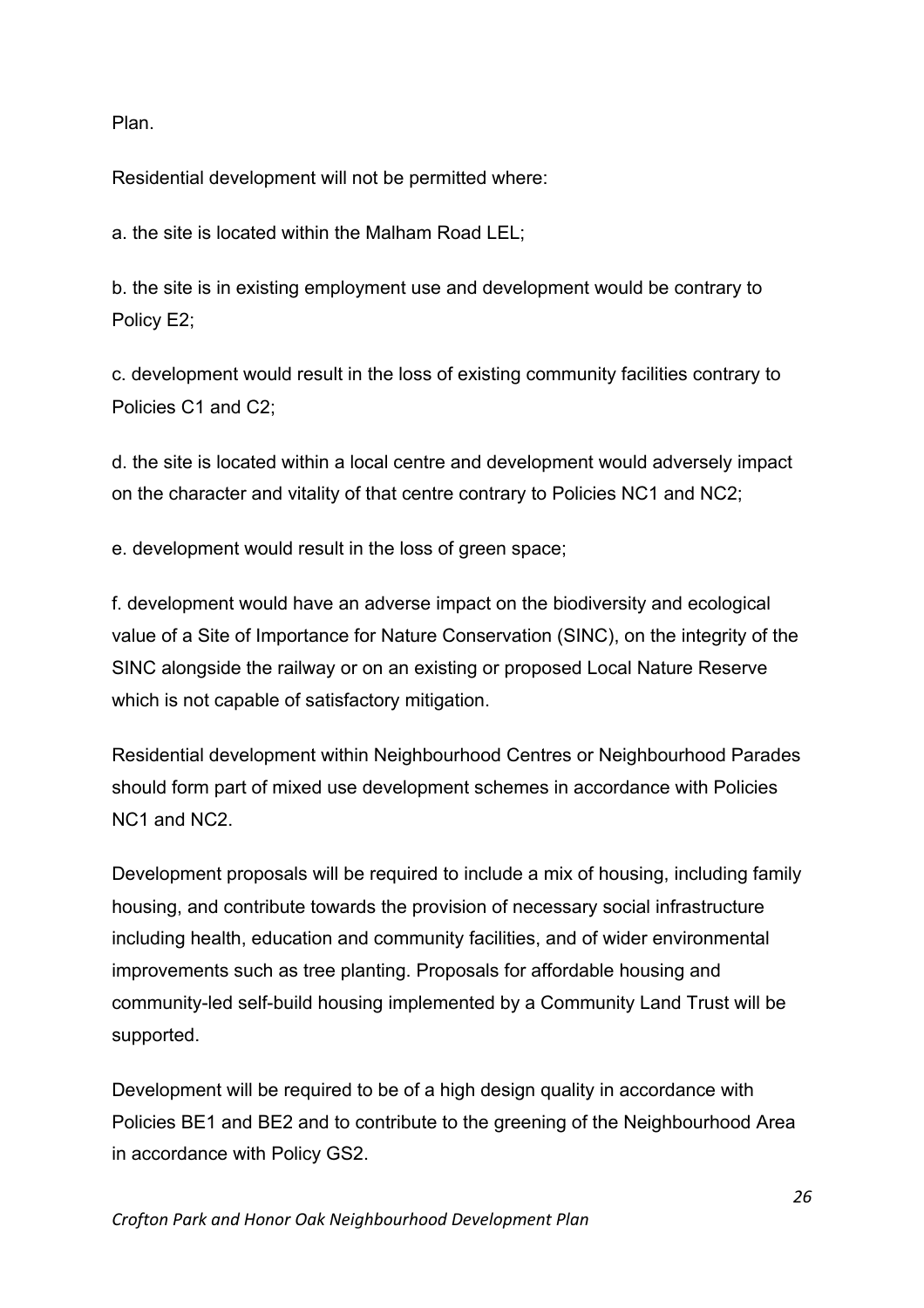Plan.

Residential development will not be permitted where:

a. the site is located within the Malham Road LEL;

b. the site is in existing employment use and development would be contrary to Policy E2;

c. development would result in the loss of existing community facilities contrary to Policies C1 and C2;

d. the site is located within a local centre and development would adversely impact on the character and vitality of that centre contrary to Policies NC1 and NC2;

e. development would result in the loss of green space;

f. development would have an adverse impact on the biodiversity and ecological value of a Site of Importance for Nature Conservation (SINC), on the integrity of the SINC alongside the railway or on an existing or proposed Local Nature Reserve which is not capable of satisfactory mitigation.

Residential development within Neighbourhood Centres or Neighbourhood Parades should form part of mixed use development schemes in accordance with Policies NC1 and NC2.

Development proposals will be required to include a mix of housing, including family housing, and contribute towards the provision of necessary social infrastructure including health, education and community facilities, and of wider environmental improvements such as tree planting. Proposals for affordable housing and community-led self-build housing implemented by a Community Land Trust will be supported.

Development will be required to be of a high design quality in accordance with Policies BE1 and BE2 and to contribute to the greening of the Neighbourhood Area in accordance with Policy GS2.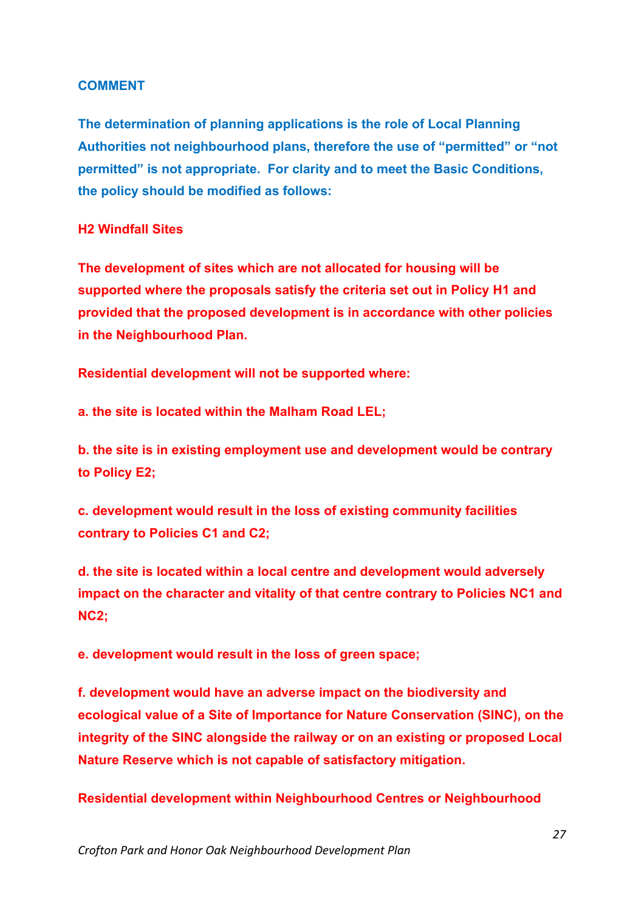**COMMENT**

**The determination of planning applications is the role of Local Planning Authorities not neighbourhood plans, therefore the use of "permitted" or "not permitted" is not appropriate. For clarity and to meet the Basic Conditions, the policy should be modified as follows:**

**H2 Windfall Sites**

**The development of sites which are not allocated for housing will be supported where the proposals satisfy the criteria set out in Policy H1 and provided that the proposed development is in accordance with other policies in the Neighbourhood Plan.**

**Residential development will not be supported where:**

**a. the site is located within the Malham Road LEL;**

**b. the site is in existing employment use and development would be contrary to Policy E2;**

**c. development would result in the loss of existing community facilities contrary to Policies C1 and C2;**

**d. the site is located within a local centre and development would adversely impact on the character and vitality of that centre contrary to Policies NC1 and NC2;**

**e. development would result in the loss of green space;**

**f. development would have an adverse impact on the biodiversity and ecological value of a Site of Importance for Nature Conservation (SINC), on the integrity of the SINC alongside the railway or on an existing or proposed Local Nature Reserve which is not capable of satisfactory mitigation.**

**Residential development within Neighbourhood Centres or Neighbourhood**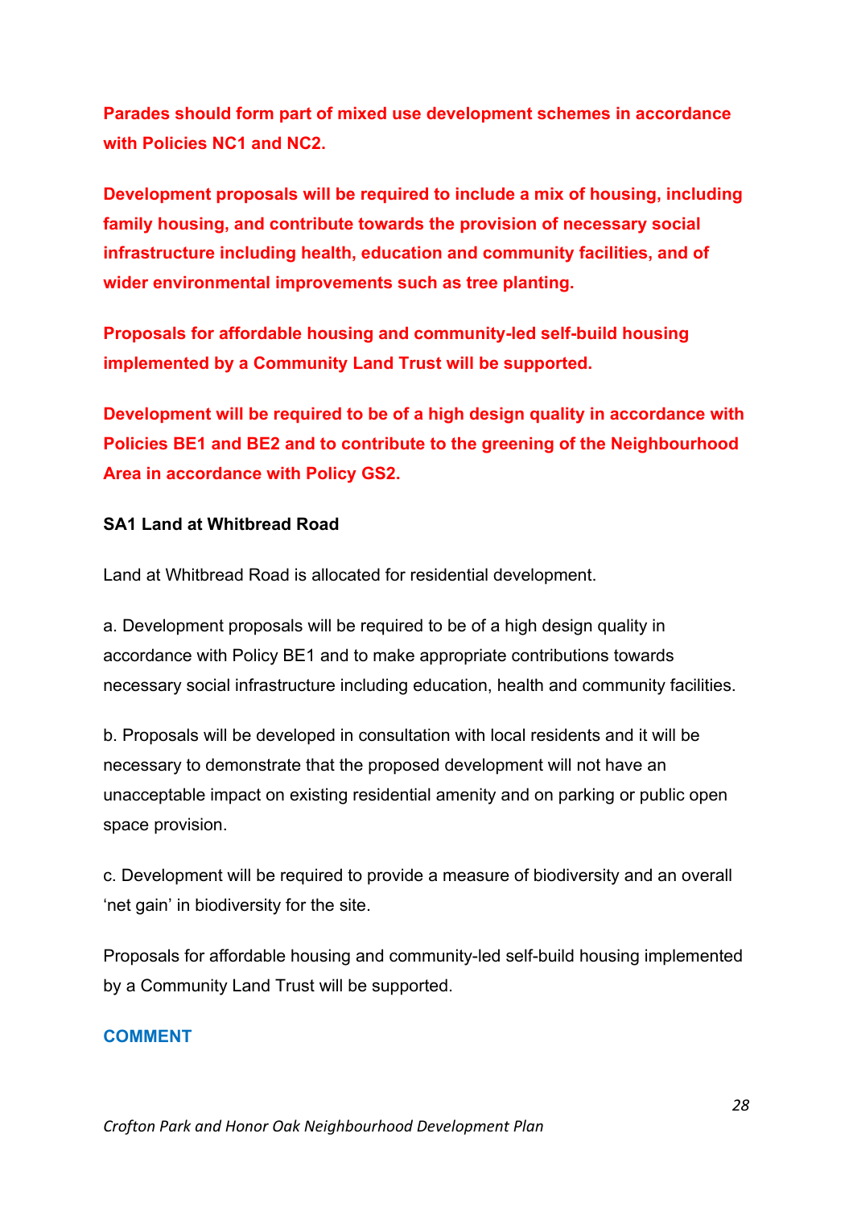**Parades should form part of mixed use development schemes in accordance with Policies NC1 and NC2.**

**Development proposals will be required to include a mix of housing, including family housing, and contribute towards the provision of necessary social infrastructure including health, education and community facilities, and of wider environmental improvements such as tree planting.**

**Proposals for affordable housing and community-led self-build housing implemented by a Community Land Trust will be supported.**

**Development will be required to be of a high design quality in accordance with Policies BE1 and BE2 and to contribute to the greening of the Neighbourhood Area in accordance with Policy GS2.**

**SA1 Land at Whitbread Road**

Land at Whitbread Road is allocated for residential development.

a. Development proposals will be required to be of a high design quality in accordance with Policy BE1 and to make appropriate contributions towards necessary social infrastructure including education, health and community facilities.

b. Proposals will be developed in consultation with local residents and it will be necessary to demonstrate that the proposed development will not have an unacceptable impact on existing residential amenity and on parking or public open space provision.

c. Development will be required to provide a measure of biodiversity and an overall 'net gain' in biodiversity for the site.

Proposals for affordable housing and community-led self-build housing implemented by a Community Land Trust will be supported.

**COMMENT**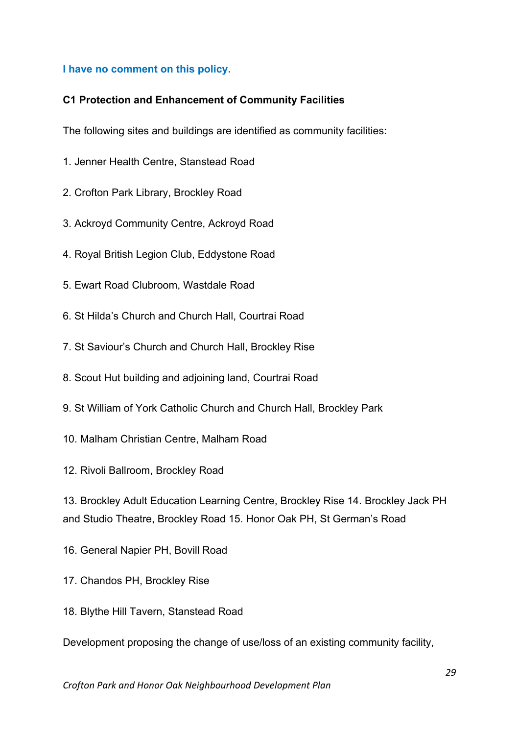**I have no comment on this policy.**

**C1 Protection and Enhancement of Community Facilities**

The following sites and buildings are identified as community facilities:

1. Jenner Health Centre, Stanstead Road

2. Crofton Park Library, Brockley Road

3. Ackroyd Community Centre, Ackroyd Road

4. Royal British Legion Club, Eddystone Road

5. Ewart Road Clubroom, Wastdale Road

6. St Hilda's Church and Church Hall, Courtrai Road

7. St Saviour's Church and Church Hall, Brockley Rise

8. Scout Hut building and adjoining land, Courtrai Road

9. St William of York Catholic Church and Church Hall, Brockley Park

10. Malham Christian Centre, Malham Road

12. Rivoli Ballroom, Brockley Road

13. Brockley Adult Education Learning Centre, Brockley Rise 14. Brockley Jack PH and Studio Theatre, Brockley Road 15. Honor Oak PH, St German's Road

16. General Napier PH, Bovill Road

17. Chandos PH, Brockley Rise

18. Blythe Hill Tavern, Stanstead Road

Development proposing the change of use/loss of an existing community facility,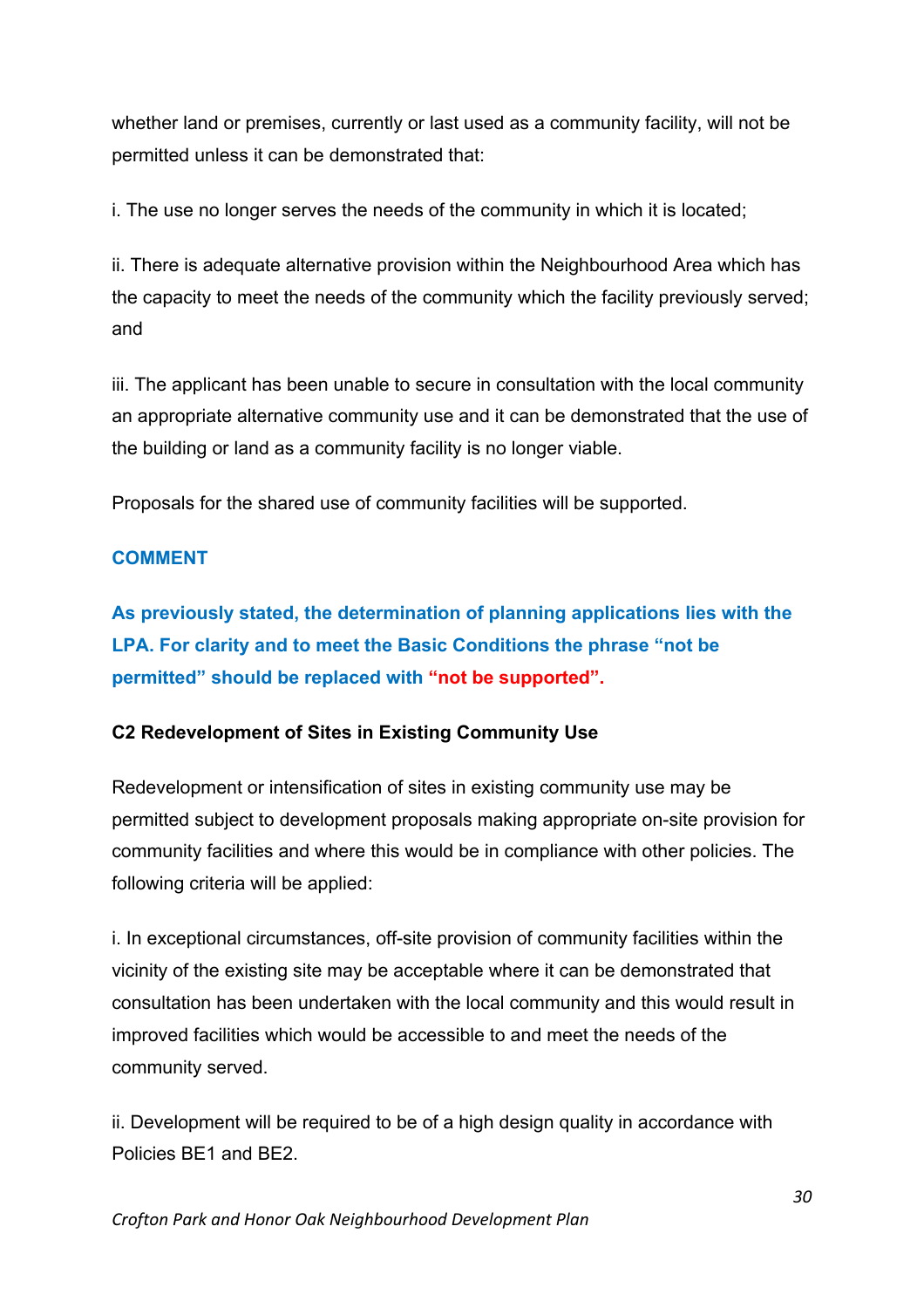whether land or premises, currently or last used as a community facility, will not be permitted unless it can be demonstrated that:

i. The use no longer serves the needs of the community in which it is located;

ii. There is adequate alternative provision within the Neighbourhood Area which has the capacity to meet the needs of the community which the facility previously served; and

iii. The applicant has been unable to secure in consultation with the local community an appropriate alternative community use and it can be demonstrated that the use of the building or land as a community facility is no longer viable.

Proposals for the shared use of community facilities will be supported.

**COMMENT**

**As previously stated, the determination of planning applications lies with the LPA. For clarity and to meet the Basic Conditions the phrase "not be permitted" should be replaced with "not be supported".**

**C2 Redevelopment of Sites in Existing Community Use**

Redevelopment or intensification of sites in existing community use may be permitted subject to development proposals making appropriate on-site provision for community facilities and where this would be in compliance with other policies. The following criteria will be applied:

i. In exceptional circumstances, off-site provision of community facilities within the vicinity of the existing site may be acceptable where it can be demonstrated that consultation has been undertaken with the local community and this would result in improved facilities which would be accessible to and meet the needs of the community served.

ii. Development will be required to be of a high design quality in accordance with Policies BE1 and BE2.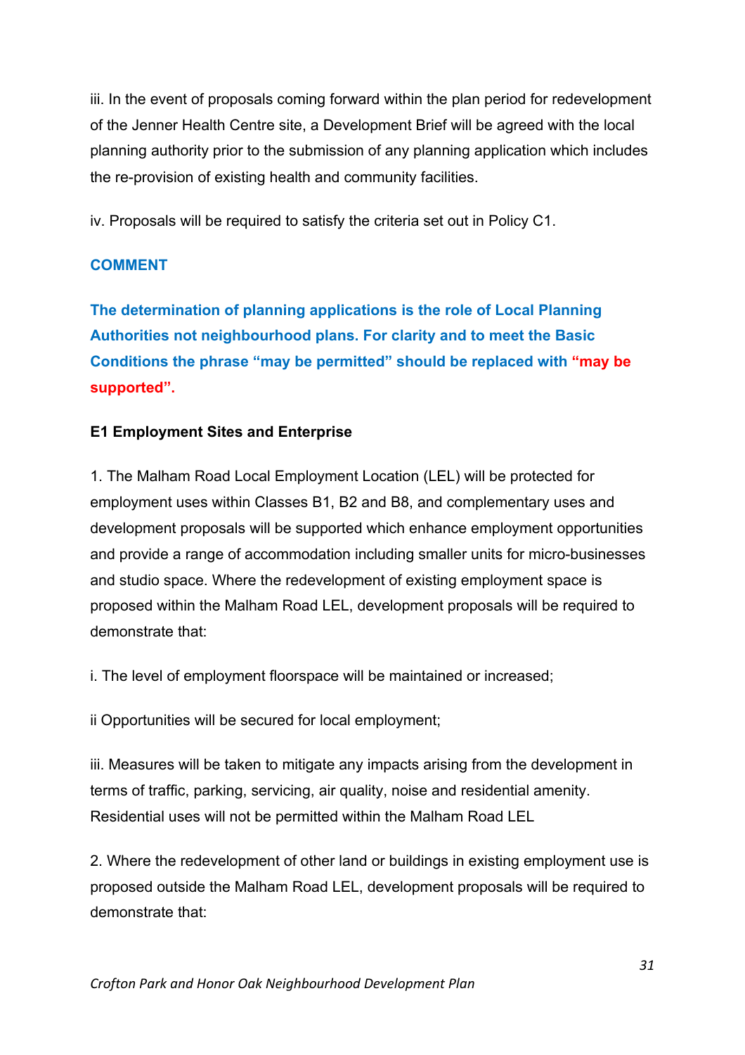iii. In the event of proposals coming forward within the plan period for redevelopment of the Jenner Health Centre site, a Development Brief will be agreed with the local planning authority prior to the submission of any planning application which includes the re-provision of existing health and community facilities.

iv. Proposals will be required to satisfy the criteria set out in Policy C1.

**COMMENT**

**The determination of planning applications is the role of Local Planning Authorities not neighbourhood plans. For clarity and to meet the Basic Conditions the phrase "may be permitted" should be replaced with "may be supported".**

**E1 Employment Sites and Enterprise**

1. The Malham Road Local Employment Location (LEL) will be protected for employment uses within Classes B1, B2 and B8, and complementary uses and development proposals will be supported which enhance employment opportunities and provide a range of accommodation including smaller units for micro-businesses and studio space. Where the redevelopment of existing employment space is proposed within the Malham Road LEL, development proposals will be required to demonstrate that:

i. The level of employment floorspace will be maintained or increased;

ii Opportunities will be secured for local employment;

iii. Measures will be taken to mitigate any impacts arising from the development in terms of traffic, parking, servicing, air quality, noise and residential amenity. Residential uses will not be permitted within the Malham Road LEL

2. Where the redevelopment of other land or buildings in existing employment use is proposed outside the Malham Road LEL, development proposals will be required to demonstrate that: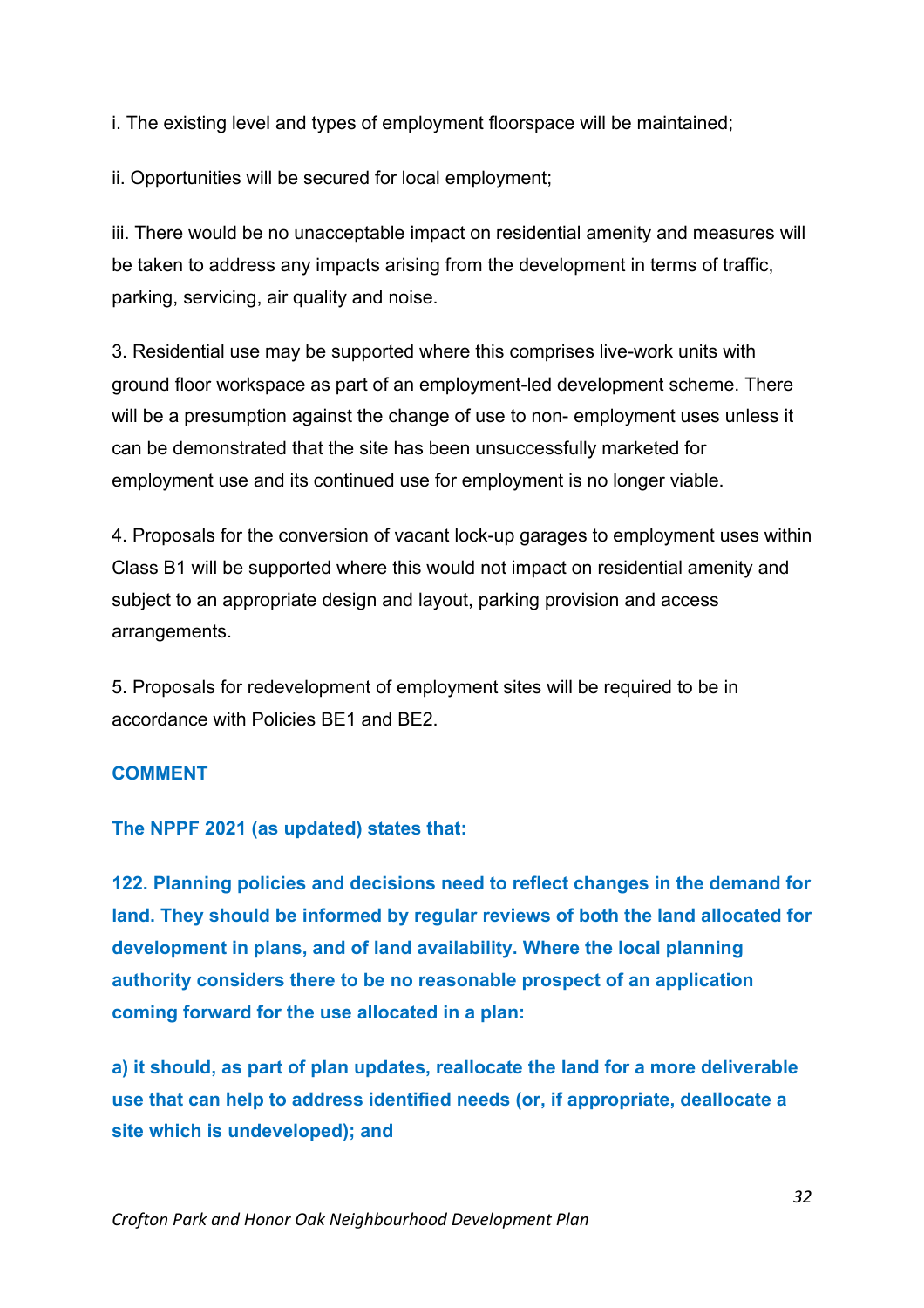i. The existing level and types of employment floorspace will be maintained;

ii. Opportunities will be secured for local employment;

iii. There would be no unacceptable impact on residential amenity and measures will be taken to address any impacts arising from the development in terms of traffic, parking, servicing, air quality and noise.

3. Residential use may be supported where this comprises live-work units with ground floor workspace as part of an employment-led development scheme. There will be a presumption against the change of use to non- employment uses unless it can be demonstrated that the site has been unsuccessfully marketed for employment use and its continued use for employment is no longer viable.

4. Proposals for the conversion of vacant lock-up garages to employment uses within Class B1 will be supported where this would not impact on residential amenity and subject to an appropriate design and layout, parking provision and access arrangements.

5. Proposals for redevelopment of employment sites will be required to be in accordance with Policies BE1 and BE2.

**COMMENT**

**The NPPF 2021 (as updated) states that:**

**122. Planning policies and decisions need to reflect changes in the demand for land. They should be informed by regular reviews of both the land allocated for development in plans, and of land availability. Where the local planning authority considers there to be no reasonable prospect of an application coming forward for the use allocated in a plan:**

**a) it should, as part of plan updates, reallocate the land for a more deliverable use that can help to address identified needs (or, if appropriate, deallocate a site which is undeveloped); and**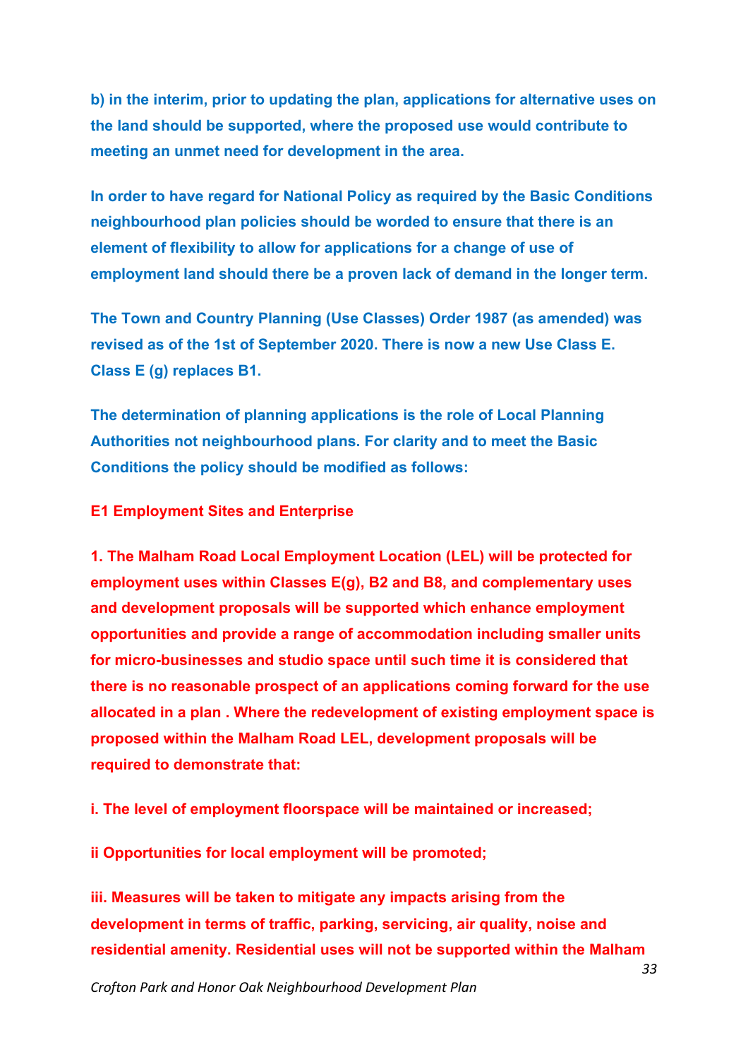**b) in the interim, prior to updating the plan, applications for alternative uses on the land should be supported, where the proposed use would contribute to meeting an unmet need for development in the area.**

**In order to have regard for National Policy as required by the Basic Conditions neighbourhood plan policies should be worded to ensure that there is an element of flexibility to allow for applications for a change of use of employment land should there be a proven lack of demand in the longer term.**

**The Town and Country Planning (Use Classes) Order 1987 (as amended) was revised as of the 1st of September 2020. There is now a new Use Class E. Class E (g) replaces B1.**

**The determination of planning applications is the role of Local Planning Authorities not neighbourhood plans. For clarity and to meet the Basic Conditions the policy should be modified as follows:**

**E1 Employment Sites and Enterprise**

**1. The Malham Road Local Employment Location (LEL) will be protected for employment uses within Classes E(g), B2 and B8, and complementary uses and development proposals will be supported which enhance employment opportunities and provide a range of accommodation including smaller units for micro-businesses and studio space until such time it is considered that there is no reasonable prospect of an applications coming forward for the use allocated in a plan . Where the redevelopment of existing employment space is proposed within the Malham Road LEL, development proposals will be required to demonstrate that:**

**i. The level of employment floorspace will be maintained or increased;**

**ii Opportunities for local employment will be promoted;**

**iii. Measures will be taken to mitigate any impacts arising from the development in terms of traffic, parking, servicing, air quality, noise and residential amenity. Residential uses will not be supported within the Malham**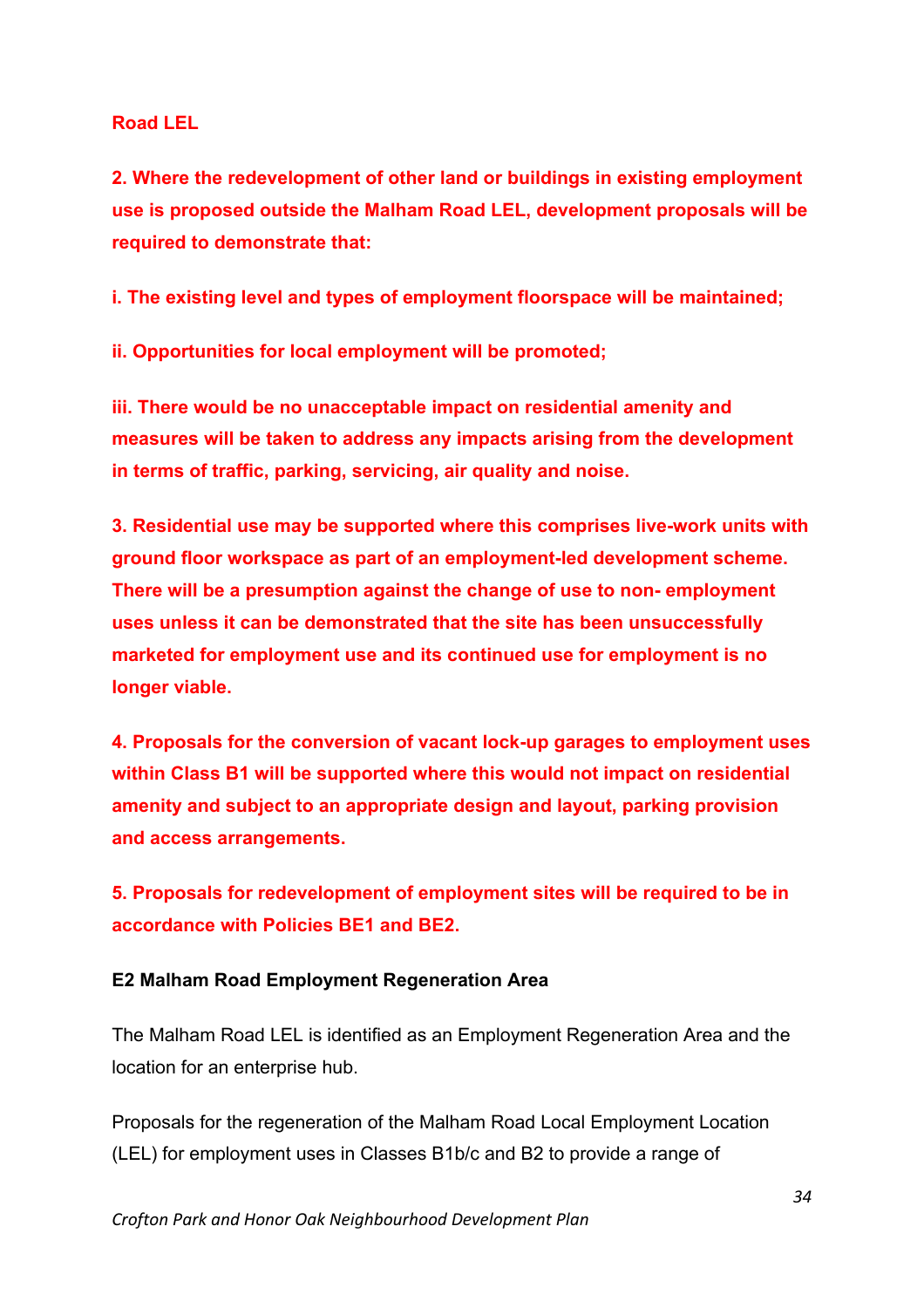**Road LEL**

**2. Where the redevelopment of other land or buildings in existing employment use is proposed outside the Malham Road LEL, development proposals will be required to demonstrate that:**

**i. The existing level and types of employment floorspace will be maintained;**

**ii. Opportunities for local employment will be promoted;**

**iii. There would be no unacceptable impact on residential amenity and measures will be taken to address any impacts arising from the development in terms of traffic, parking, servicing, air quality and noise.**

**3. Residential use may be supported where this comprises live-work units with ground floor workspace as part of an employment-led development scheme. There will be a presumption against the change of use to non- employment uses unless it can be demonstrated that the site has been unsuccessfully marketed for employment use and its continued use for employment is no longer viable.**

**4. Proposals for the conversion of vacant lock-up garages to employment uses within Class B1 will be supported where this would not impact on residential amenity and subject to an appropriate design and layout, parking provision and access arrangements.**

**5. Proposals for redevelopment of employment sites will be required to be in accordance with Policies BE1 and BE2.**

**E2 Malham Road Employment Regeneration Area**

The Malham Road LEL is identified as an Employment Regeneration Area and the location for an enterprise hub.

Proposals for the regeneration of the Malham Road Local Employment Location (LEL) for employment uses in Classes B1b/c and B2 to provide a range of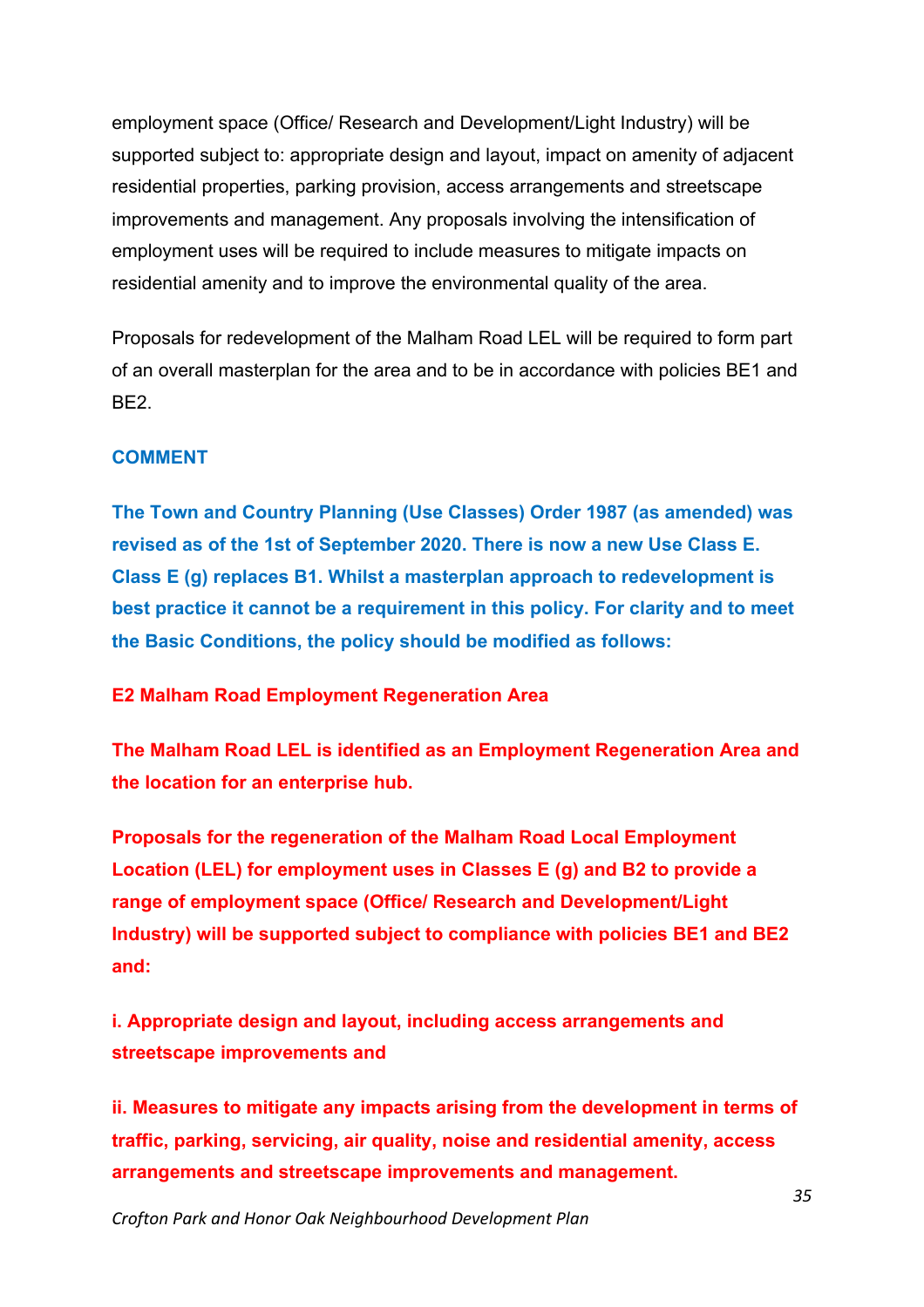employment space (Office/ Research and Development/Light Industry) will be supported subject to: appropriate design and layout, impact on amenity of adjacent residential properties, parking provision, access arrangements and streetscape improvements and management. Any proposals involving the intensification of employment uses will be required to include measures to mitigate impacts on residential amenity and to improve the environmental quality of the area.

Proposals for redevelopment of the Malham Road LEL will be required to form part of an overall masterplan for the area and to be in accordance with policies BE1 and BE2.

**COMMENT**

**The Town and Country Planning (Use Classes) Order 1987 (as amended) was revised as of the 1st of September 2020. There is now a new Use Class E. Class E (g) replaces B1. Whilst a masterplan approach to redevelopment is best practice it cannot be a requirement in this policy. For clarity and to meet the Basic Conditions, the policy should be modified as follows:**

**E2 Malham Road Employment Regeneration Area**

**The Malham Road LEL is identified as an Employment Regeneration Area and the location for an enterprise hub.**

**Proposals for the regeneration of the Malham Road Local Employment Location (LEL) for employment uses in Classes E (g) and B2 to provide a range of employment space (Office/ Research and Development/Light Industry) will be supported subject to compliance with policies BE1 and BE2 and:**

**i. Appropriate design and layout, including access arrangements and streetscape improvements and**

**ii. Measures to mitigate any impacts arising from the development in terms of traffic, parking, servicing, air quality, noise and residential amenity, access arrangements and streetscape improvements and management.**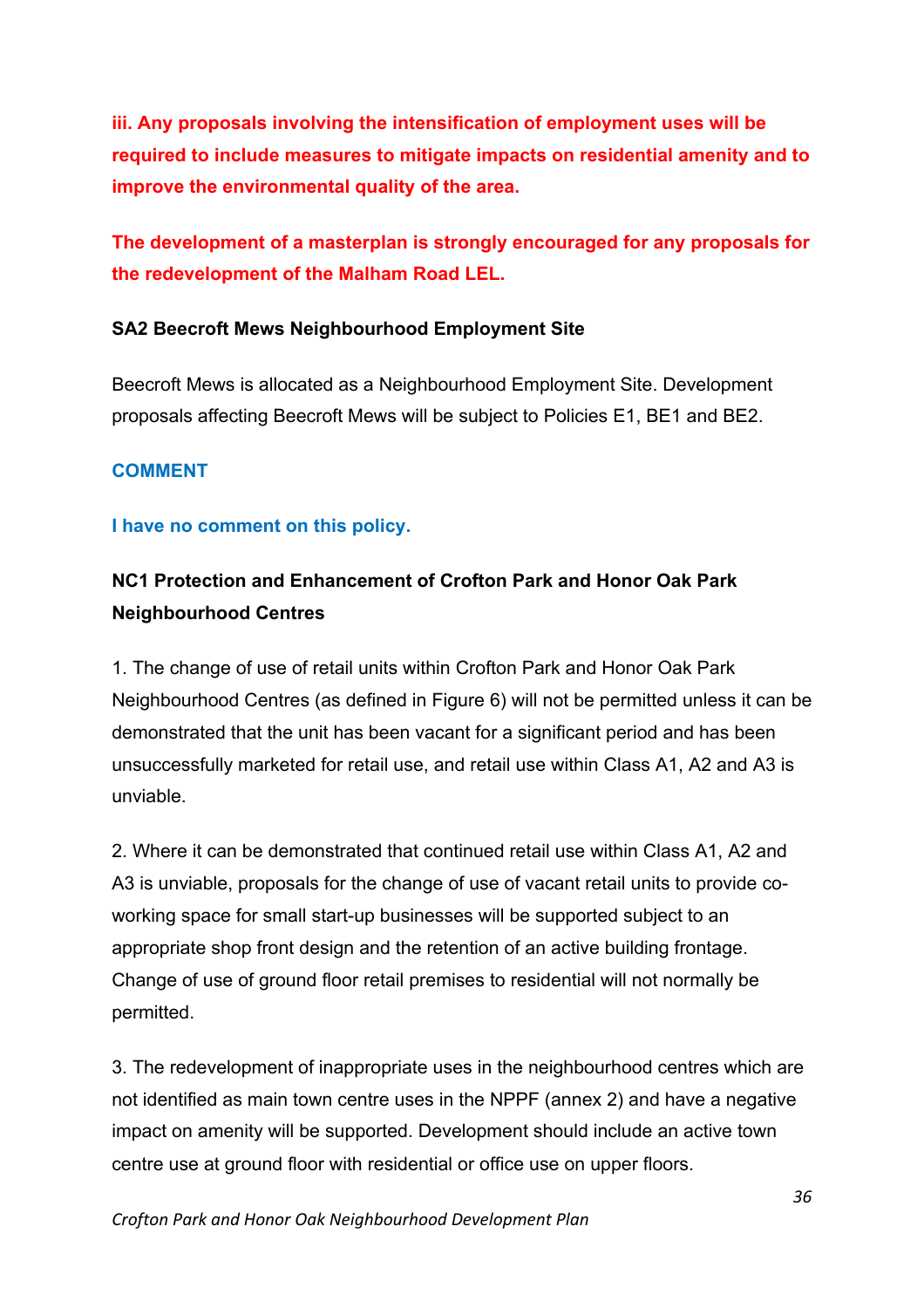**iii. Any proposals involving the intensification of employment uses will be required to include measures to mitigate impacts on residential amenity and to improve the environmental quality of the area.**

**The development of a masterplan is strongly encouraged for any proposals for the redevelopment of the Malham Road LEL.**

**SA2 Beecroft Mews Neighbourhood Employment Site**

Beecroft Mews is allocated as a Neighbourhood Employment Site. Development proposals affecting Beecroft Mews will be subject to Policies E1, BE1 and BE2.

**COMMENT**

**I have no comment on this policy.**

**NC1 Protection and Enhancement of Crofton Park and Honor Oak Park Neighbourhood Centres**

1. The change of use of retail units within Crofton Park and Honor Oak Park Neighbourhood Centres (as defined in Figure 6) will not be permitted unless it can be demonstrated that the unit has been vacant for a significant period and has been unsuccessfully marketed for retail use, and retail use within Class A1, A2 and A3 is unviable.

2. Where it can be demonstrated that continued retail use within Class A1, A2 and A3 is unviable, proposals for the change of use of vacant retail units to provide co-working space for small start-up businesses will be supported subject to an appropriate shop front design and the retention of an active building frontage. Change of use of ground floor retail premises to residential will not normally be permitted.

3. The redevelopment of inappropriate uses in the neighbourhood centres which are not identified as main town centre uses in the NPPF (annex 2) and have a negative impact on amenity will be supported. Development should include an active town centre use at ground floor with residential or office use on upper floors.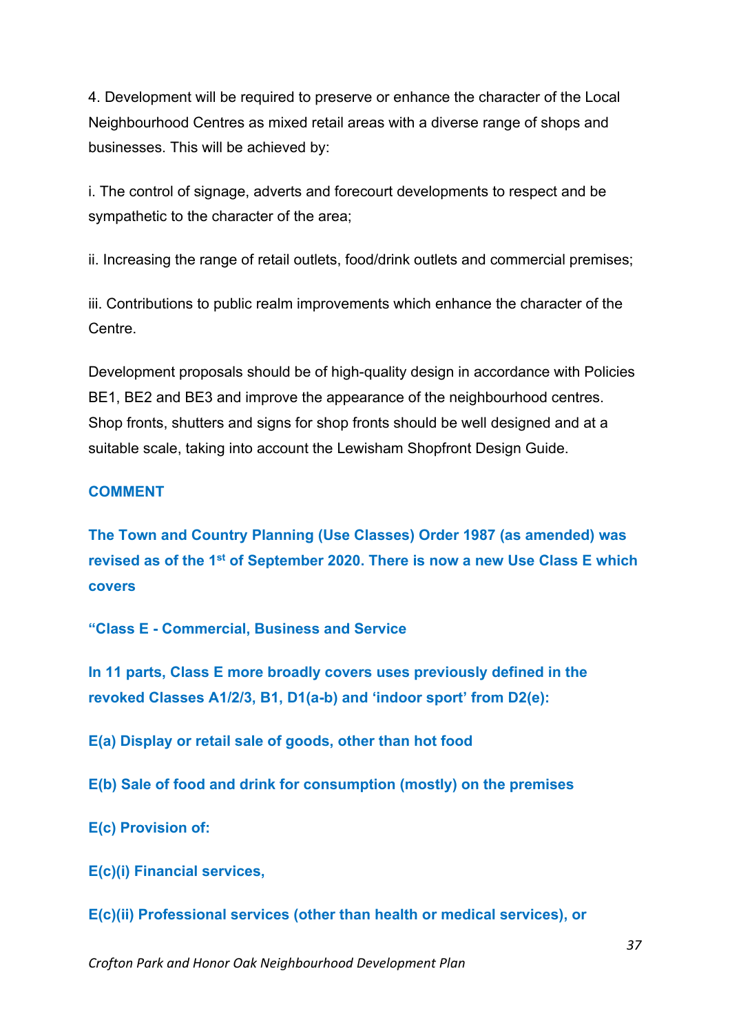4. Development will be required to preserve or enhance the character of the Local Neighbourhood Centres as mixed retail areas with a diverse range of shops and businesses. This will be achieved by:

i. The control of signage, adverts and forecourt developments to respect and be sympathetic to the character of the area;

ii. Increasing the range of retail outlets, food/drink outlets and commercial premises;

iii. Contributions to public realm improvements which enhance the character of the Centre.

Development proposals should be of high-quality design in accordance with Policies BE1, BE2 and BE3 and improve the appearance of the neighbourhood centres. Shop fronts, shutters and signs for shop fronts should be well designed and at a suitable scale, taking into account the Lewisham Shopfront Design Guide.

**COMMENT**

**The Town and Country Planning (Use Classes) Order 1987 (as amended) was revised as of the 1st of September 2020. There is now a new Use Class E which covers**

**"Class E - Commercial, Business and Service**

**In 11 parts, Class E more broadly covers uses previously defined in the revoked Classes A1/2/3, B1, D1(a-b) and 'indoor sport' from D2(e):**

**E(a) Display or retail sale of goods, other than hot food**

**E(b) Sale of food and drink for consumption (mostly) on the premises**

**E(c) Provision of:**

**E(c)(i) Financial services,**

**E(c)(ii) Professional services (other than health or medical services), or**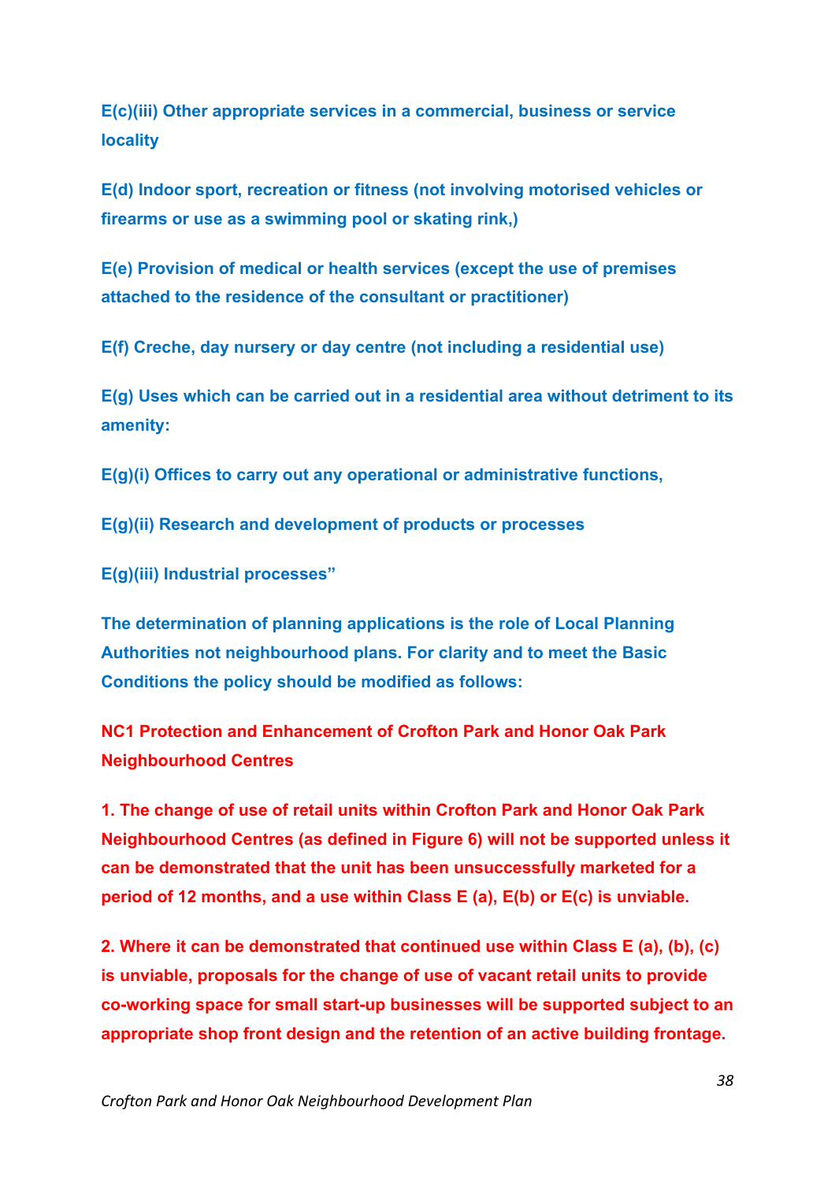**E(c)(iii) Other appropriate services in a commercial, business or service locality**

**E(d) Indoor sport, recreation or fitness (not involving motorised vehicles or firearms or use as a swimming pool or skating rink,)**

**E(e) Provision of medical or health services (except the use of premises attached to the residence of the consultant or practitioner)**

**E(f) Creche, day nursery or day centre (not including a residential use)**

**E(g) Uses which can be carried out in a residential area without detriment to its amenity:**

**E(g)(i) Offices to carry out any operational or administrative functions,**

**E(g)(ii) Research and development of products or processes**

**E(g)(iii) Industrial processes"**

**The determination of planning applications is the role of Local Planning Authorities not neighbourhood plans. For clarity and to meet the Basic Conditions the policy should be modified as follows:**

**NC1 Protection and Enhancement of Crofton Park and Honor Oak Park Neighbourhood Centres**

**1. The change of use of retail units within Crofton Park and Honor Oak Park Neighbourhood Centres (as defined in Figure 6) will not be supported unless it can be demonstrated that the unit has been unsuccessfully marketed for a period of 12 months, and a use within Class E (a), E(b) or E(c) is unviable.**

**2. Where it can be demonstrated that continued use within Class E (a), (b), (c) is unviable, proposals for the change of use of vacant retail units to provide co-working space for small start-up businesses will be supported subject to an appropriate shop front design and the retention of an active building frontage.**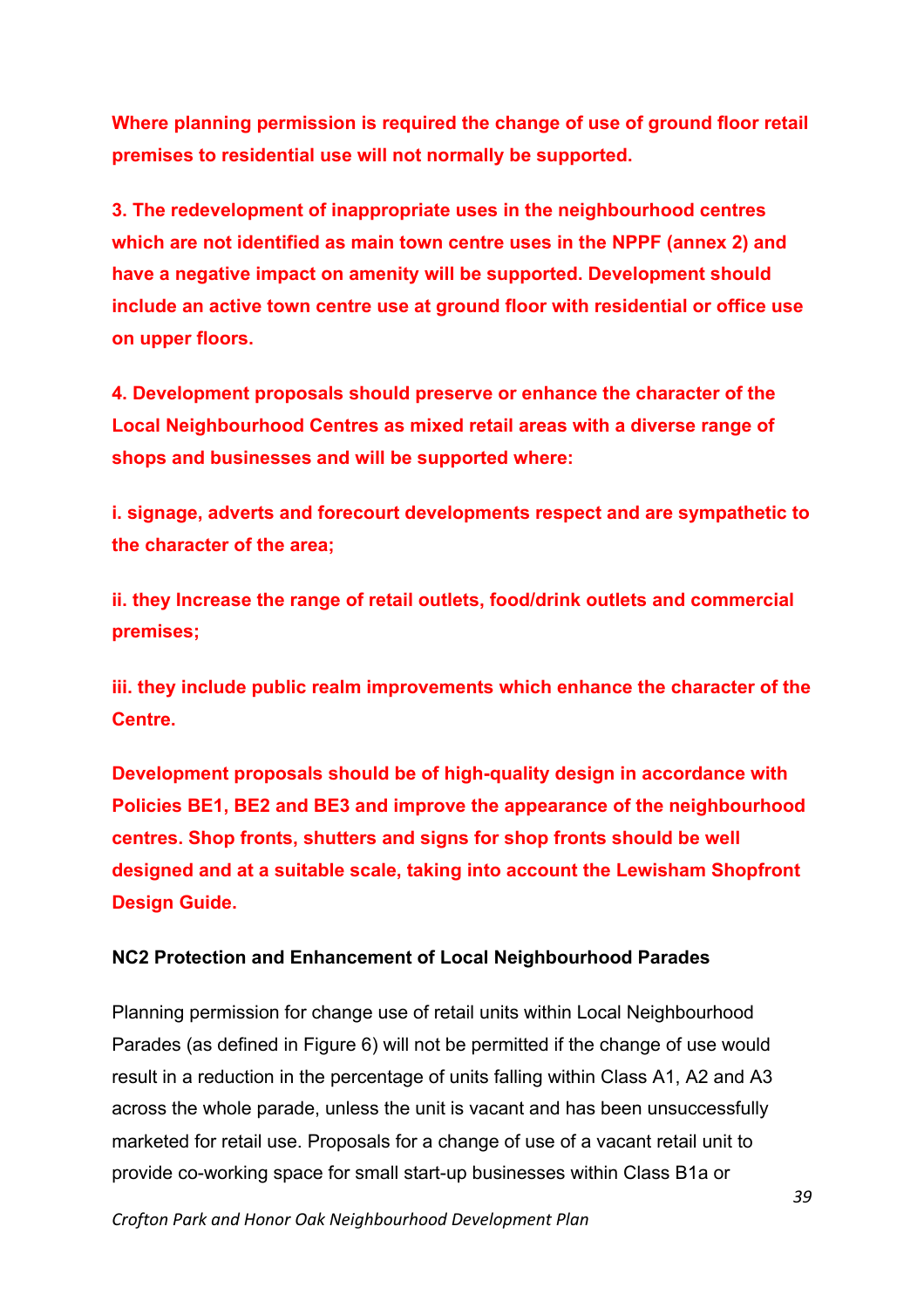**Where planning permission is required the change of use of ground floor retail premises to residential use will not normally be supported.**

**3. The redevelopment of inappropriate uses in the neighbourhood centres which are not identified as main town centre uses in the NPPF (annex 2) and have a negative impact on amenity will be supported. Development should include an active town centre use at ground floor with residential or office use on upper floors.**

**4. Development proposals should preserve or enhance the character of the Local Neighbourhood Centres as mixed retail areas with a diverse range of shops and businesses and will be supported where:**

**i. signage, adverts and forecourt developments respect and are sympathetic to the character of the area;**

**ii. they Increase the range of retail outlets, food/drink outlets and commercial premises;**

**iii. they include public realm improvements which enhance the character of the Centre.**

**Development proposals should be of high-quality design in accordance with Policies BE1, BE2 and BE3 and improve the appearance of the neighbourhood centres. Shop fronts, shutters and signs for shop fronts should be well designed and at a suitable scale, taking into account the Lewisham Shopfront Design Guide.**

**NC2 Protection and Enhancement of Local Neighbourhood Parades**

Planning permission for change use of retail units within Local Neighbourhood Parades (as defined in Figure 6) will not be permitted if the change of use would result in a reduction in the percentage of units falling within Class A1, A2 and A3 across the whole parade, unless the unit is vacant and has been unsuccessfully marketed for retail use. Proposals for a change of use of a vacant retail unit to provide co-working space for small start-up businesses within Class B1a or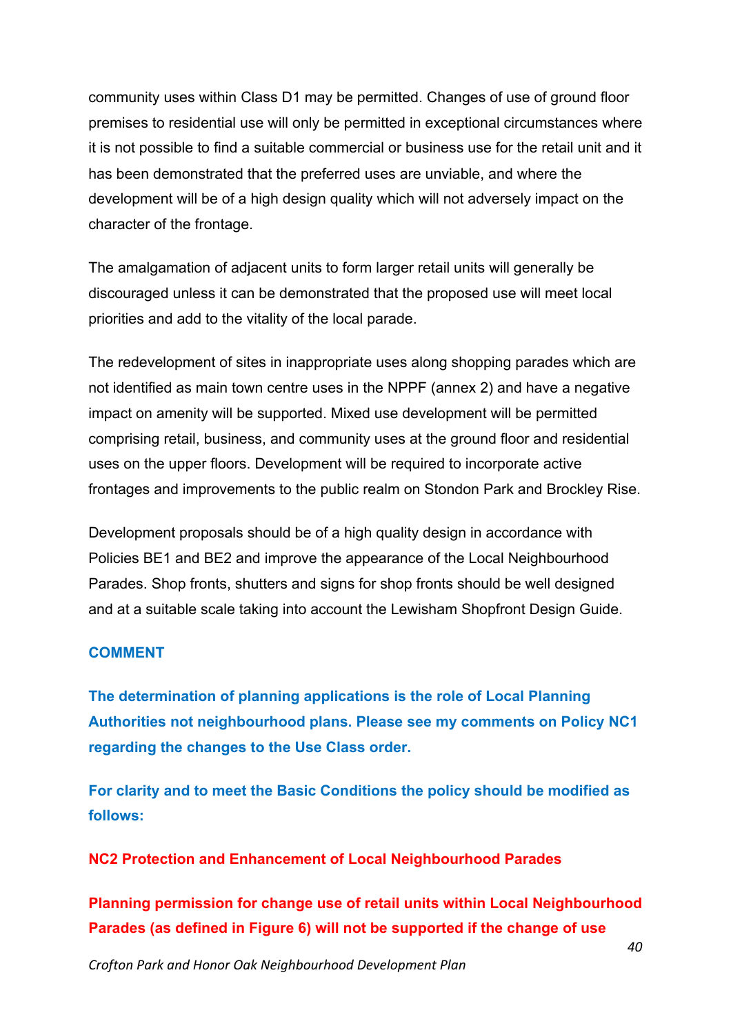community uses within Class D1 may be permitted. Changes of use of ground floor premises to residential use will only be permitted in exceptional circumstances where it is not possible to find a suitable commercial or business use for the retail unit and it has been demonstrated that the preferred uses are unviable, and where the development will be of a high design quality which will not adversely impact on the character of the frontage.

The amalgamation of adjacent units to form larger retail units will generally be discouraged unless it can be demonstrated that the proposed use will meet local priorities and add to the vitality of the local parade.

The redevelopment of sites in inappropriate uses along shopping parades which are not identified as main town centre uses in the NPPF (annex 2) and have a negative impact on amenity will be supported. Mixed use development will be permitted comprising retail, business, and community uses at the ground floor and residential uses on the upper floors. Development will be required to incorporate active frontages and improvements to the public realm on Stondon Park and Brockley Rise.

Development proposals should be of a high quality design in accordance with Policies BE1 and BE2 and improve the appearance of the Local Neighbourhood Parades. Shop fronts, shutters and signs for shop fronts should be well designed and at a suitable scale taking into account the Lewisham Shopfront Design Guide.

**COMMENT**

**The determination of planning applications is the role of Local Planning Authorities not neighbourhood plans. Please see my comments on Policy NC1 regarding the changes to the Use Class order.**

**For clarity and to meet the Basic Conditions the policy should be modified as follows:**

**NC2 Protection and Enhancement of Local Neighbourhood Parades**

**Planning permission for change use of retail units within Local Neighbourhood Parades (as defined in Figure 6) will not be supported if the change of use**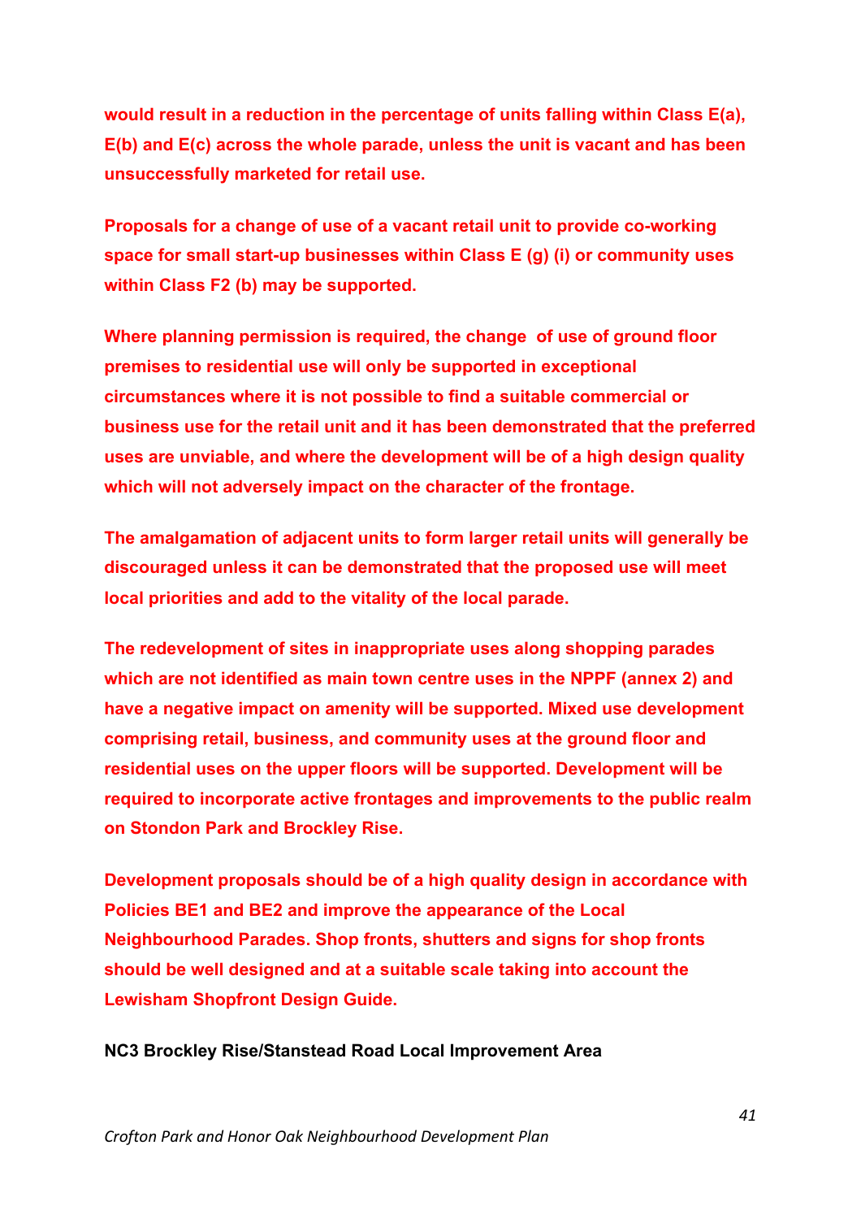**would result in a reduction in the percentage of units falling within Class E(a), E(b) and E(c) across the whole parade, unless the unit is vacant and has been unsuccessfully marketed for retail use.**

**Proposals for a change of use of a vacant retail unit to provide co-working space for small start-up businesses within Class E (g) (i) or community uses within Class F2 (b) may be supported.**

**Where planning permission is required, the change of use of ground floor premises to residential use will only be supported in exceptional circumstances where it is not possible to find a suitable commercial or business use for the retail unit and it has been demonstrated that the preferred uses are unviable, and where the development will be of a high design quality which will not adversely impact on the character of the frontage.**

**The amalgamation of adjacent units to form larger retail units will generally be discouraged unless it can be demonstrated that the proposed use will meet local priorities and add to the vitality of the local parade.**

**The redevelopment of sites in inappropriate uses along shopping parades which are not identified as main town centre uses in the NPPF (annex 2) and have a negative impact on amenity will be supported. Mixed use development comprising retail, business, and community uses at the ground floor and residential uses on the upper floors will be supported. Development will be required to incorporate active frontages and improvements to the public realm on Stondon Park and Brockley Rise.**

**Development proposals should be of a high quality design in accordance with Policies BE1 and BE2 and improve the appearance of the Local Neighbourhood Parades. Shop fronts, shutters and signs for shop fronts should be well designed and at a suitable scale taking into account the Lewisham Shopfront Design Guide.**

**NC3 Brockley Rise/Stanstead Road Local Improvement Area**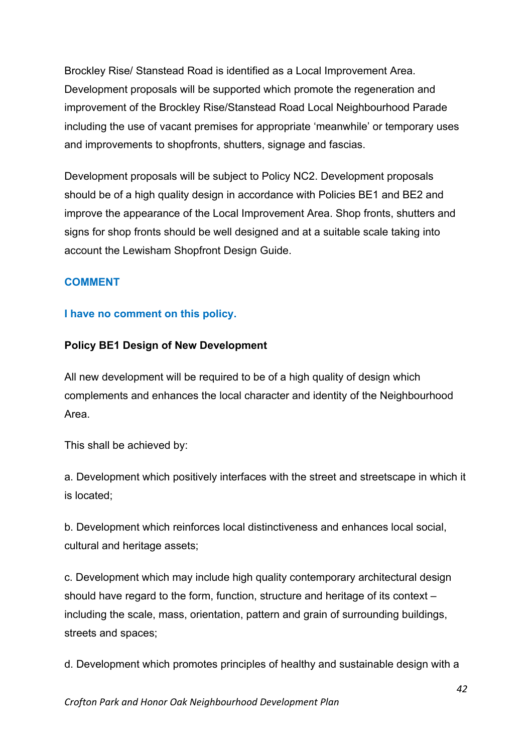Brockley Rise/ Stanstead Road is identified as a Local Improvement Area. Development proposals will be supported which promote the regeneration and improvement of the Brockley Rise/Stanstead Road Local Neighbourhood Parade including the use of vacant premises for appropriate 'meanwhile' or temporary uses and improvements to shopfronts, shutters, signage and fascias.

Development proposals will be subject to Policy NC2. Development proposals should be of a high quality design in accordance with Policies BE1 and BE2 and improve the appearance of the Local Improvement Area. Shop fronts, shutters and signs for shop fronts should be well designed and at a suitable scale taking into account the Lewisham Shopfront Design Guide.

**COMMENT**

**I have no comment on this policy.**

**Policy BE1 Design of New Development**

All new development will be required to be of a high quality of design which complements and enhances the local character and identity of the Neighbourhood Area.

This shall be achieved by:

a. Development which positively interfaces with the street and streetscape in which it is located;

b. Development which reinforces local distinctiveness and enhances local social, cultural and heritage assets;

c. Development which may include high quality contemporary architectural design should have regard to the form, function, structure and heritage of its context – including the scale, mass, orientation, pattern and grain of surrounding buildings, streets and spaces;

d. Development which promotes principles of healthy and sustainable design with a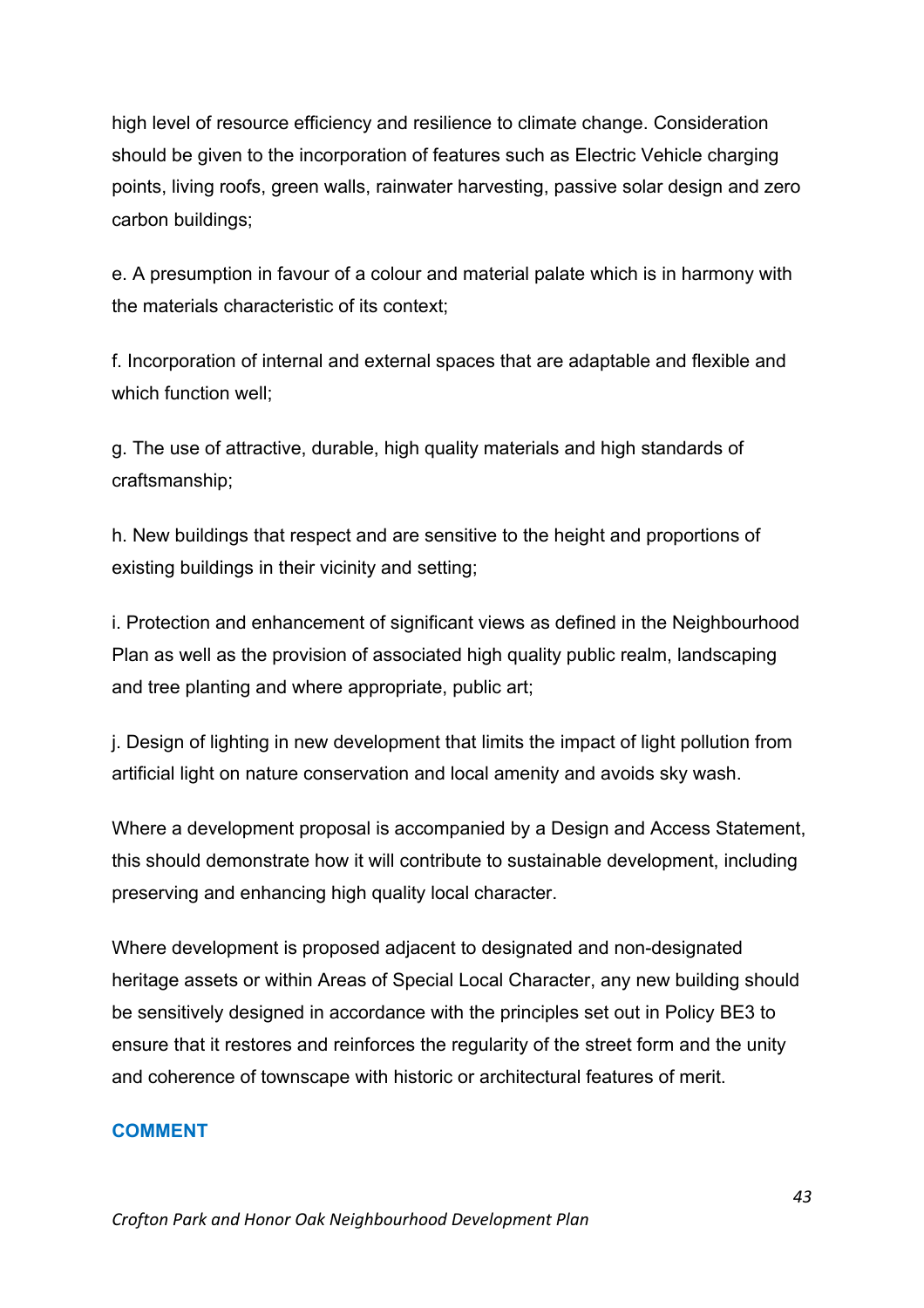high level of resource efficiency and resilience to climate change. Consideration should be given to the incorporation of features such as Electric Vehicle charging points, living roofs, green walls, rainwater harvesting, passive solar design and zero carbon buildings;

e. A presumption in favour of a colour and material palate which is in harmony with the materials characteristic of its context;

f. Incorporation of internal and external spaces that are adaptable and flexible and which function well;

g. The use of attractive, durable, high quality materials and high standards of craftsmanship;

h. New buildings that respect and are sensitive to the height and proportions of existing buildings in their vicinity and setting;

i. Protection and enhancement of significant views as defined in the Neighbourhood Plan as well as the provision of associated high quality public realm, landscaping and tree planting and where appropriate, public art;

j. Design of lighting in new development that limits the impact of light pollution from artificial light on nature conservation and local amenity and avoids sky wash.

Where a development proposal is accompanied by a Design and Access Statement, this should demonstrate how it will contribute to sustainable development, including preserving and enhancing high quality local character.

Where development is proposed adjacent to designated and non-designated heritage assets or within Areas of Special Local Character, any new building should be sensitively designed in accordance with the principles set out in Policy BE3 to ensure that it restores and reinforces the regularity of the street form and the unity and coherence of townscape with historic or architectural features of merit.

**COMMENT**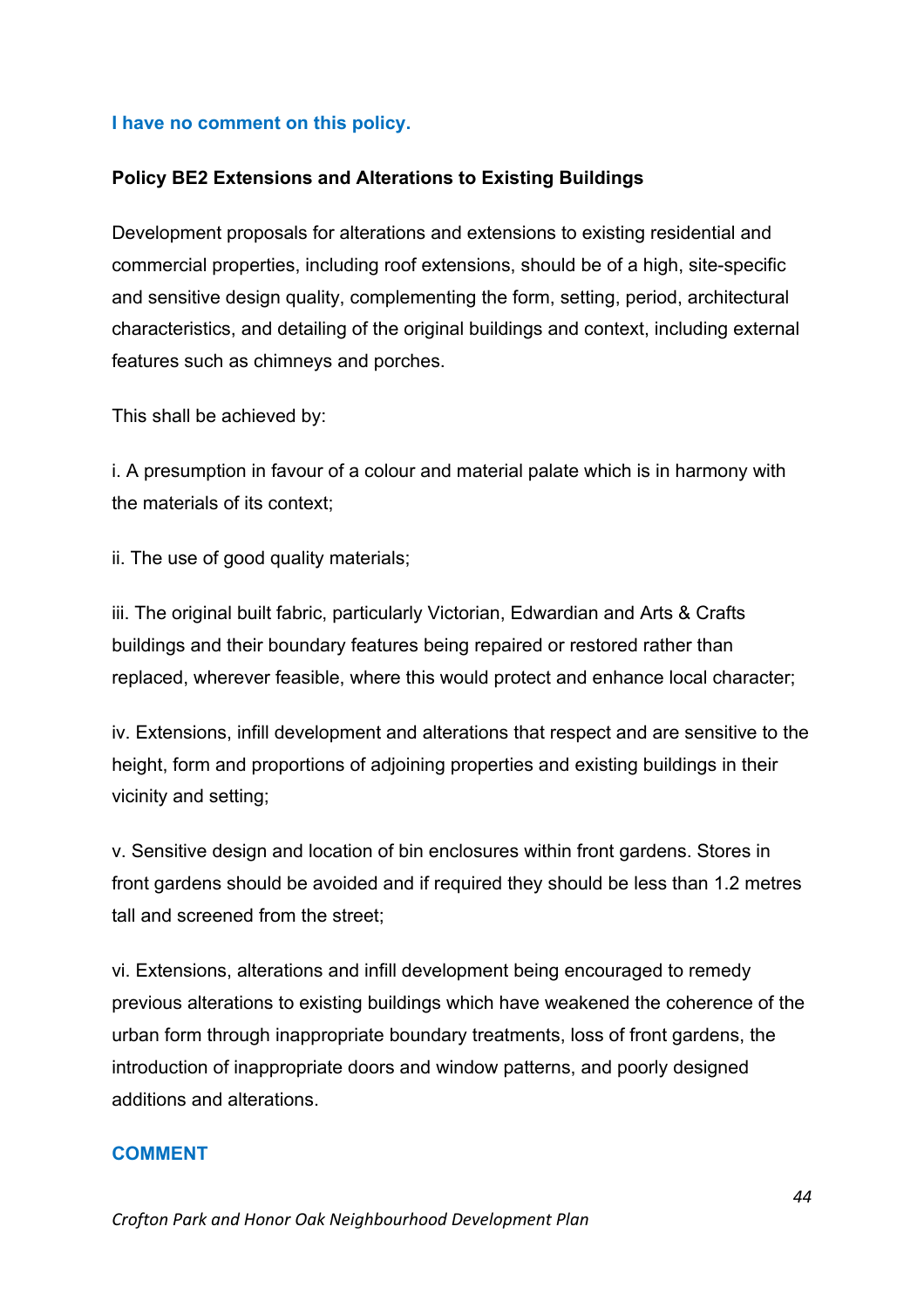**I have no comment on this policy.**

**Policy BE2 Extensions and Alterations to Existing Buildings**

Development proposals for alterations and extensions to existing residential and commercial properties, including roof extensions, should be of a high, site-specific and sensitive design quality, complementing the form, setting, period, architectural characteristics, and detailing of the original buildings and context, including external features such as chimneys and porches.

This shall be achieved by:

i. A presumption in favour of a colour and material palate which is in harmony with the materials of its context;

ii. The use of good quality materials;

iii. The original built fabric, particularly Victorian, Edwardian and Arts & Crafts buildings and their boundary features being repaired or restored rather than replaced, wherever feasible, where this would protect and enhance local character;

iv. Extensions, infill development and alterations that respect and are sensitive to the height, form and proportions of adjoining properties and existing buildings in their vicinity and setting;

v. Sensitive design and location of bin enclosures within front gardens. Stores in front gardens should be avoided and if required they should be less than 1.2 metres tall and screened from the street;

vi. Extensions, alterations and infill development being encouraged to remedy previous alterations to existing buildings which have weakened the coherence of the urban form through inappropriate boundary treatments, loss of front gardens, the introduction of inappropriate doors and window patterns, and poorly designed additions and alterations.

**COMMENT**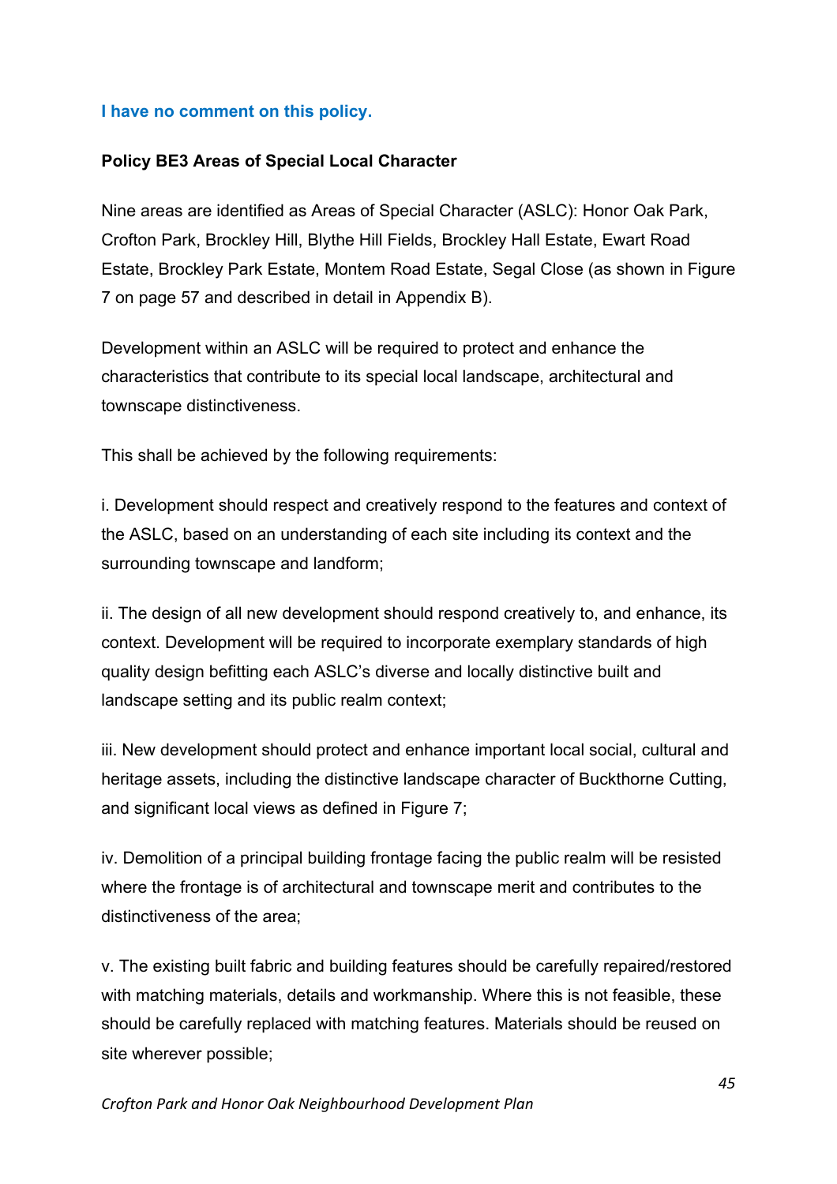**I have no comment on this policy.**

**Policy BE3 Areas of Special Local Character**

Nine areas are identified as Areas of Special Character (ASLC): Honor Oak Park, Crofton Park, Brockley Hill, Blythe Hill Fields, Brockley Hall Estate, Ewart Road Estate, Brockley Park Estate, Montem Road Estate, Segal Close (as shown in Figure 7 on page 57 and described in detail in Appendix B).

Development within an ASLC will be required to protect and enhance the characteristics that contribute to its special local landscape, architectural and townscape distinctiveness.

This shall be achieved by the following requirements:

i. Development should respect and creatively respond to the features and context of the ASLC, based on an understanding of each site including its context and the surrounding townscape and landform;

ii. The design of all new development should respond creatively to, and enhance, its context. Development will be required to incorporate exemplary standards of high quality design befitting each ASLC's diverse and locally distinctive built and landscape setting and its public realm context;

iii. New development should protect and enhance important local social, cultural and heritage assets, including the distinctive landscape character of Buckthorne Cutting, and significant local views as defined in Figure 7;

iv. Demolition of a principal building frontage facing the public realm will be resisted where the frontage is of architectural and townscape merit and contributes to the distinctiveness of the area;

v. The existing built fabric and building features should be carefully repaired/restored with matching materials, details and workmanship. Where this is not feasible, these should be carefully replaced with matching features. Materials should be reused on site wherever possible;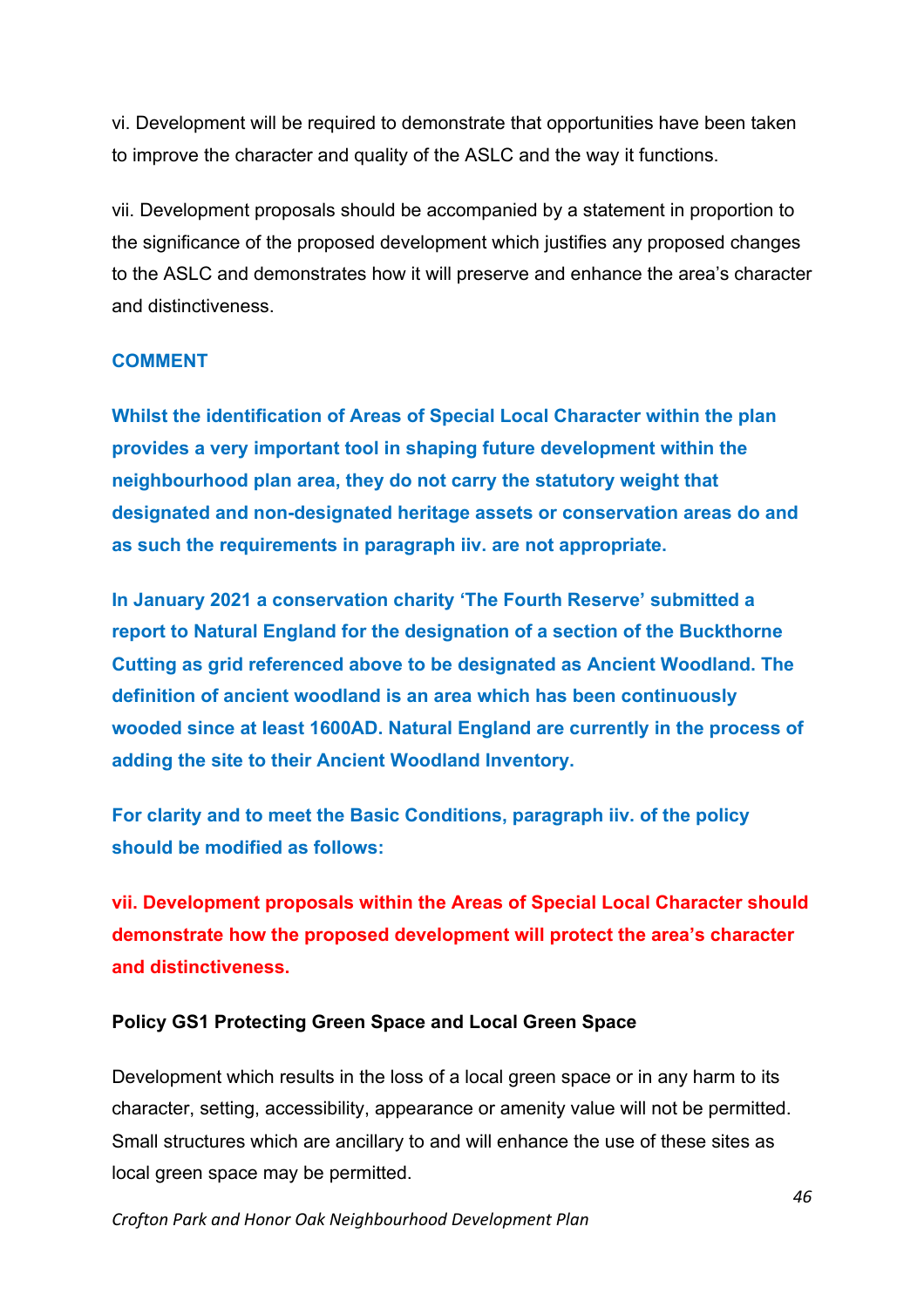vi. Development will be required to demonstrate that opportunities have been taken to improve the character and quality of the ASLC and the way it functions.

vii. Development proposals should be accompanied by a statement in proportion to the significance of the proposed development which justifies any proposed changes to the ASLC and demonstrates how it will preserve and enhance the area's character and distinctiveness.

**COMMENT**

**Whilst the identification of Areas of Special Local Character within the plan provides a very important tool in shaping future development within the neighbourhood plan area, they do not carry the statutory weight that designated and non-designated heritage assets or conservation areas do and as such the requirements in paragraph iiv. are not appropriate.**

**In January 2021 a conservation charity 'The Fourth Reserve' submitted a report to Natural England for the designation of a section of the Buckthorne Cutting as grid referenced above to be designated as Ancient Woodland. The definition of ancient woodland is an area which has been continuously wooded since at least 1600AD. Natural England are currently in the process of adding the site to their Ancient Woodland Inventory.**

**For clarity and to meet the Basic Conditions, paragraph iiv. of the policy should be modified as follows:**

**vii. Development proposals within the Areas of Special Local Character should demonstrate how the proposed development will protect the area's character and distinctiveness.**

**Policy GS1 Protecting Green Space and Local Green Space**

Development which results in the loss of a local green space or in any harm to its character, setting, accessibility, appearance or amenity value will not be permitted. Small structures which are ancillary to and will enhance the use of these sites as local green space may be permitted.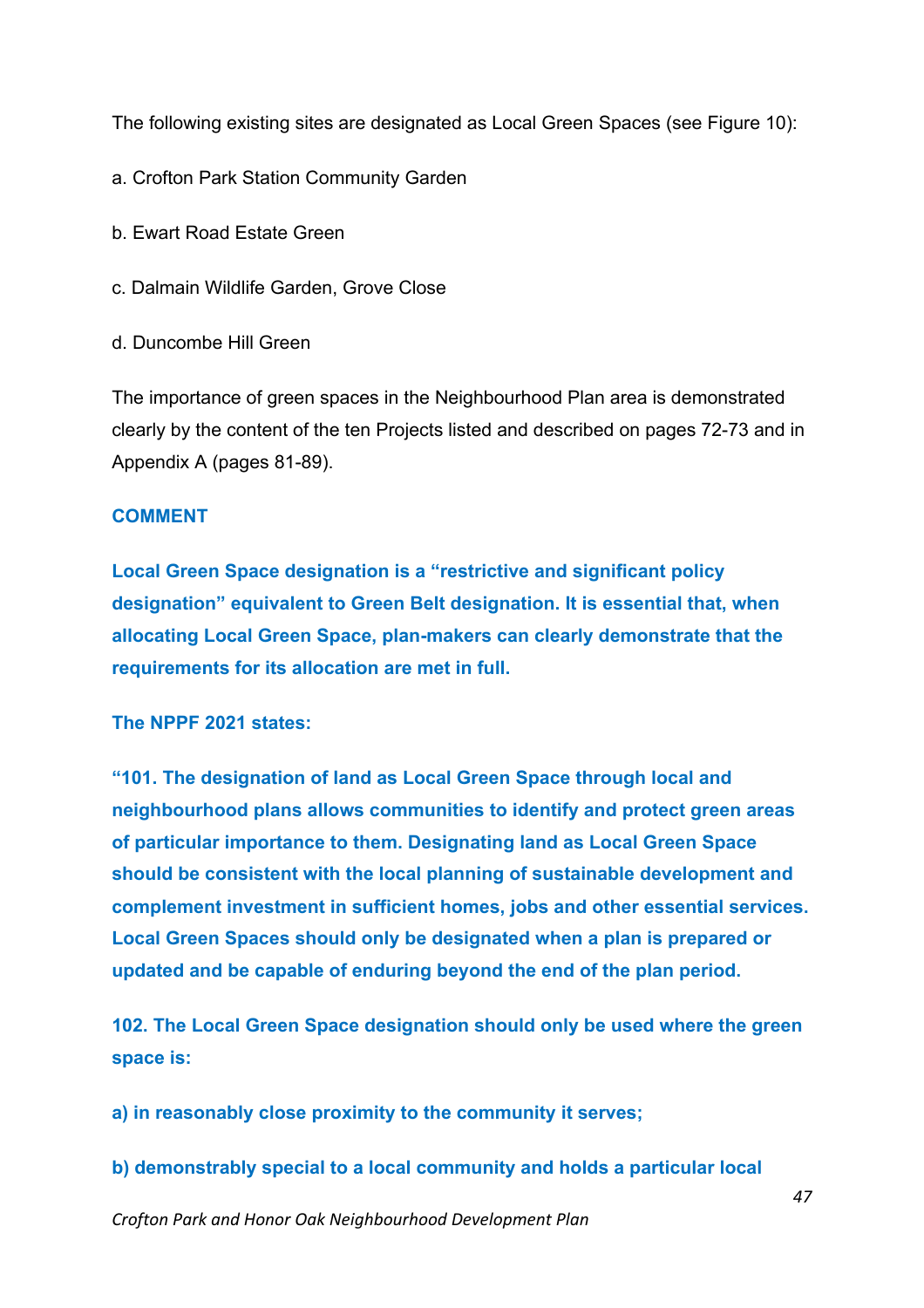The following existing sites are designated as Local Green Spaces (see Figure 10):

a. Crofton Park Station Community Garden

b. Ewart Road Estate Green

c. Dalmain Wildlife Garden, Grove Close

d. Duncombe Hill Green

The importance of green spaces in the Neighbourhood Plan area is demonstrated clearly by the content of the ten Projects listed and described on pages 72-73 and in Appendix A (pages 81-89).

**COMMENT**

**Local Green Space designation is a "restrictive and significant policy designation" equivalent to Green Belt designation. It is essential that, when allocating Local Green Space, plan-makers can clearly demonstrate that the requirements for its allocation are met in full.**

**The NPPF 2021 states:**

**"101. The designation of land as Local Green Space through local and neighbourhood plans allows communities to identify and protect green areas of particular importance to them. Designating land as Local Green Space should be consistent with the local planning of sustainable development and complement investment in sufficient homes, jobs and other essential services. Local Green Spaces should only be designated when a plan is prepared or updated and be capable of enduring beyond the end of the plan period.**

**102. The Local Green Space designation should only be used where the green space is:**

**a) in reasonably close proximity to the community it serves;**

**b) demonstrably special to a local community and holds a particular local**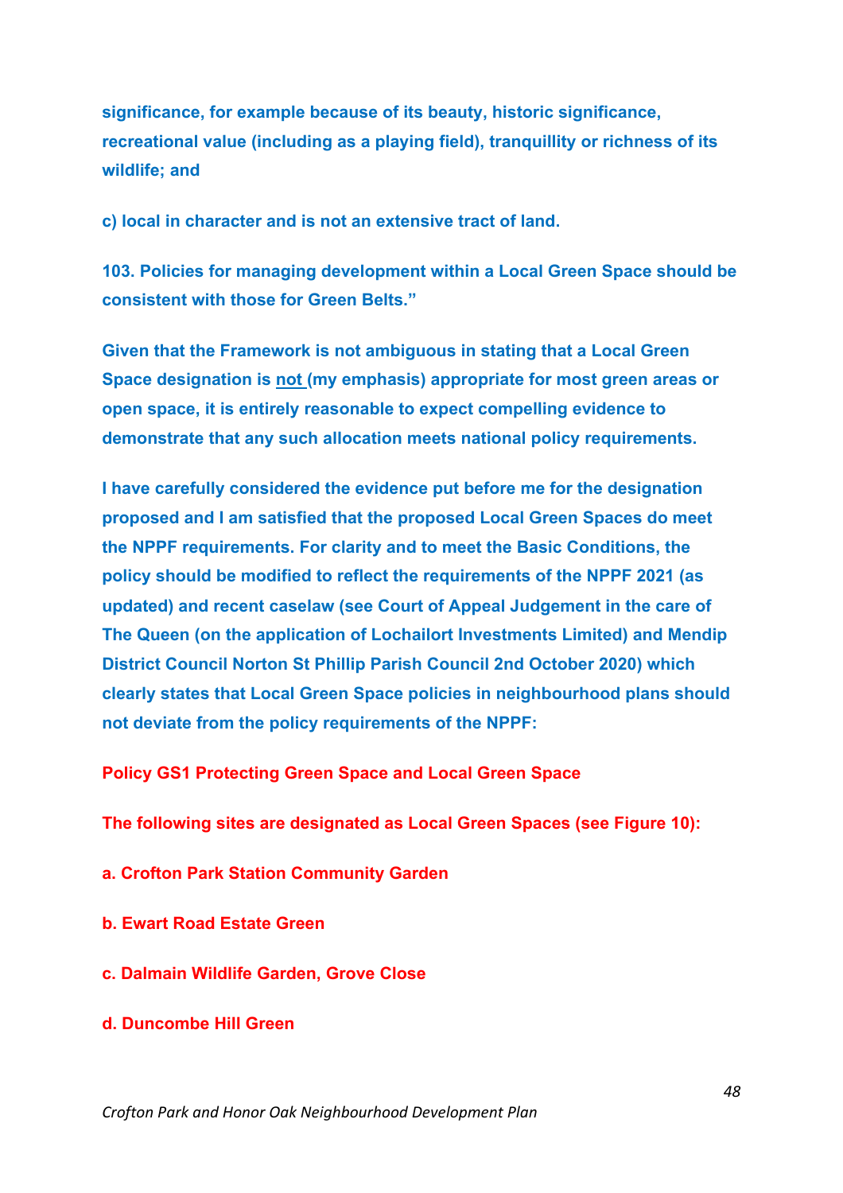**significance, for example because of its beauty, historic significance, recreational value (including as a playing field), tranquillity or richness of its wildlife; and**

**c) local in character and is not an extensive tract of land.**

**103. Policies for managing development within a Local Green Space should be consistent with those for Green Belts."**

**Given that the Framework is not ambiguous in stating that a Local Green Space designation is <u>not</u> (my emphasis) appropriate for most green areas or open space, it is entirely reasonable to expect compelling evidence to demonstrate that any such allocation meets national policy requirements.**

**I have carefully considered the evidence put before me for the designation proposed and I am satisfied that the proposed Local Green Spaces do meet the NPPF requirements. For clarity and to meet the Basic Conditions, the policy should be modified to reflect the requirements of the NPPF 2021 (as updated) and recent caselaw (see Court of Appeal Judgement in the care of The Queen (on the application of Lochailort Investments Limited) and Mendip District Council Norton St Phillip Parish Council 2nd October 2020) which clearly states that Local Green Space policies in neighbourhood plans should not deviate from the policy requirements of the NPPF:**

**Policy GS1 Protecting Green Space and Local Green Space**

**The following sites are designated as Local Green Spaces (see Figure 10):**

**a. Crofton Park Station Community Garden**

**b. Ewart Road Estate Green**

**c. Dalmain Wildlife Garden, Grove Close**

**d. Duncombe Hill Green**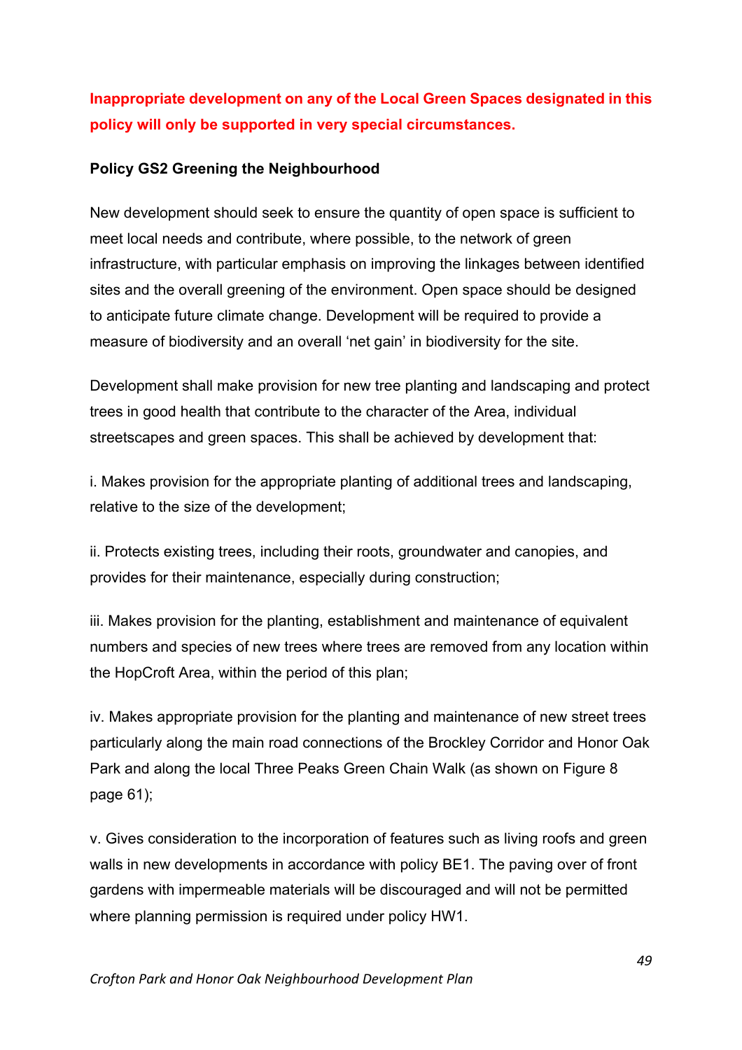**Inappropriate development on any of the Local Green Spaces designated in this policy will only be supported in very special circumstances.**

**Policy GS2 Greening the Neighbourhood**

New development should seek to ensure the quantity of open space is sufficient to meet local needs and contribute, where possible, to the network of green infrastructure, with particular emphasis on improving the linkages between identified sites and the overall greening of the environment. Open space should be designed to anticipate future climate change. Development will be required to provide a measure of biodiversity and an overall 'net gain' in biodiversity for the site.

Development shall make provision for new tree planting and landscaping and protect trees in good health that contribute to the character of the Area, individual streetscapes and green spaces. This shall be achieved by development that:

i. Makes provision for the appropriate planting of additional trees and landscaping, relative to the size of the development;

ii. Protects existing trees, including their roots, groundwater and canopies, and provides for their maintenance, especially during construction;

iii. Makes provision for the planting, establishment and maintenance of equivalent numbers and species of new trees where trees are removed from any location within the HopCroft Area, within the period of this plan;

iv. Makes appropriate provision for the planting and maintenance of new street trees particularly along the main road connections of the Brockley Corridor and Honor Oak Park and along the local Three Peaks Green Chain Walk (as shown on Figure 8 page 61);

v. Gives consideration to the incorporation of features such as living roofs and green walls in new developments in accordance with policy BE1. The paving over of front gardens with impermeable materials will be discouraged and will not be permitted where planning permission is required under policy HW1.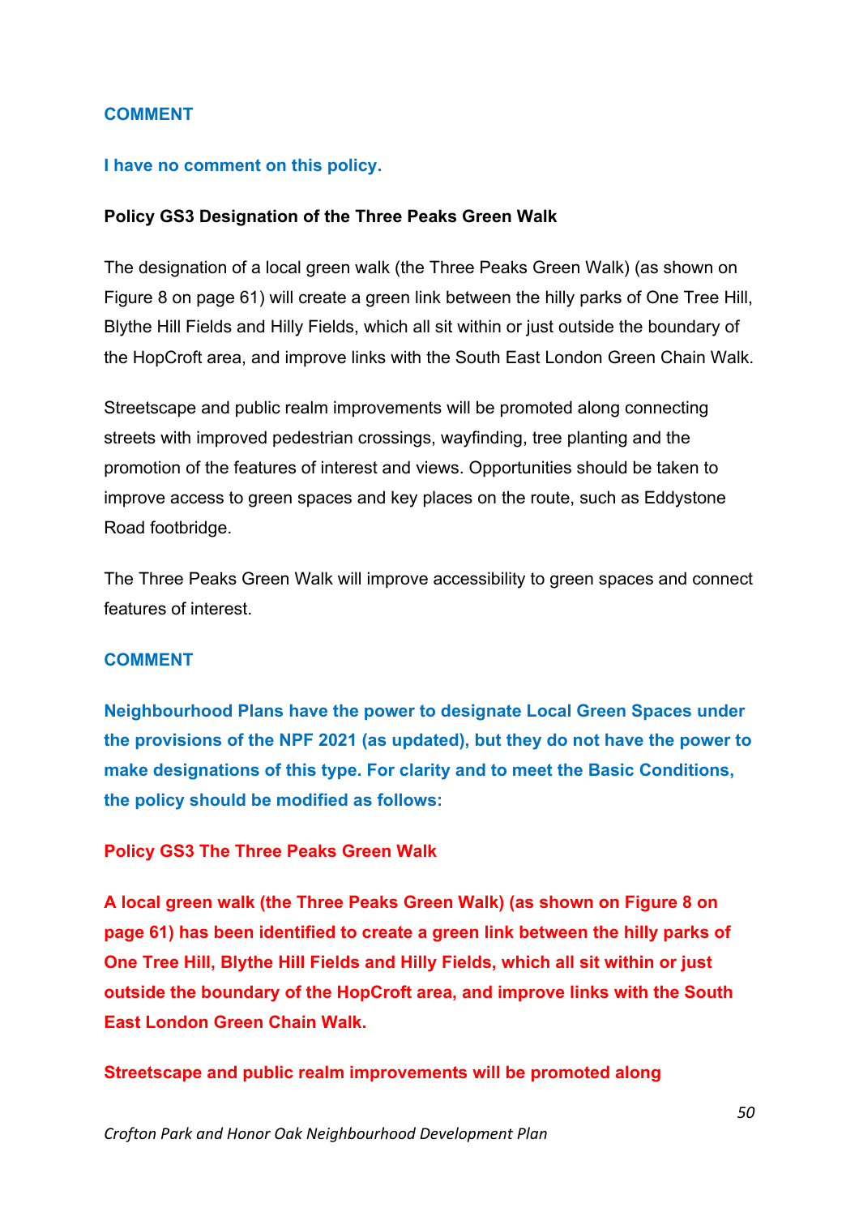**COMMENT**

**I have no comment on this policy.**

**Policy GS3 Designation of the Three Peaks Green Walk**

The designation of a local green walk (the Three Peaks Green Walk) (as shown on Figure 8 on page 61) will create a green link between the hilly parks of One Tree Hill, Blythe Hill Fields and Hilly Fields, which all sit within or just outside the boundary of the HopCroft area, and improve links with the South East London Green Chain Walk.

Streetscape and public realm improvements will be promoted along connecting streets with improved pedestrian crossings, wayfinding, tree planting and the promotion of the features of interest and views. Opportunities should be taken to improve access to green spaces and key places on the route, such as Eddystone Road footbridge.

The Three Peaks Green Walk will improve accessibility to green spaces and connect features of interest.

**COMMENT**

**Neighbourhood Plans have the power to designate Local Green Spaces under the provisions of the NPF 2021 (as updated), but they do not have the power to make designations of this type. For clarity and to meet the Basic Conditions, the policy should be modified as follows:**

**Policy GS3 The Three Peaks Green Walk**

**A local green walk (the Three Peaks Green Walk) (as shown on Figure 8 on page 61) has been identified to create a green link between the hilly parks of One Tree Hill, Blythe Hill Fields and Hilly Fields, which all sit within or just outside the boundary of the HopCroft area, and improve links with the South East London Green Chain Walk.**

**Streetscape and public realm improvements will be promoted along**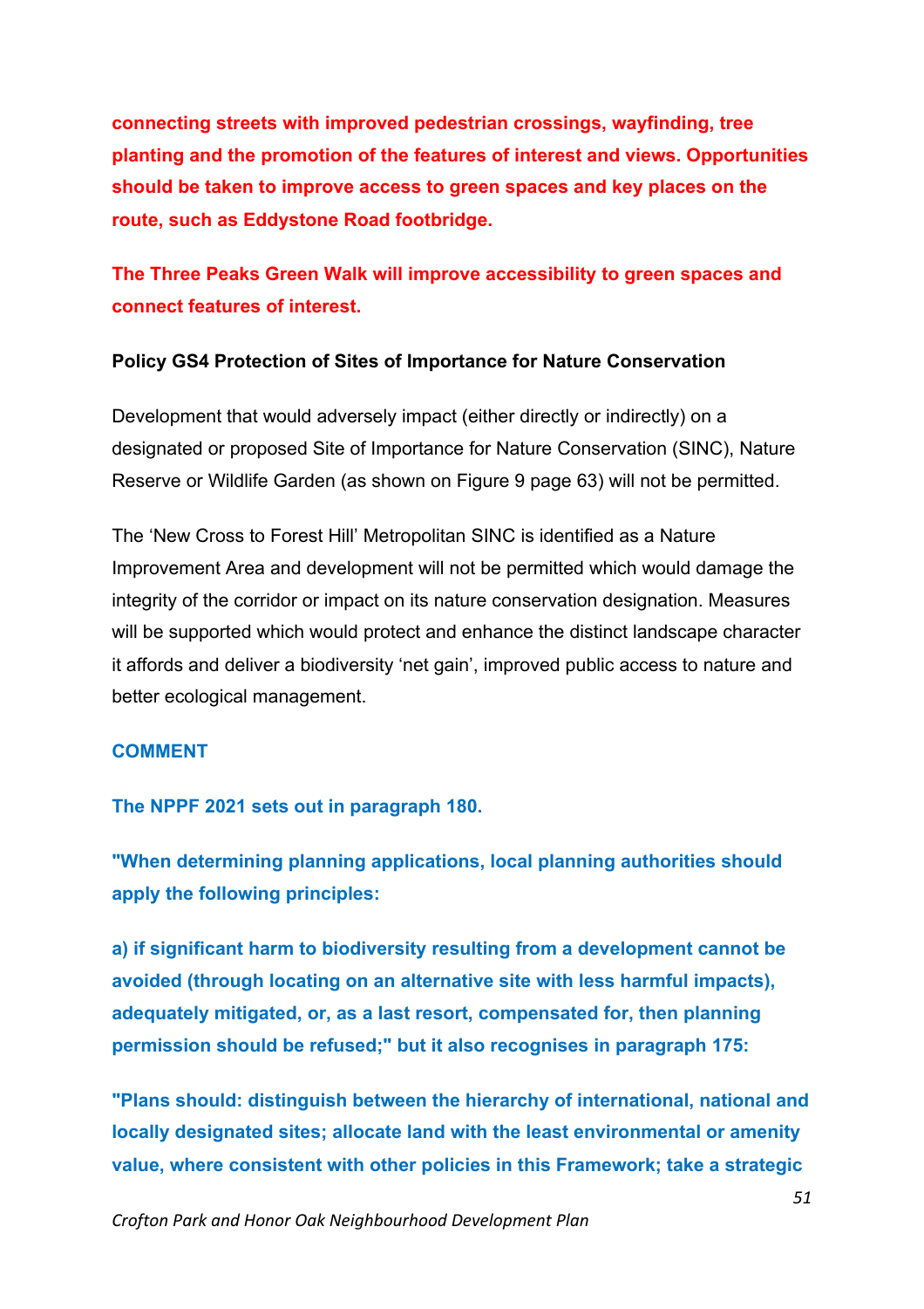**connecting streets with improved pedestrian crossings, wayfinding, tree planting and the promotion of the features of interest and views. Opportunities should be taken to improve access to green spaces and key places on the route, such as Eddystone Road footbridge.**

**The Three Peaks Green Walk will improve accessibility to green spaces and connect features of interest.**

**Policy GS4 Protection of Sites of Importance for Nature Conservation**

Development that would adversely impact (either directly or indirectly) on a designated or proposed Site of Importance for Nature Conservation (SINC), Nature Reserve or Wildlife Garden (as shown on Figure 9 page 63) will not be permitted.

The 'New Cross to Forest Hill' Metropolitan SINC is identified as a Nature Improvement Area and development will not be permitted which would damage the integrity of the corridor or impact on its nature conservation designation. Measures will be supported which would protect and enhance the distinct landscape character it affords and deliver a biodiversity 'net gain', improved public access to nature and better ecological management.

**COMMENT**

**The NPPF 2021 sets out in paragraph 180.**

**"When determining planning applications, local planning authorities should apply the following principles:**

**a) if significant harm to biodiversity resulting from a development cannot be avoided (through locating on an alternative site with less harmful impacts), adequately mitigated, or, as a last resort, compensated for, then planning permission should be refused;" but it also recognises in paragraph 175:**

**"Plans should: distinguish between the hierarchy of international, national and locally designated sites; allocate land with the least environmental or amenity value, where consistent with other policies in this Framework; take a strategic**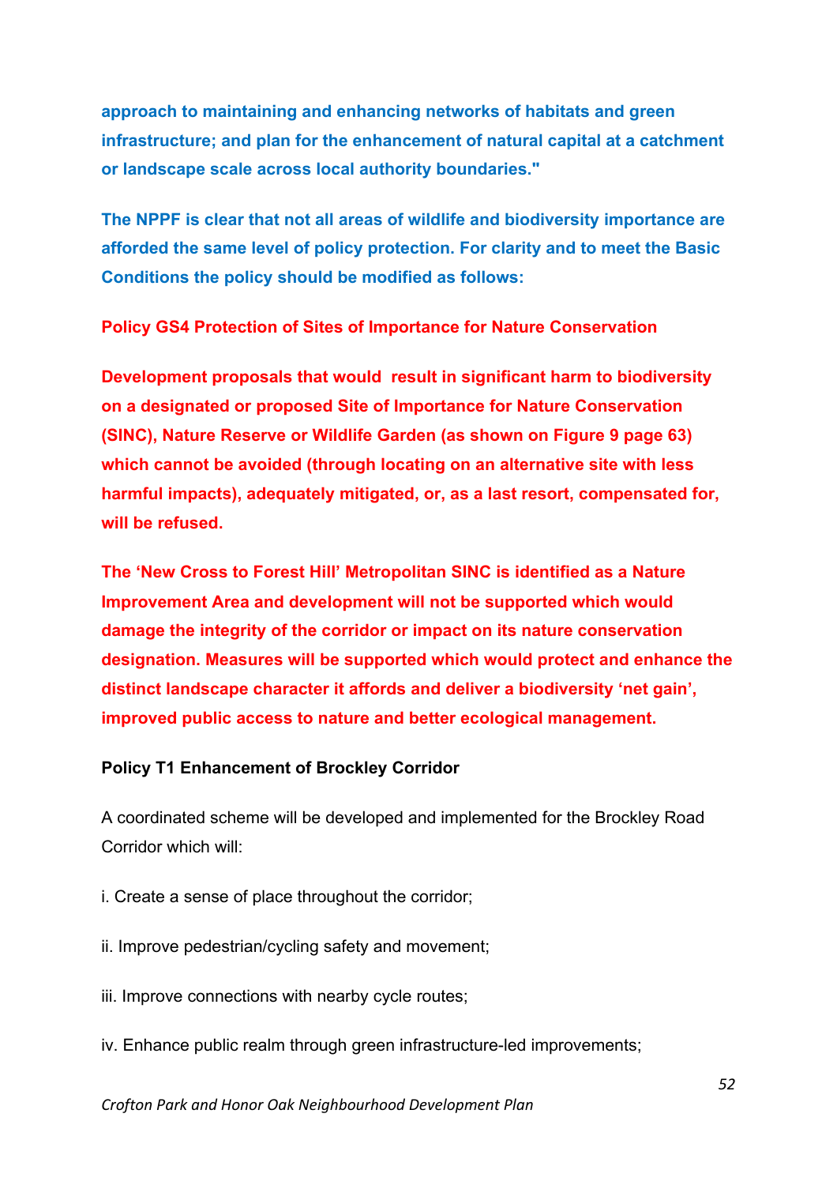**approach to maintaining and enhancing networks of habitats and green infrastructure; and plan for the enhancement of natural capital at a catchment or landscape scale across local authority boundaries."**

**The NPPF is clear that not all areas of wildlife and biodiversity importance are afforded the same level of policy protection. For clarity and to meet the Basic Conditions the policy should be modified as follows:**

**Policy GS4 Protection of Sites of Importance for Nature Conservation**

**Development proposals that would result in significant harm to biodiversity on a designated or proposed Site of Importance for Nature Conservation (SINC), Nature Reserve or Wildlife Garden (as shown on Figure 9 page 63) which cannot be avoided (through locating on an alternative site with less harmful impacts), adequately mitigated, or, as a last resort, compensated for, will be refused.**

**The 'New Cross to Forest Hill' Metropolitan SINC is identified as a Nature Improvement Area and development will not be supported which would damage the integrity of the corridor or impact on its nature conservation designation. Measures will be supported which would protect and enhance the distinct landscape character it affords and deliver a biodiversity 'net gain', improved public access to nature and better ecological management.**

**Policy T1 Enhancement of Brockley Corridor**

A coordinated scheme will be developed and implemented for the Brockley Road Corridor which will:

i. Create a sense of place throughout the corridor;

ii. Improve pedestrian/cycling safety and movement;

iii. Improve connections with nearby cycle routes;

iv. Enhance public realm through green infrastructure-led improvements;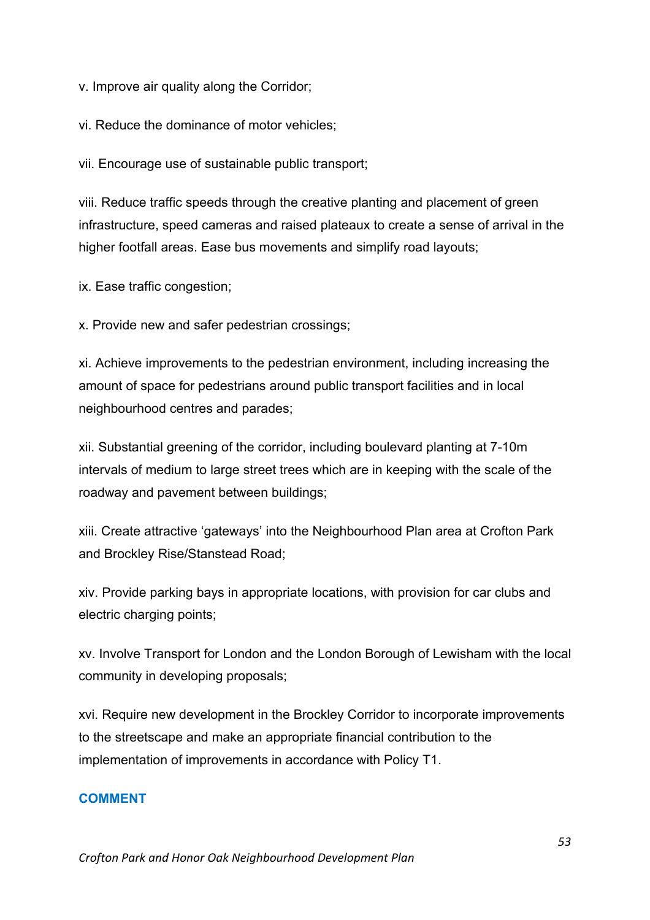v. Improve air quality along the Corridor;

vi. Reduce the dominance of motor vehicles;

vii. Encourage use of sustainable public transport;

viii. Reduce traffic speeds through the creative planting and placement of green infrastructure, speed cameras and raised plateaux to create a sense of arrival in the higher footfall areas. Ease bus movements and simplify road layouts;

ix. Ease traffic congestion;

x. Provide new and safer pedestrian crossings;

xi. Achieve improvements to the pedestrian environment, including increasing the amount of space for pedestrians around public transport facilities and in local neighbourhood centres and parades;

xii. Substantial greening of the corridor, including boulevard planting at 7-10m intervals of medium to large street trees which are in keeping with the scale of the roadway and pavement between buildings;

xiii. Create attractive 'gateways' into the Neighbourhood Plan area at Crofton Park and Brockley Rise/Stanstead Road;

xiv. Provide parking bays in appropriate locations, with provision for car clubs and electric charging points;

xv. Involve Transport for London and the London Borough of Lewisham with the local community in developing proposals;

xvi. Require new development in the Brockley Corridor to incorporate improvements to the streetscape and make an appropriate financial contribution to the implementation of improvements in accordance with Policy T1.

**COMMENT**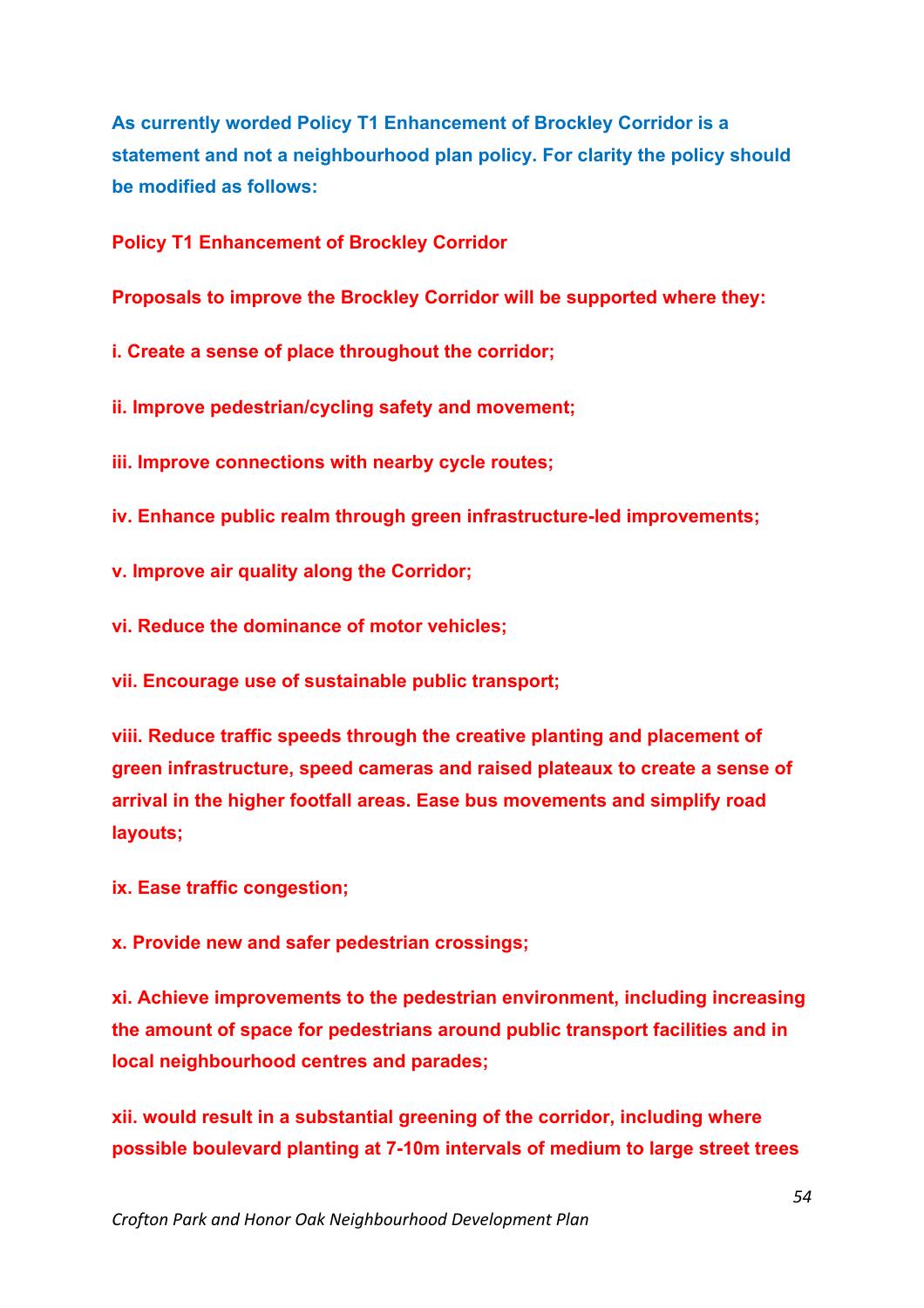**As currently worded Policy T1 Enhancement of Brockley Corridor is a statement and not a neighbourhood plan policy. For clarity the policy should be modified as follows:**

**Policy T1 Enhancement of Brockley Corridor**

**Proposals to improve the Brockley Corridor will be supported where they:**

**i. Create a sense of place throughout the corridor;**

**ii. Improve pedestrian/cycling safety and movement;**

**iii. Improve connections with nearby cycle routes;**

**iv. Enhance public realm through green infrastructure-led improvements;**

**v. Improve air quality along the Corridor;**

**vi. Reduce the dominance of motor vehicles;**

**vii. Encourage use of sustainable public transport;**

**viii. Reduce traffic speeds through the creative planting and placement of green infrastructure, speed cameras and raised plateaux to create a sense of arrival in the higher footfall areas. Ease bus movements and simplify road layouts;**

**ix. Ease traffic congestion;**

**x. Provide new and safer pedestrian crossings;**

**xi. Achieve improvements to the pedestrian environment, including increasing the amount of space for pedestrians around public transport facilities and in local neighbourhood centres and parades;**

**xii. would result in a substantial greening of the corridor, including where possible boulevard planting at 7-10m intervals of medium to large street trees**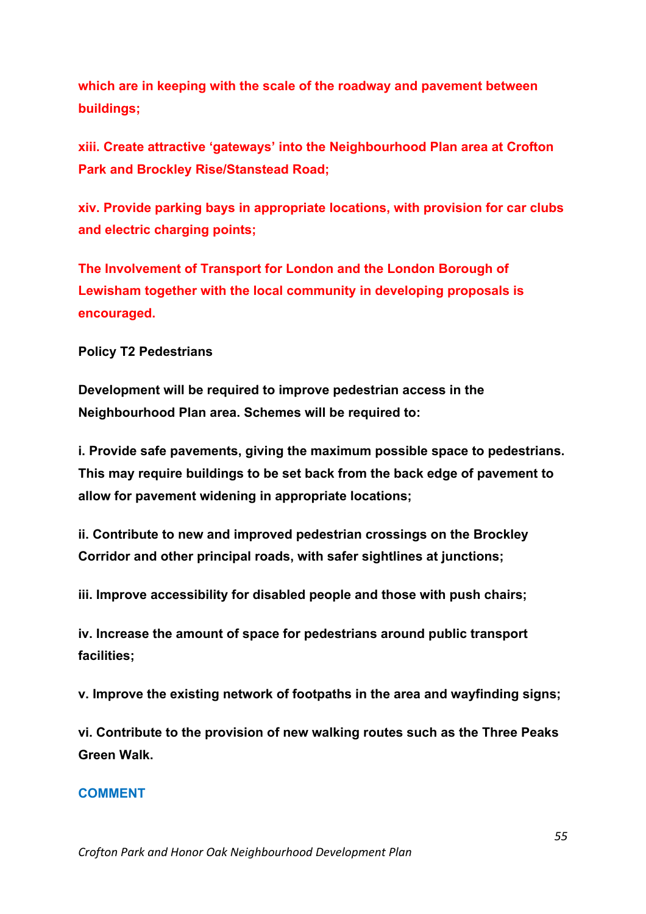**which are in keeping with the scale of the roadway and pavement between buildings;**

**xiii. Create attractive 'gateways' into the Neighbourhood Plan area at Crofton Park and Brockley Rise/Stanstead Road;**

**xiv. Provide parking bays in appropriate locations, with provision for car clubs and electric charging points;**

**The Involvement of Transport for London and the London Borough of Lewisham together with the local community in developing proposals is encouraged.**

**Policy T2 Pedestrians**

**Development will be required to improve pedestrian access in the Neighbourhood Plan area. Schemes will be required to:**

**i. Provide safe pavements, giving the maximum possible space to pedestrians. This may require buildings to be set back from the back edge of pavement to allow for pavement widening in appropriate locations;**

**ii. Contribute to new and improved pedestrian crossings on the Brockley Corridor and other principal roads, with safer sightlines at junctions;**

**iii. Improve accessibility for disabled people and those with push chairs;**

**iv. Increase the amount of space for pedestrians around public transport facilities;**

**v. Improve the existing network of footpaths in the area and wayfinding signs;**

**vi. Contribute to the provision of new walking routes such as the Three Peaks Green Walk.**

**COMMENT**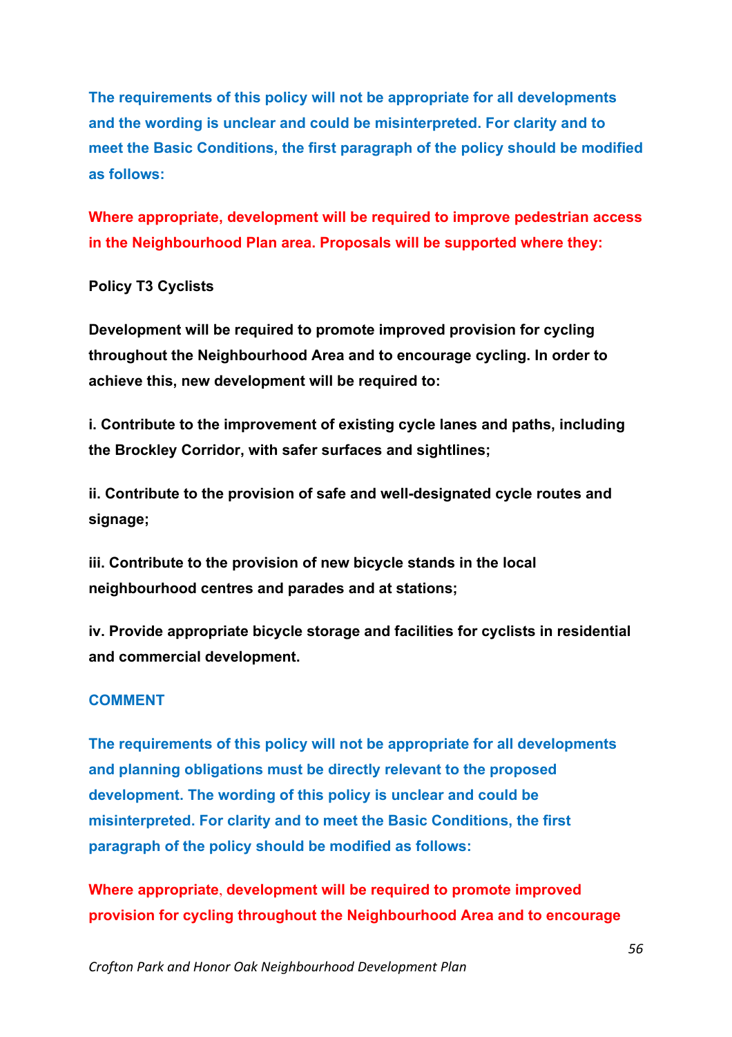**The requirements of this policy will not be appropriate for all developments and the wording is unclear and could be misinterpreted. For clarity and to meet the Basic Conditions, the first paragraph of the policy should be modified as follows:**

**Where appropriate, development will be required to improve pedestrian access in the Neighbourhood Plan area. Proposals will be supported where they:**

**Policy T3 Cyclists**

**Development will be required to promote improved provision for cycling throughout the Neighbourhood Area and to encourage cycling. In order to achieve this, new development will be required to:**

**i. Contribute to the improvement of existing cycle lanes and paths, including the Brockley Corridor, with safer surfaces and sightlines;**

**ii. Contribute to the provision of safe and well-designated cycle routes and signage;**

**iii. Contribute to the provision of new bicycle stands in the local neighbourhood centres and parades and at stations;**

**iv. Provide appropriate bicycle storage and facilities for cyclists in residential and commercial development.**

**COMMENT**

**The requirements of this policy will not be appropriate for all developments and planning obligations must be directly relevant to the proposed development. The wording of this policy is unclear and could be misinterpreted. For clarity and to meet the Basic Conditions, the first paragraph of the policy should be modified as follows:**

**Where appropriate, development will be required to promote improved provision for cycling throughout the Neighbourhood Area and to encourage**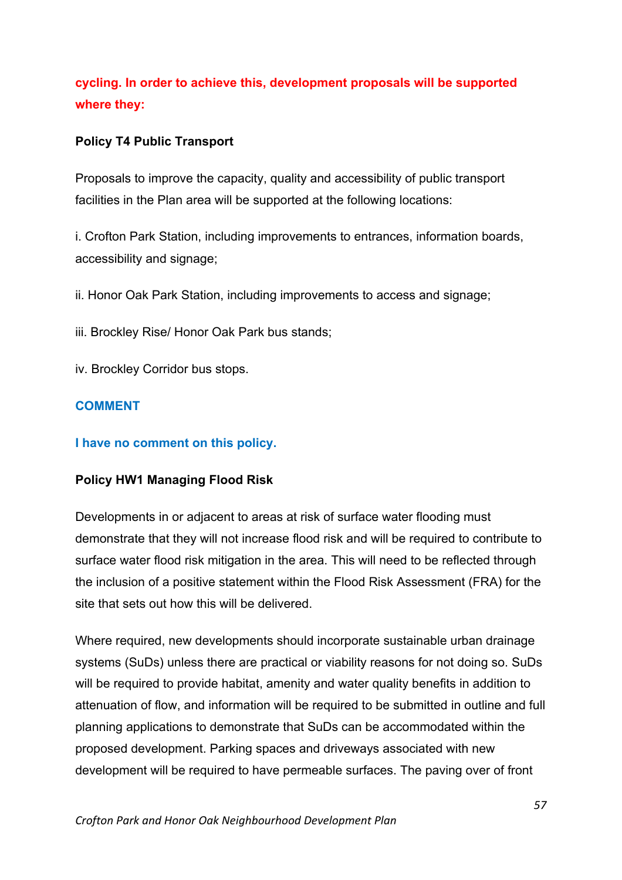**cycling. In order to achieve this, development proposals will be supported where they:**

**Policy T4 Public Transport**

Proposals to improve the capacity, quality and accessibility of public transport facilities in the Plan area will be supported at the following locations:

i. Crofton Park Station, including improvements to entrances, information boards, accessibility and signage;

ii. Honor Oak Park Station, including improvements to access and signage;

iii. Brockley Rise/ Honor Oak Park bus stands;

iv. Brockley Corridor bus stops.

**COMMENT**

**I have no comment on this policy.**

**Policy HW1 Managing Flood Risk**

Developments in or adjacent to areas at risk of surface water flooding must demonstrate that they will not increase flood risk and will be required to contribute to surface water flood risk mitigation in the area. This will need to be reflected through the inclusion of a positive statement within the Flood Risk Assessment (FRA) for the site that sets out how this will be delivered.

Where required, new developments should incorporate sustainable urban drainage systems (SuDs) unless there are practical or viability reasons for not doing so. SuDs will be required to provide habitat, amenity and water quality benefits in addition to attenuation of flow, and information will be required to be submitted in outline and full planning applications to demonstrate that SuDs can be accommodated within the proposed development. Parking spaces and driveways associated with new development will be required to have permeable surfaces. The paving over of front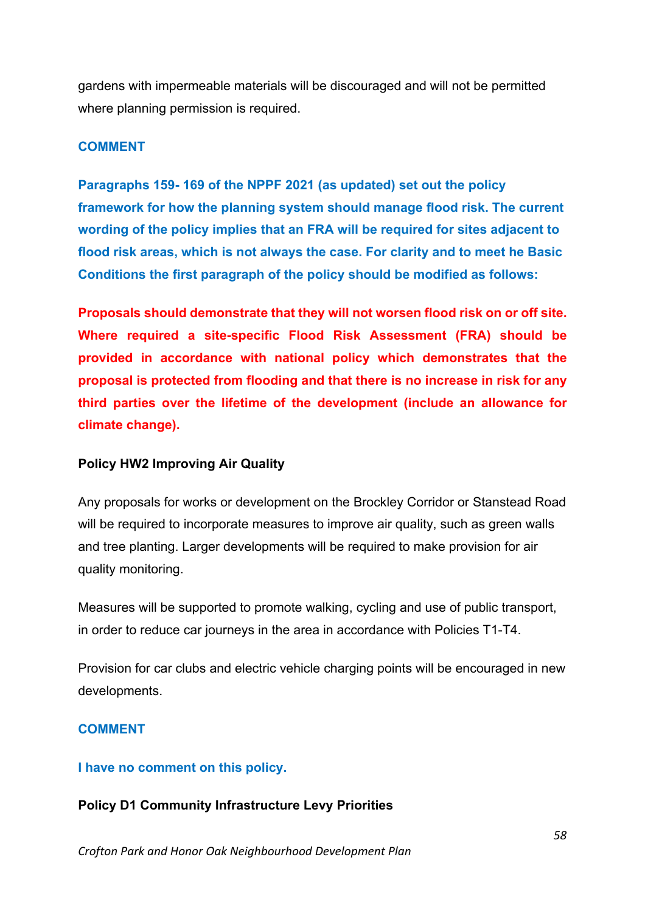gardens with impermeable materials will be discouraged and will not be permitted where planning permission is required.

**COMMENT**

**Paragraphs 159- 169 of the NPPF 2021 (as updated) set out the policy framework for how the planning system should manage flood risk. The current wording of the policy implies that an FRA will be required for sites adjacent to flood risk areas, which is not always the case. For clarity and to meet he Basic Conditions the first paragraph of the policy should be modified as follows:**

**Proposals should demonstrate that they will not worsen flood risk on or off site. Where required a site-specific Flood Risk Assessment (FRA) should be provided in accordance with national policy which demonstrates that the proposal is protected from flooding and that there is no increase in risk for any third parties over the lifetime of the development (include an allowance for climate change).**

**Policy HW2 Improving Air Quality**

Any proposals for works or development on the Brockley Corridor or Stanstead Road will be required to incorporate measures to improve air quality, such as green walls and tree planting. Larger developments will be required to make provision for air quality monitoring.

Measures will be supported to promote walking, cycling and use of public transport, in order to reduce car journeys in the area in accordance with Policies T1-T4.

Provision for car clubs and electric vehicle charging points will be encouraged in new developments.

**COMMENT**

**I have no comment on this policy.**

**Policy D1 Community Infrastructure Levy Priorities**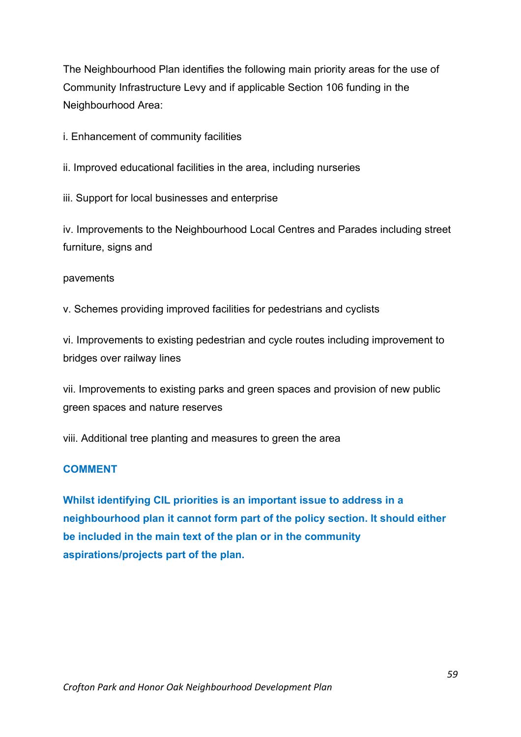The Neighbourhood Plan identifies the following main priority areas for the use of Community Infrastructure Levy and if applicable Section 106 funding in the Neighbourhood Area:

i. Enhancement of community facilities

ii. Improved educational facilities in the area, including nurseries

iii. Support for local businesses and enterprise

iv. Improvements to the Neighbourhood Local Centres and Parades including street furniture, signs and

pavements

v. Schemes providing improved facilities for pedestrians and cyclists

vi. Improvements to existing pedestrian and cycle routes including improvement to bridges over railway lines

vii. Improvements to existing parks and green spaces and provision of new public green spaces and nature reserves

viii. Additional tree planting and measures to green the area

**COMMENT**

**Whilst identifying CIL priorities is an important issue to address in a neighbourhood plan it cannot form part of the policy section. It should either be included in the main text of the plan or in the community aspirations/projects part of the plan.**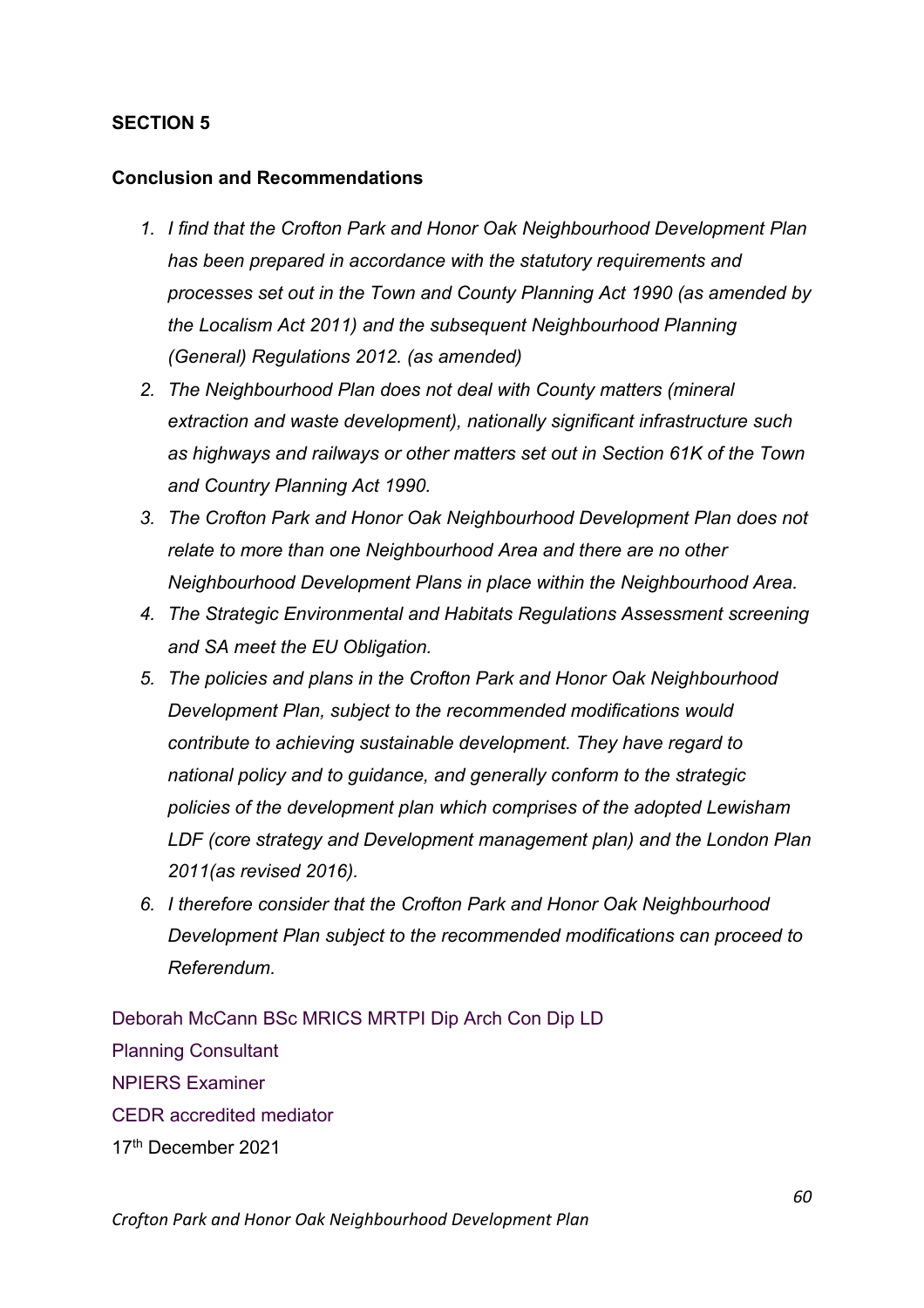## SECTION 5

### Conclusion and Recommendations

1. *I find that the Crofton Park and Honor Oak Neighbourhood Development Plan has been prepared in accordance with the statutory requirements and processes set out in the Town and County Planning Act 1990 (as amended by the Localism Act 2011) and the subsequent Neighbourhood Planning (General) Regulations 2012. (as amended)*
2. *The Neighbourhood Plan does not deal with County matters (mineral extraction and waste development), nationally significant infrastructure such as highways and railways or other matters set out in Section 61K of the Town and Country Planning Act 1990.*
3. *The Crofton Park and Honor Oak Neighbourhood Development Plan does not relate to more than one Neighbourhood Area and there are no other Neighbourhood Development Plans in place within the Neighbourhood Area.*
4. *The Strategic Environmental and Habitats Regulations Assessment screening and SA meet the EU Obligation.*
5. *The policies and plans in the Crofton Park and Honor Oak Neighbourhood Development Plan, subject to the recommended modifications would contribute to achieving sustainable development. They have regard to national policy and to guidance, and generally conform to the strategic policies of the development plan which comprises of the adopted Lewisham LDF (core strategy and Development management plan) and the London Plan 2011(as revised 2016).*
6. *I therefore consider that the Crofton Park and Honor Oak Neighbourhood Development Plan subject to the recommended modifications can proceed to Referendum.*

Deborah McCann BSc MRICS MRTPI Dip Arch Con Dip LD
Planning Consultant
NPIERS Examiner
CEDR accredited mediator
17th December 2021